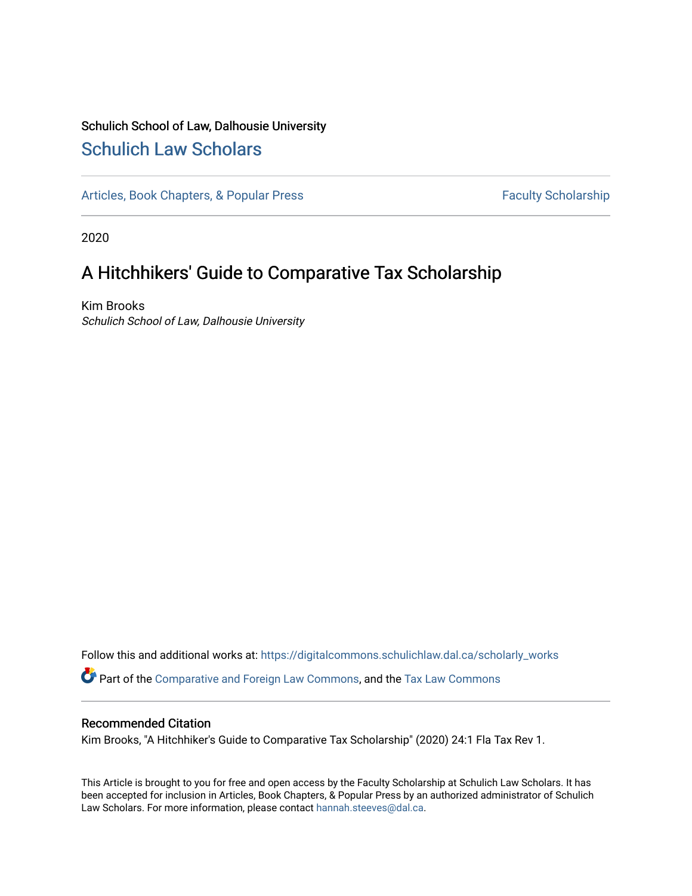Schulich School of Law, Dalhousie University

## Schulich Law Scholars

Articles, Book Chapters, & Popular Press

Faculty Scholarship

2020

# A Hitchhikers' Guide to Comparative Tax Scholarship

Kim Brooks

*Schulich School of Law, Dalhousie University*

Follow this and additional works at: https://digitalcommons.schulichlaw.dal.ca/scholarly_works

Part of the Comparative and Foreign Law Commons, and the Tax Law Commons

### Recommended Citation

Kim Brooks, "A Hitchhiker's Guide to Comparative Tax Scholarship" (2020) 24:1 Fla Tax Rev 1.

This Article is brought to you for free and open access by the Faculty Scholarship at Schulich Law Scholars. It has been accepted for inclusion in Articles, Book Chapters, & Popular Press by an authorized administrator of Schulich Law Scholars. For more information, please contact hannah.steeves@dal.ca.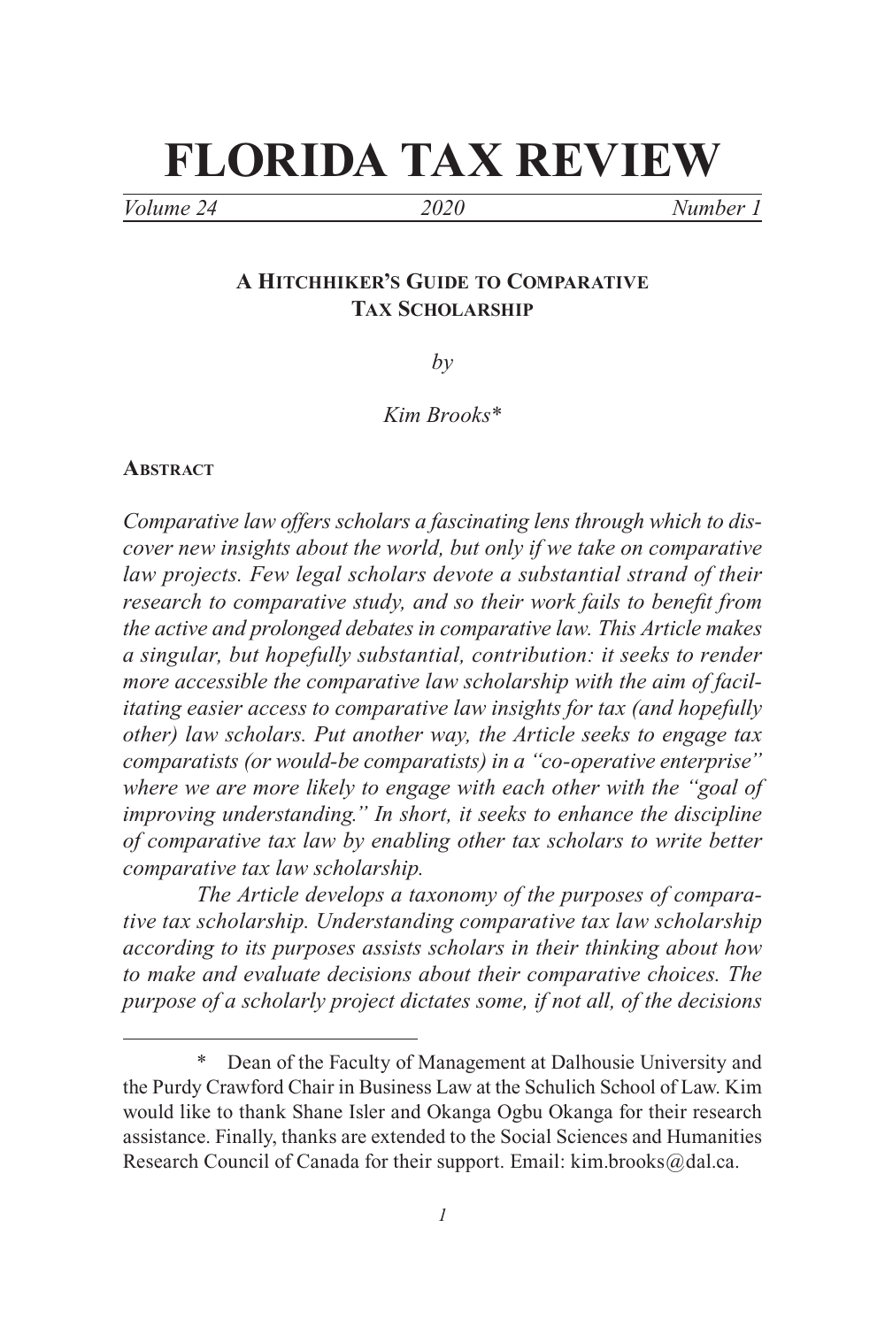# FLORIDA TAX REVIEW

*Volume 24* *2020* *Number 1*

### A Hitchhiker's Guide to Comparative Tax Scholarship

*by*

*Kim Brooks**

**Abstract**

*Comparative law offers scholars a fascinating lens through which to discover new insights about the world, but only if we take on comparative law projects. Few legal scholars devote a substantial strand of their research to comparative study, and so their work fails to benefit from the active and prolonged debates in comparative law. This Article makes a singular, but hopefully substantial, contribution: it seeks to render more accessible the comparative law scholarship with the aim of facilitating easier access to comparative law insights for tax (and hopefully other) law scholars. Put another way, the Article seeks to engage tax comparatists (or would-be comparatists) in a "co-operative enterprise" where we are more likely to engage with each other with the "goal of improving understanding." In short, it seeks to enhance the discipline of comparative tax law by enabling other tax scholars to write better comparative tax law scholarship.*

*The Article develops a taxonomy of the purposes of comparative tax scholarship. Understanding comparative tax law scholarship according to its purposes assists scholars in their thinking about how to make and evaluate decisions about their comparative choices. The purpose of a scholarly project dictates some, if not all, of the decisions*

---

\* Dean of the Faculty of Management at Dalhousie University and the Purdy Crawford Chair in Business Law at the Schulich School of Law. Kim would like to thank Shane Isler and Okanga Ogbu Okanga for their research assistance. Finally, thanks are extended to the Social Sciences and Humanities Research Council of Canada for their support. Email: kim.brooks@dal.ca.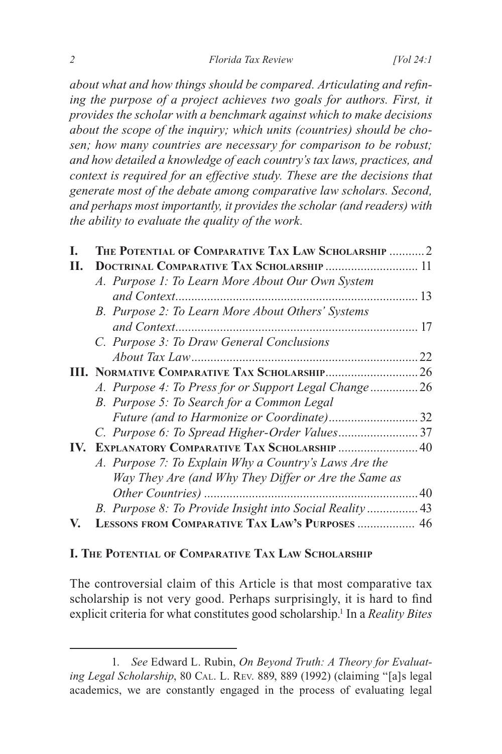*about what and how things should be compared. Articulating and refining the purpose of a project achieves two goals for authors. First, it provides the scholar with a benchmark against which to make decisions about the scope of the inquiry; which units (countries) should be chosen; how many countries are necessary for comparison to be robust; and how detailed a knowledge of each country's tax laws, practices, and context is required for an effective study. These are the decisions that generate most of the debate among comparative law scholars. Second, and perhaps most importantly, it provides the scholar (and readers) with the ability to evaluate the quality of the work.*

| | | |
|---|---|---|
| **I.** | **The Potential of Comparative Tax Law Scholarship** | 2 |
| **II.** | **Doctrinal Comparative Tax Scholarship** | 11 |
| | *A. Purpose 1: To Learn More About Our Own System and Context* | 13 |
| | *B. Purpose 2: To Learn More About Others' Systems and Context* | 17 |
| | *C. Purpose 3: To Draw General Conclusions About Tax Law* | 22 |
| **III.** | **Normative Comparative Tax Scholarship** | 26 |
| | *A. Purpose 4: To Press for or Support Legal Change* | 26 |
| | *B. Purpose 5: To Search for a Common Legal Future (and to Harmonize or Coordinate)* | 32 |
| | *C. Purpose 6: To Spread Higher-Order Values* | 37 |
| **IV.** | **Explanatory Comparative Tax Scholarship** | 40 |
| | *A. Purpose 7: To Explain Why a Country's Laws Are the Way They Are (and Why They Differ or Are the Same as Other Countries)* | 40 |
| | *B. Purpose 8: To Provide Insight into Social Reality* | 43 |
| **V.** | **Lessons from Comparative Tax Law's Purposes** | 46 |

## I. The Potential of Comparative Tax Law Scholarship

The controversial claim of this Article is that most comparative tax scholarship is not very good. Perhaps surprisingly, it is hard to find explicit criteria for what constitutes good scholarship.[1] In a *Reality Bites*

1. *See* Edward L. Rubin, *On Beyond Truth: A Theory for Evaluating Legal Scholarship*, 80 Cal. L. Rev. 889, 889 (1992) (claiming "[a]s legal academics, we are constantly engaged in the process of evaluating legal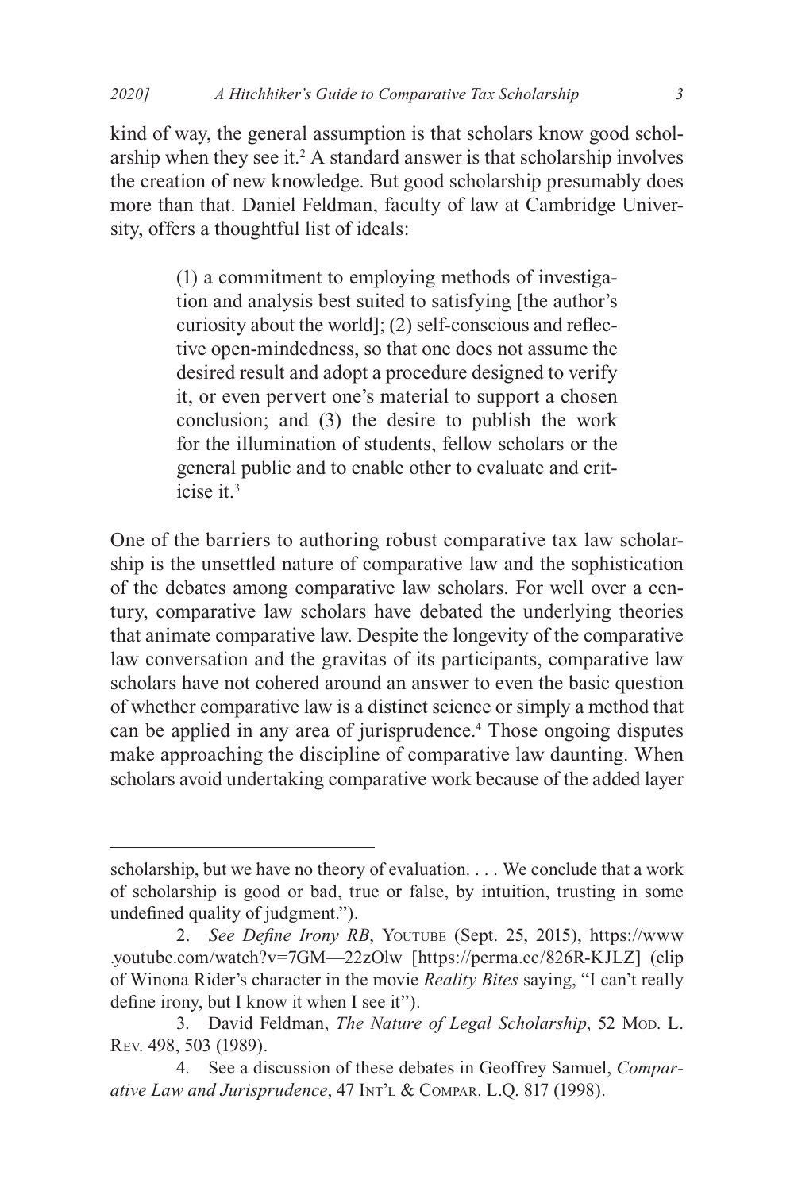kind of way, the general assumption is that scholars know good scholarship when they see it.[2] A standard answer is that scholarship involves the creation of new knowledge. But good scholarship presumably does more than that. Daniel Feldman, faculty of law at Cambridge University, offers a thoughtful list of ideals:

> (1) a commitment to employing methods of investigation and analysis best suited to satisfying [the author's curiosity about the world]; (2) self-conscious and reflective open-mindedness, so that one does not assume the desired result and adopt a procedure designed to verify it, or even pervert one's material to support a chosen conclusion; and (3) the desire to publish the work for the illumination of students, fellow scholars or the general public and to enable other to evaluate and criticise it.[3]

One of the barriers to authoring robust comparative tax law scholarship is the unsettled nature of comparative law and the sophistication of the debates among comparative law scholars. For well over a century, comparative law scholars have debated the underlying theories that animate comparative law. Despite the longevity of the comparative law conversation and the gravitas of its participants, comparative law scholars have not cohered around an answer to even the basic question of whether comparative law is a distinct science or simply a method that can be applied in any area of jurisprudence.[4] Those ongoing disputes make approaching the discipline of comparative law daunting. When scholars avoid undertaking comparative work because of the added layer

---

scholarship, but we have no theory of evaluation. . . . We conclude that a work of scholarship is good or bad, true or false, by intuition, trusting in some undefined quality of judgment.").

2. *See Define Irony RB*, YouTube (Sept. 25, 2015), https://www.youtube.com/watch?v=7GM—22zOlw [https://perma.cc/826R-KJLZ] (clip of Winona Rider's character in the movie *Reality Bites* saying, "I can't really define irony, but I know it when I see it").

3. David Feldman, *The Nature of Legal Scholarship*, 52 Mod. L. Rev. 498, 503 (1989).

4. See a discussion of these debates in Geoffrey Samuel, *Comparative Law and Jurisprudence*, 47 Int'l & Compar. L.Q. 817 (1998).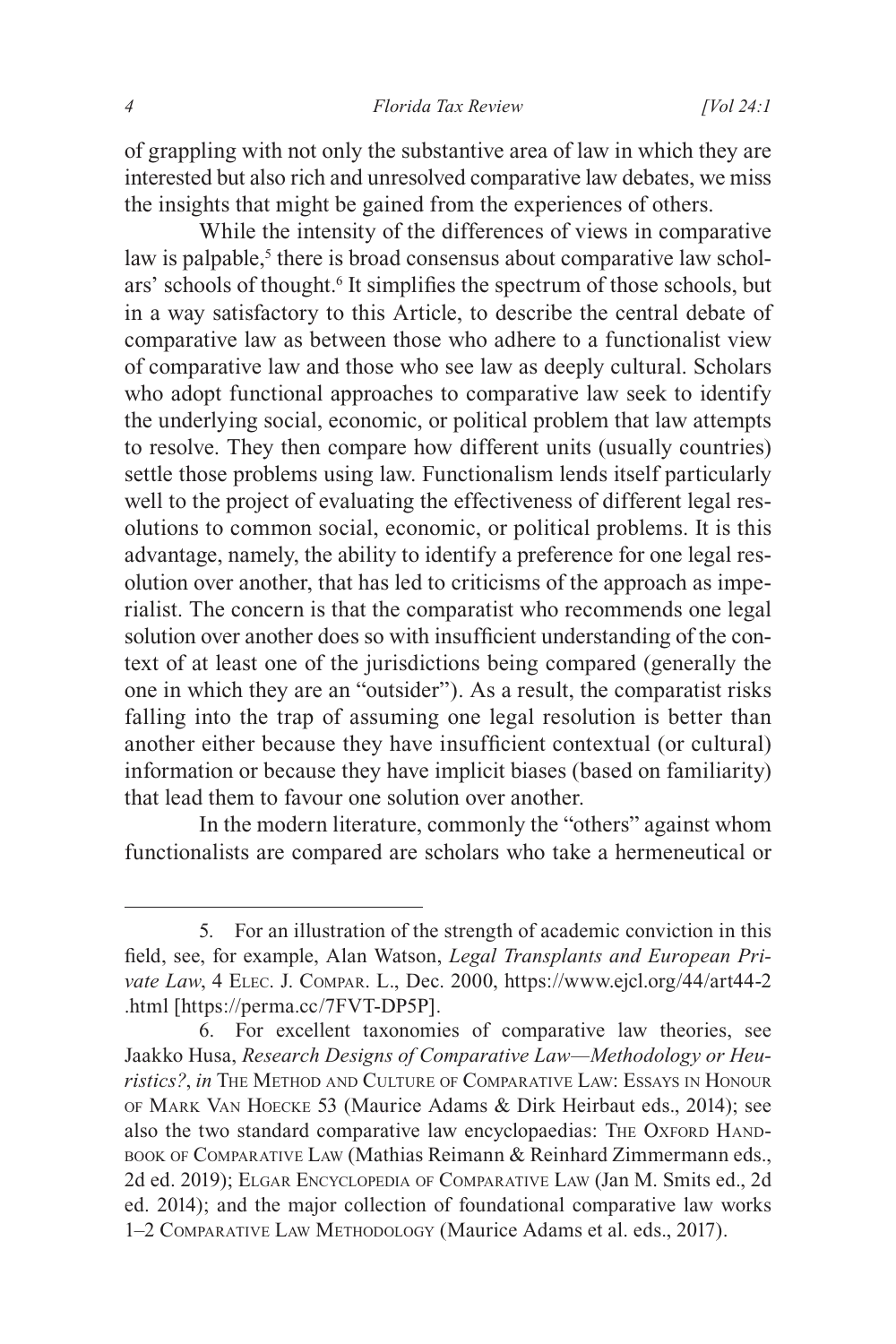of grappling with not only the substantive area of law in which they are interested but also rich and unresolved comparative law debates, we miss the insights that might be gained from the experiences of others.

While the intensity of the differences of views in comparative law is palpable,[5] there is broad consensus about comparative law scholars' schools of thought.[6] It simplifies the spectrum of those schools, but in a way satisfactory to this Article, to describe the central debate of comparative law as between those who adhere to a functionalist view of comparative law and those who see law as deeply cultural. Scholars who adopt functional approaches to comparative law seek to identify the underlying social, economic, or political problem that law attempts to resolve. They then compare how different units (usually countries) settle those problems using law. Functionalism lends itself particularly well to the project of evaluating the effectiveness of different legal resolutions to common social, economic, or political problems. It is this advantage, namely, the ability to identify a preference for one legal resolution over another, that has led to criticisms of the approach as imperialist. The concern is that the comparatist who recommends one legal solution over another does so with insufficient understanding of the context of at least one of the jurisdictions being compared (generally the one in which they are an "outsider"). As a result, the comparatist risks falling into the trap of assuming one legal resolution is better than another either because they have insufficient contextual (or cultural) information or because they have implicit biases (based on familiarity) that lead them to favour one solution over another.

In the modern literature, commonly the "others" against whom functionalists are compared are scholars who take a hermeneutical or

---

5. For an illustration of the strength of academic conviction in this field, see, for example, Alan Watson, *Legal Transplants and European Private Law*, 4 Elec. J. Compar. L., Dec. 2000, https://www.ejcl.org/44/art44-2.html [https://perma.cc/7FVT-DP5P].

6. For excellent taxonomies of comparative law theories, see Jaakko Husa, *Research Designs of Comparative Law—Methodology or Heuristics?*, *in* The Method and Culture of Comparative Law: Essays in Honour of Mark Van Hoecke 53 (Maurice Adams & Dirk Heirbaut eds., 2014); see also the two standard comparative law encyclopaedias: The Oxford Handbook of Comparative Law (Mathias Reimann & Reinhard Zimmermann eds., 2d ed. 2019); Elgar Encyclopedia of Comparative Law (Jan M. Smits ed., 2d ed. 2014); and the major collection of foundational comparative law works 1–2 Comparative Law Methodology (Maurice Adams et al. eds., 2017).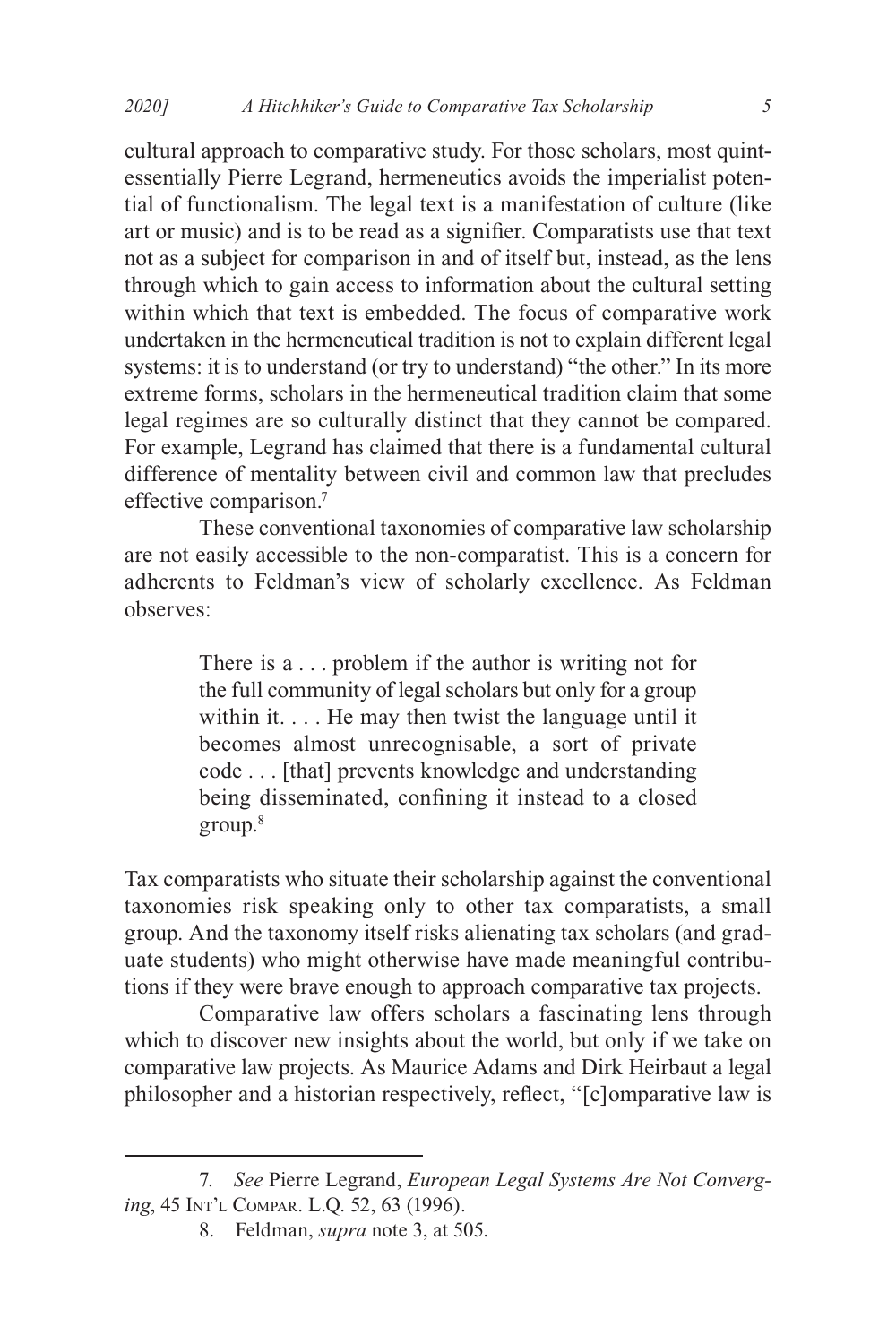cultural approach to comparative study. For those scholars, most quintessentially Pierre Legrand, hermeneutics avoids the imperialist potential of functionalism. The legal text is a manifestation of culture (like art or music) and is to be read as a signifier. Comparatists use that text not as a subject for comparison in and of itself but, instead, as the lens through which to gain access to information about the cultural setting within which that text is embedded. The focus of comparative work undertaken in the hermeneutical tradition is not to explain different legal systems: it is to understand (or try to understand) "the other." In its more extreme forms, scholars in the hermeneutical tradition claim that some legal regimes are so culturally distinct that they cannot be compared. For example, Legrand has claimed that there is a fundamental cultural difference of mentality between civil and common law that precludes effective comparison.[7]

These conventional taxonomies of comparative law scholarship are not easily accessible to the non-comparatist. This is a concern for adherents to Feldman's view of scholarly excellence. As Feldman observes:

> There is a . . . problem if the author is writing not for the full community of legal scholars but only for a group within it. . . . He may then twist the language until it becomes almost unrecognisable, a sort of private code . . . [that] prevents knowledge and understanding being disseminated, confining it instead to a closed group.[8]

Tax comparatists who situate their scholarship against the conventional taxonomies risk speaking only to other tax comparatists, a small group. And the taxonomy itself risks alienating tax scholars (and graduate students) who might otherwise have made meaningful contributions if they were brave enough to approach comparative tax projects.

Comparative law offers scholars a fascinating lens through which to discover new insights about the world, but only if we take on comparative law projects. As Maurice Adams and Dirk Heirbaut a legal philosopher and a historian respectively, reflect, "[c]omparative law is

---

7. *See* Pierre Legrand, *European Legal Systems Are Not Converging*, 45 Int'l Compar. L.Q. 52, 63 (1996).

8. Feldman, *supra* note 3, at 505.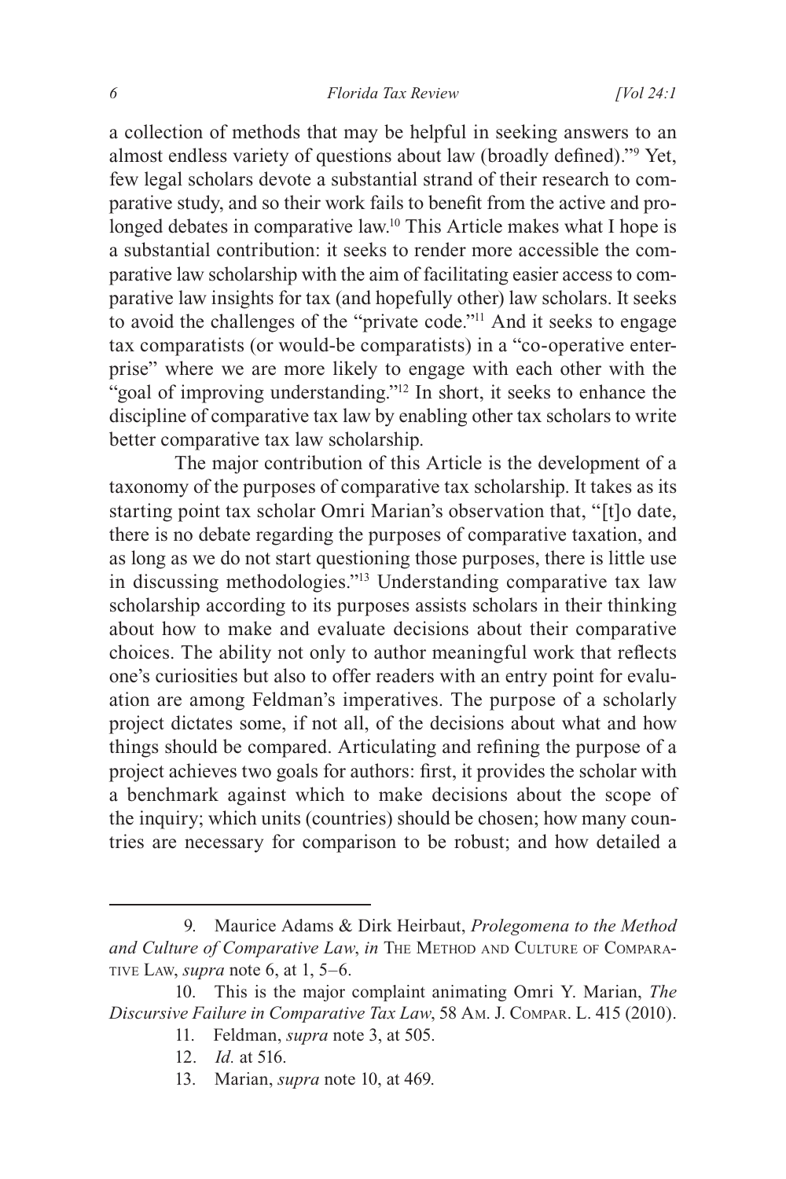a collection of methods that may be helpful in seeking answers to an almost endless variety of questions about law (broadly defined)."[9] Yet, few legal scholars devote a substantial strand of their research to comparative study, and so their work fails to benefit from the active and prolonged debates in comparative law.[10] This Article makes what I hope is a substantial contribution: it seeks to render more accessible the comparative law scholarship with the aim of facilitating easier access to comparative law insights for tax (and hopefully other) law scholars. It seeks to avoid the challenges of the "private code."[11] And it seeks to engage tax comparatists (or would-be comparatists) in a "co-operative enterprise" where we are more likely to engage with each other with the "goal of improving understanding."[12] In short, it seeks to enhance the discipline of comparative tax law by enabling other tax scholars to write better comparative tax law scholarship.

The major contribution of this Article is the development of a taxonomy of the purposes of comparative tax scholarship. It takes as its starting point tax scholar Omri Marian's observation that, "[t]o date, there is no debate regarding the purposes of comparative taxation, and as long as we do not start questioning those purposes, there is little use in discussing methodologies."[13] Understanding comparative tax law scholarship according to its purposes assists scholars in their thinking about how to make and evaluate decisions about their comparative choices. The ability not only to author meaningful work that reflects one's curiosities but also to offer readers with an entry point for evaluation are among Feldman's imperatives. The purpose of a scholarly project dictates some, if not all, of the decisions about what and how things should be compared. Articulating and refining the purpose of a project achieves two goals for authors: first, it provides the scholar with a benchmark against which to make decisions about the scope of the inquiry; which units (countries) should be chosen; how many countries are necessary for comparison to be robust; and how detailed a

---

9. Maurice Adams & Dirk Heirbaut, *Prolegomena to the Method and Culture of Comparative Law*, *in* The Method and Culture of Comparative Law, *supra* note 6, at 1, 5–6.

10. This is the major complaint animating Omri Y. Marian, *The Discursive Failure in Comparative Tax Law*, 58 Am. J. Compar. L. 415 (2010).

11. Feldman, *supra* note 3, at 505.

12. *Id.* at 516.

13. Marian, *supra* note 10, at 469.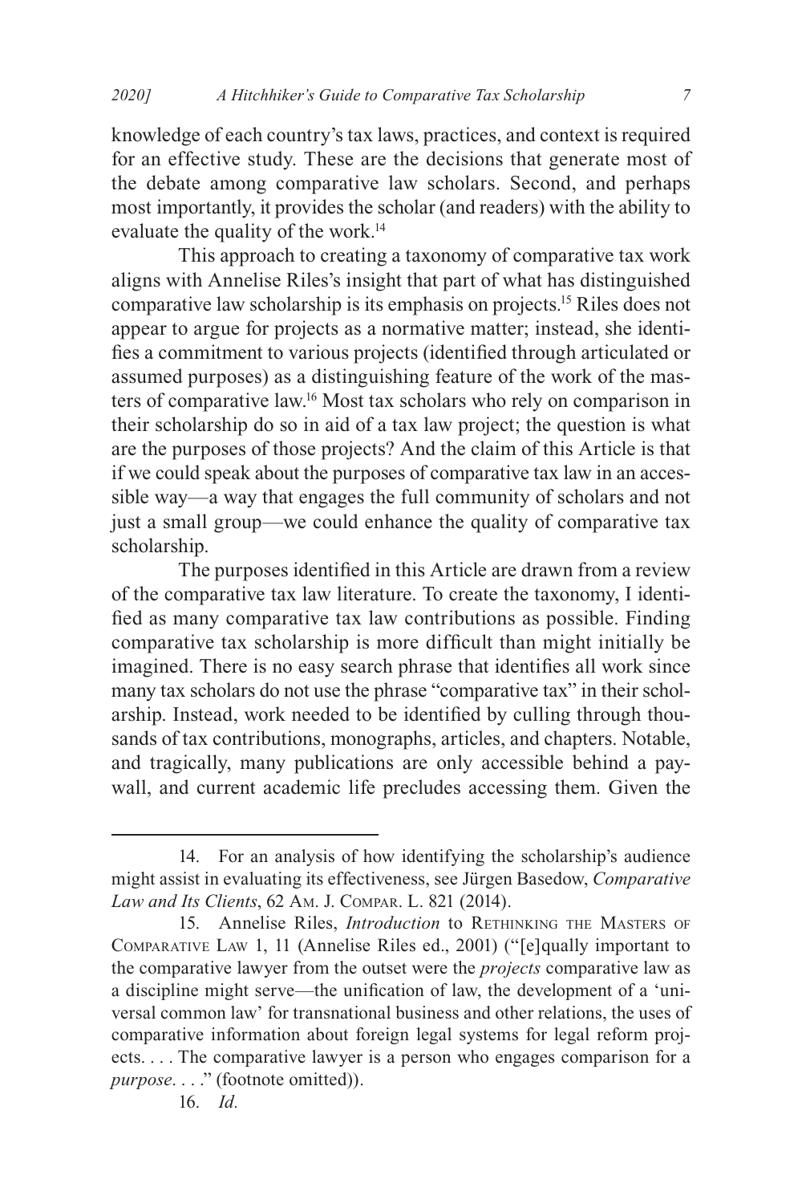knowledge of each country's tax laws, practices, and context is required for an effective study. These are the decisions that generate most of the debate among comparative law scholars. Second, and perhaps most importantly, it provides the scholar (and readers) with the ability to evaluate the quality of the work.[14]

This approach to creating a taxonomy of comparative tax work aligns with Annelise Riles's insight that part of what has distinguished comparative law scholarship is its emphasis on projects.[15] Riles does not appear to argue for projects as a normative matter; instead, she identifies a commitment to various projects (identified through articulated or assumed purposes) as a distinguishing feature of the work of the masters of comparative law.[16] Most tax scholars who rely on comparison in their scholarship do so in aid of a tax law project; the question is what are the purposes of those projects? And the claim of this Article is that if we could speak about the purposes of comparative tax law in an accessible way—a way that engages the full community of scholars and not just a small group—we could enhance the quality of comparative tax scholarship.

The purposes identified in this Article are drawn from a review of the comparative tax law literature. To create the taxonomy, I identified as many comparative tax law contributions as possible. Finding comparative tax scholarship is more difficult than might initially be imagined. There is no easy search phrase that identifies all work since many tax scholars do not use the phrase "comparative tax" in their scholarship. Instead, work needed to be identified by culling through thousands of tax contributions, monographs, articles, and chapters. Notable, and tragically, many publications are only accessible behind a paywall, and current academic life precludes accessing them. Given the

---

14. For an analysis of how identifying the scholarship's audience might assist in evaluating its effectiveness, see Jürgen Basedow, *Comparative Law and Its Clients*, 62 Am. J. Compar. L. 821 (2014).

15. Annelise Riles, *Introduction* to Rethinking the Masters of Comparative Law 1, 11 (Annelise Riles ed., 2001) ("[e]qually important to the comparative lawyer from the outset were the *projects* comparative law as a discipline might serve—the unification of law, the development of a 'universal common law' for transnational business and other relations, the uses of comparative information about foreign legal systems for legal reform projects. . . . The comparative lawyer is a person who engages comparison for a *purpose*. . . ." (footnote omitted)).

16. *Id.*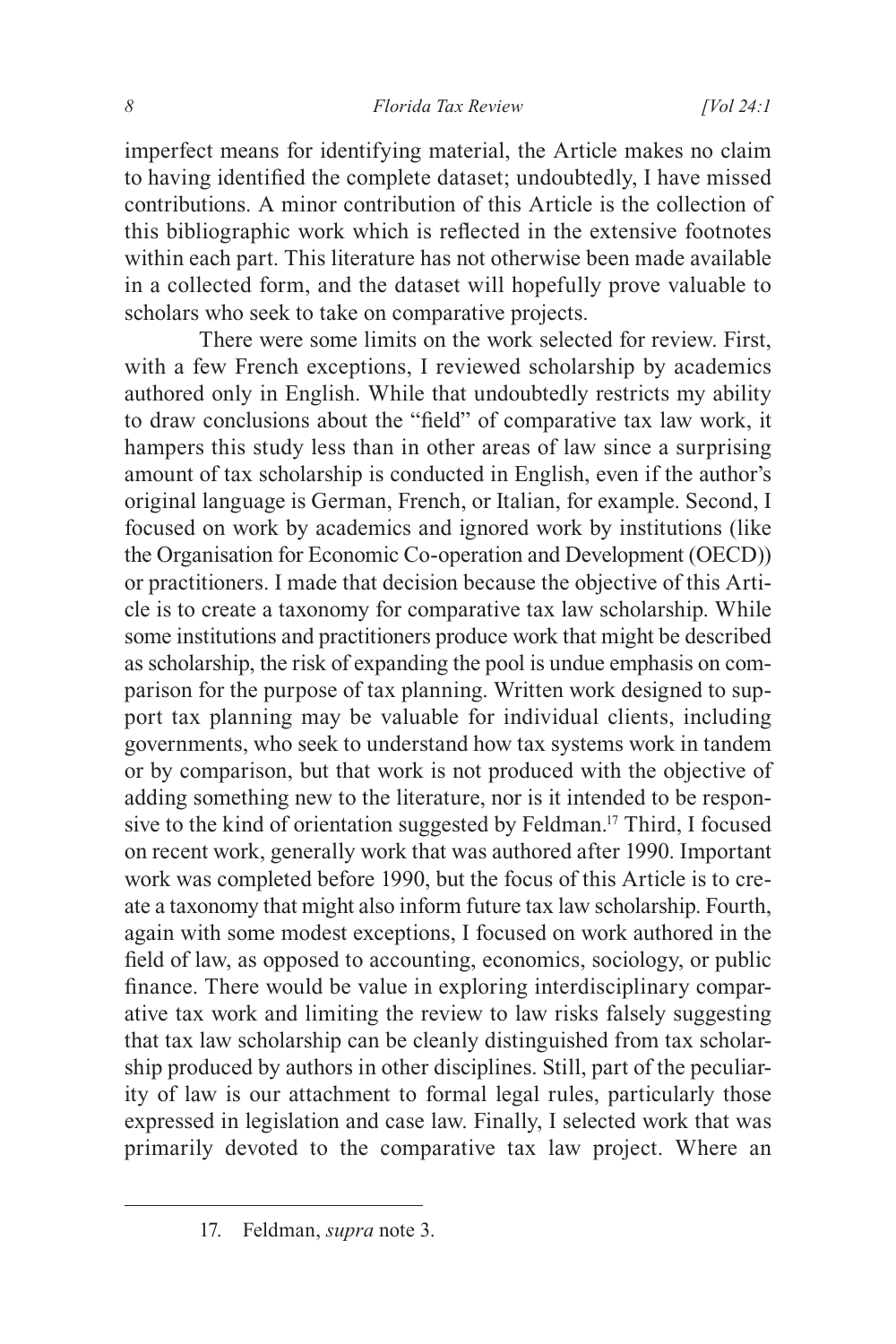imperfect means for identifying material, the Article makes no claim to having identified the complete dataset; undoubtedly, I have missed contributions. A minor contribution of this Article is the collection of this bibliographic work which is reflected in the extensive footnotes within each part. This literature has not otherwise been made available in a collected form, and the dataset will hopefully prove valuable to scholars who seek to take on comparative projects.

There were some limits on the work selected for review. First, with a few French exceptions, I reviewed scholarship by academics authored only in English. While that undoubtedly restricts my ability to draw conclusions about the "field" of comparative tax law work, it hampers this study less than in other areas of law since a surprising amount of tax scholarship is conducted in English, even if the author's original language is German, French, or Italian, for example. Second, I focused on work by academics and ignored work by institutions (like the Organisation for Economic Co-operation and Development (OECD)) or practitioners. I made that decision because the objective of this Article is to create a taxonomy for comparative tax law scholarship. While some institutions and practitioners produce work that might be described as scholarship, the risk of expanding the pool is undue emphasis on comparison for the purpose of tax planning. Written work designed to support tax planning may be valuable for individual clients, including governments, who seek to understand how tax systems work in tandem or by comparison, but that work is not produced with the objective of adding something new to the literature, nor is it intended to be responsive to the kind of orientation suggested by Feldman.[17] Third, I focused on recent work, generally work that was authored after 1990. Important work was completed before 1990, but the focus of this Article is to create a taxonomy that might also inform future tax law scholarship. Fourth, again with some modest exceptions, I focused on work authored in the field of law, as opposed to accounting, economics, sociology, or public finance. There would be value in exploring interdisciplinary comparative tax work and limiting the review to law risks falsely suggesting that tax law scholarship can be cleanly distinguished from tax scholarship produced by authors in other disciplines. Still, part of the peculiarity of law is our attachment to formal legal rules, particularly those expressed in legislation and case law. Finally, I selected work that was primarily devoted to the comparative tax law project. Where an

---

17. Feldman, *supra* note 3.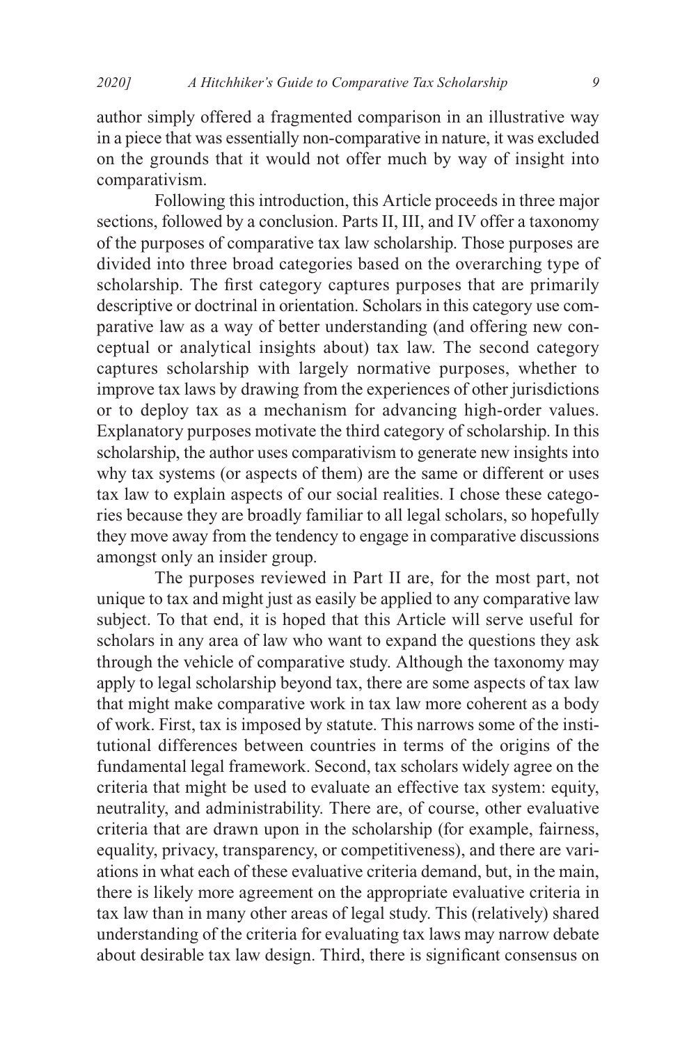author simply offered a fragmented comparison in an illustrative way in a piece that was essentially non-comparative in nature, it was excluded on the grounds that it would not offer much by way of insight into comparativism.

Following this introduction, this Article proceeds in three major sections, followed by a conclusion. Parts II, III, and IV offer a taxonomy of the purposes of comparative tax law scholarship. Those purposes are divided into three broad categories based on the overarching type of scholarship. The first category captures purposes that are primarily descriptive or doctrinal in orientation. Scholars in this category use comparative law as a way of better understanding (and offering new conceptual or analytical insights about) tax law. The second category captures scholarship with largely normative purposes, whether to improve tax laws by drawing from the experiences of other jurisdictions or to deploy tax as a mechanism for advancing high-order values. Explanatory purposes motivate the third category of scholarship. In this scholarship, the author uses comparativism to generate new insights into why tax systems (or aspects of them) are the same or different or uses tax law to explain aspects of our social realities. I chose these categories because they are broadly familiar to all legal scholars, so hopefully they move away from the tendency to engage in comparative discussions amongst only an insider group.

The purposes reviewed in Part II are, for the most part, not unique to tax and might just as easily be applied to any comparative law subject. To that end, it is hoped that this Article will serve useful for scholars in any area of law who want to expand the questions they ask through the vehicle of comparative study. Although the taxonomy may apply to legal scholarship beyond tax, there are some aspects of tax law that might make comparative work in tax law more coherent as a body of work. First, tax is imposed by statute. This narrows some of the institutional differences between countries in terms of the origins of the fundamental legal framework. Second, tax scholars widely agree on the criteria that might be used to evaluate an effective tax system: equity, neutrality, and administrability. There are, of course, other evaluative criteria that are drawn upon in the scholarship (for example, fairness, equality, privacy, transparency, or competitiveness), and there are variations in what each of these evaluative criteria demand, but, in the main, there is likely more agreement on the appropriate evaluative criteria in tax law than in many other areas of legal study. This (relatively) shared understanding of the criteria for evaluating tax laws may narrow debate about desirable tax law design. Third, there is significant consensus on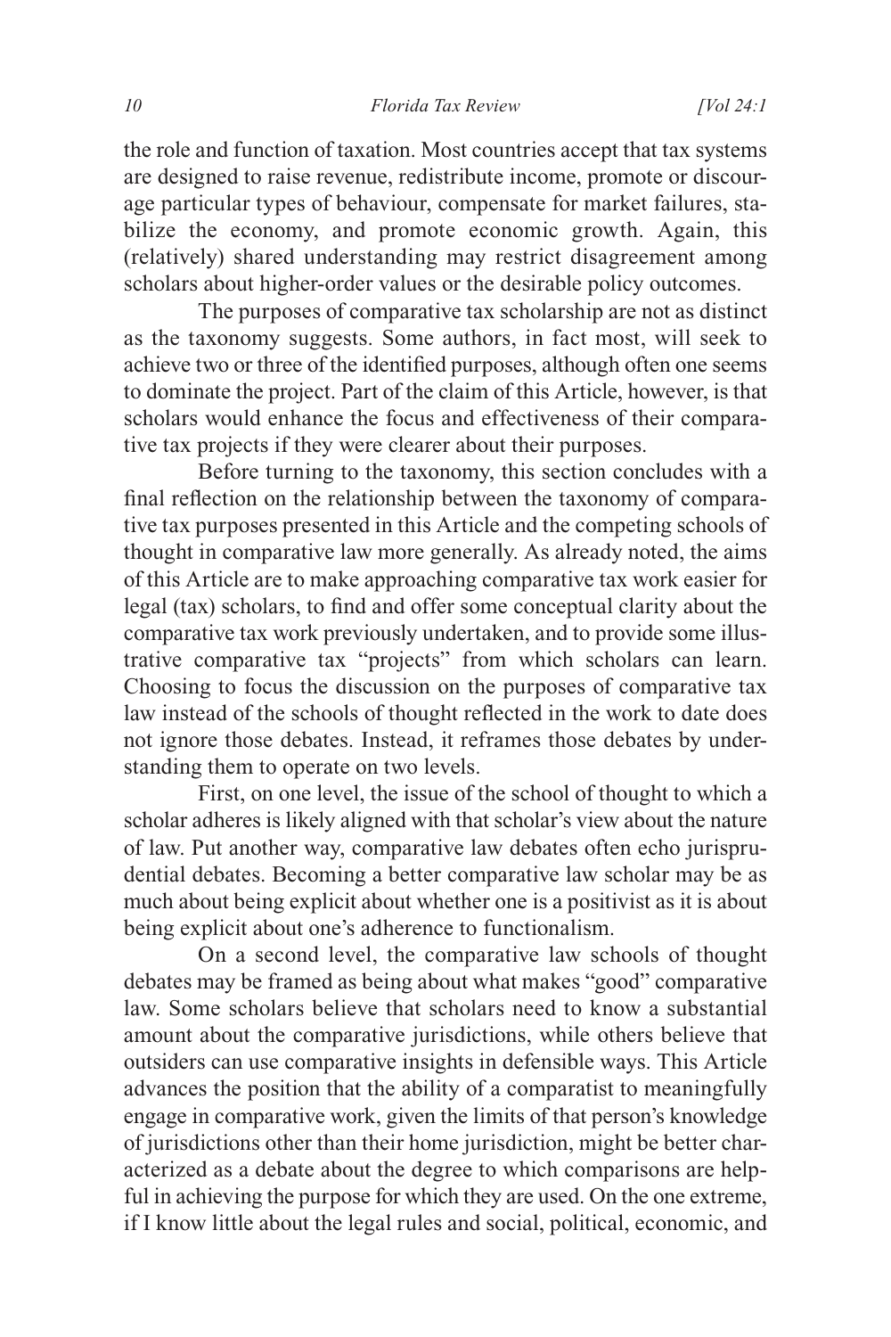the role and function of taxation. Most countries accept that tax systems are designed to raise revenue, redistribute income, promote or discourage particular types of behaviour, compensate for market failures, stabilize the economy, and promote economic growth. Again, this (relatively) shared understanding may restrict disagreement among scholars about higher-order values or the desirable policy outcomes.

The purposes of comparative tax scholarship are not as distinct as the taxonomy suggests. Some authors, in fact most, will seek to achieve two or three of the identified purposes, although often one seems to dominate the project. Part of the claim of this Article, however, is that scholars would enhance the focus and effectiveness of their comparative tax projects if they were clearer about their purposes.

Before turning to the taxonomy, this section concludes with a final reflection on the relationship between the taxonomy of comparative tax purposes presented in this Article and the competing schools of thought in comparative law more generally. As already noted, the aims of this Article are to make approaching comparative tax work easier for legal (tax) scholars, to find and offer some conceptual clarity about the comparative tax work previously undertaken, and to provide some illustrative comparative tax "projects" from which scholars can learn. Choosing to focus the discussion on the purposes of comparative tax law instead of the schools of thought reflected in the work to date does not ignore those debates. Instead, it reframes those debates by understanding them to operate on two levels.

First, on one level, the issue of the school of thought to which a scholar adheres is likely aligned with that scholar's view about the nature of law. Put another way, comparative law debates often echo jurisprudential debates. Becoming a better comparative law scholar may be as much about being explicit about whether one is a positivist as it is about being explicit about one's adherence to functionalism.

On a second level, the comparative law schools of thought debates may be framed as being about what makes "good" comparative law. Some scholars believe that scholars need to know a substantial amount about the comparative jurisdictions, while others believe that outsiders can use comparative insights in defensible ways. This Article advances the position that the ability of a comparatist to meaningfully engage in comparative work, given the limits of that person's knowledge of jurisdictions other than their home jurisdiction, might be better characterized as a debate about the degree to which comparisons are helpful in achieving the purpose for which they are used. On the one extreme, if I know little about the legal rules and social, political, economic, and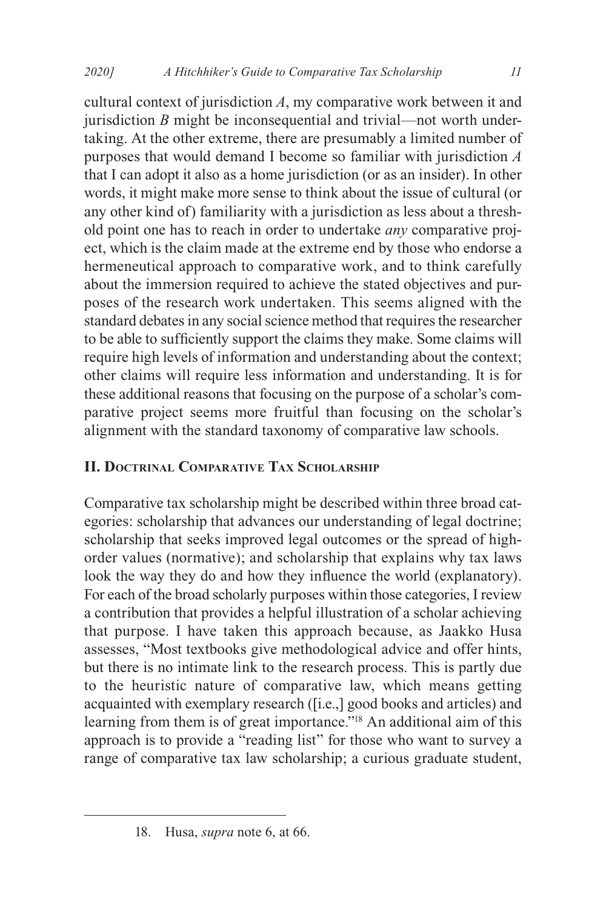cultural context of jurisdiction *A*, my comparative work between it and jurisdiction *B* might be inconsequential and trivial—not worth undertaking. At the other extreme, there are presumably a limited number of purposes that would demand I become so familiar with jurisdiction *A* that I can adopt it also as a home jurisdiction (or as an insider). In other words, it might make more sense to think about the issue of cultural (or any other kind of) familiarity with a jurisdiction as less about a threshold point one has to reach in order to undertake *any* comparative project, which is the claim made at the extreme end by those who endorse a hermeneutical approach to comparative work, and to think carefully about the immersion required to achieve the stated objectives and purposes of the research work undertaken. This seems aligned with the standard debates in any social science method that requires the researcher to be able to sufficiently support the claims they make. Some claims will require high levels of information and understanding about the context; other claims will require less information and understanding. It is for these additional reasons that focusing on the purpose of a scholar's comparative project seems more fruitful than focusing on the scholar's alignment with the standard taxonomy of comparative law schools.

## II. Doctrinal Comparative Tax Scholarship

Comparative tax scholarship might be described within three broad categories: scholarship that advances our understanding of legal doctrine; scholarship that seeks improved legal outcomes or the spread of high-order values (normative); and scholarship that explains why tax laws look the way they do and how they influence the world (explanatory). For each of the broad scholarly purposes within those categories, I review a contribution that provides a helpful illustration of a scholar achieving that purpose. I have taken this approach because, as Jaakko Husa assesses, "Most textbooks give methodological advice and offer hints, but there is no intimate link to the research process. This is partly due to the heuristic nature of comparative law, which means getting acquainted with exemplary research ([i.e.,] good books and articles) and learning from them is of great importance."[18] An additional aim of this approach is to provide a "reading list" for those who want to survey a range of comparative tax law scholarship; a curious graduate student,

18. Husa, *supra* note 6, at 66.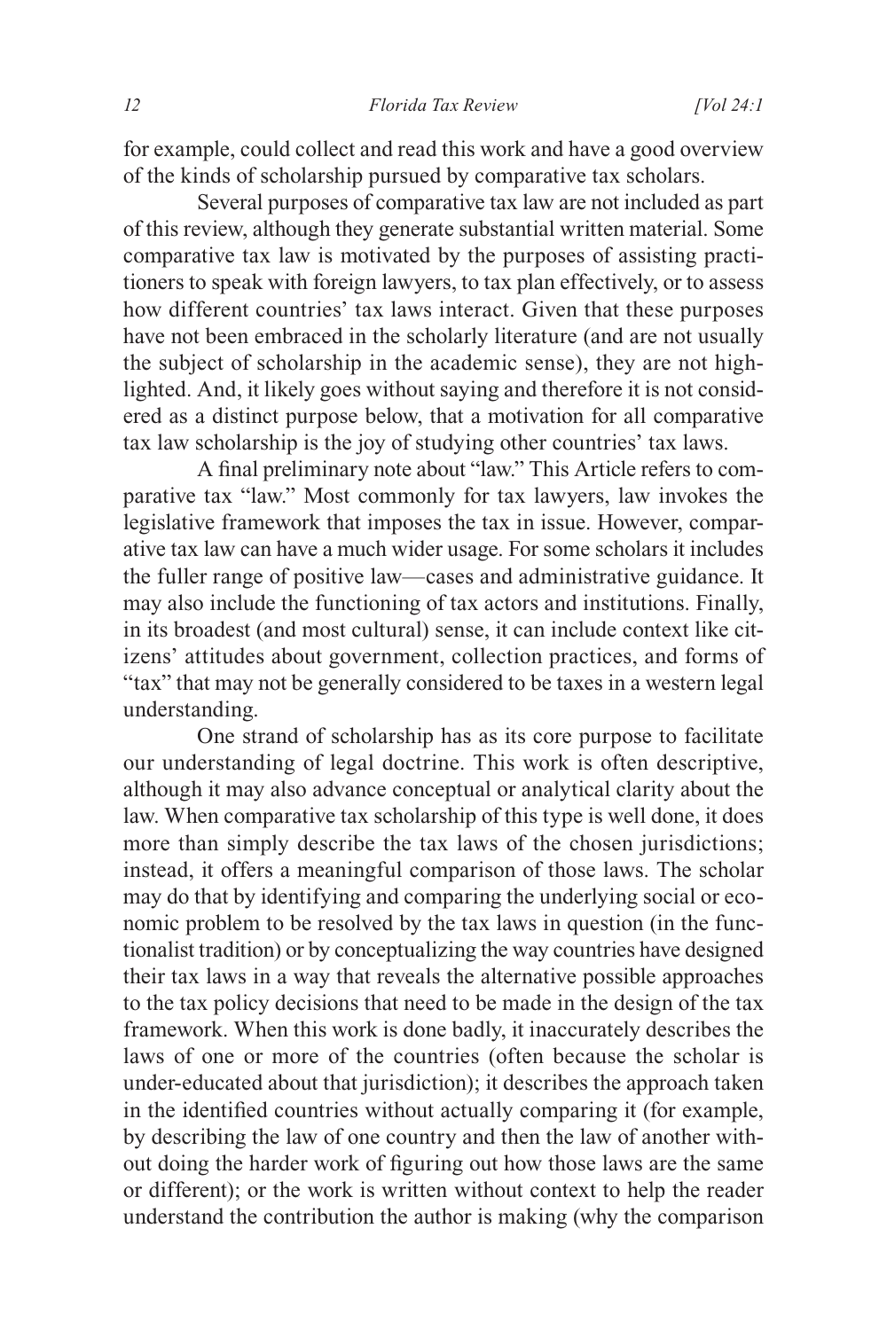for example, could collect and read this work and have a good overview of the kinds of scholarship pursued by comparative tax scholars.

Several purposes of comparative tax law are not included as part of this review, although they generate substantial written material. Some comparative tax law is motivated by the purposes of assisting practitioners to speak with foreign lawyers, to tax plan effectively, or to assess how different countries' tax laws interact. Given that these purposes have not been embraced in the scholarly literature (and are not usually the subject of scholarship in the academic sense), they are not highlighted. And, it likely goes without saying and therefore it is not considered as a distinct purpose below, that a motivation for all comparative tax law scholarship is the joy of studying other countries' tax laws.

A final preliminary note about "law." This Article refers to comparative tax "law." Most commonly for tax lawyers, law invokes the legislative framework that imposes the tax in issue. However, comparative tax law can have a much wider usage. For some scholars it includes the fuller range of positive law—cases and administrative guidance. It may also include the functioning of tax actors and institutions. Finally, in its broadest (and most cultural) sense, it can include context like citizens' attitudes about government, collection practices, and forms of "tax" that may not be generally considered to be taxes in a western legal understanding.

One strand of scholarship has as its core purpose to facilitate our understanding of legal doctrine. This work is often descriptive, although it may also advance conceptual or analytical clarity about the law. When comparative tax scholarship of this type is well done, it does more than simply describe the tax laws of the chosen jurisdictions; instead, it offers a meaningful comparison of those laws. The scholar may do that by identifying and comparing the underlying social or economic problem to be resolved by the tax laws in question (in the functionalist tradition) or by conceptualizing the way countries have designed their tax laws in a way that reveals the alternative possible approaches to the tax policy decisions that need to be made in the design of the tax framework. When this work is done badly, it inaccurately describes the laws of one or more of the countries (often because the scholar is under-educated about that jurisdiction); it describes the approach taken in the identified countries without actually comparing it (for example, by describing the law of one country and then the law of another without doing the harder work of figuring out how those laws are the same or different); or the work is written without context to help the reader understand the contribution the author is making (why the comparison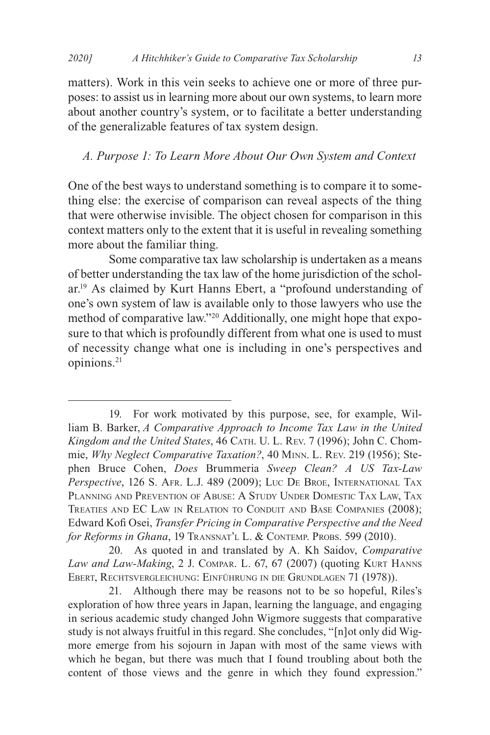matters). Work in this vein seeks to achieve one or more of three purposes: to assist us in learning more about our own systems, to learn more about another country's system, or to facilitate a better understanding of the generalizable features of tax system design.

### *A. Purpose 1: To Learn More About Our Own System and Context*

One of the best ways to understand something is to compare it to something else: the exercise of comparison can reveal aspects of the thing that were otherwise invisible. The object chosen for comparison in this context matters only to the extent that it is useful in revealing something more about the familiar thing.

Some comparative tax law scholarship is undertaken as a means of better understanding the tax law of the home jurisdiction of the scholar.[19] As claimed by Kurt Hanns Ebert, a "profound understanding of one's own system of law is available only to those lawyers who use the method of comparative law."[20] Additionally, one might hope that exposure to that which is profoundly different from what one is used to must of necessity change what one is including in one's perspectives and opinions.[21]

---

19. For work motivated by this purpose, see, for example, William B. Barker, *A Comparative Approach to Income Tax Law in the United Kingdom and the United States*, 46 Cath. U. L. Rev. 7 (1996); John C. Chommie, *Why Neglect Comparative Taxation?*, 40 Minn. L. Rev. 219 (1956); Stephen Bruce Cohen, *Does* Brummeria *Sweep Clean? A US Tax-Law Perspective*, 126 S. Afr. L.J. 489 (2009); Luc De Broe, International Tax Planning and Prevention of Abuse: A Study Under Domestic Tax Law, Tax Treaties and EC Law in Relation to Conduit and Base Companies (2008); Edward Kofi Osei, *Transfer Pricing in Comparative Perspective and the Need for Reforms in Ghana*, 19 Transnat'l L. & Contemp. Probs. 599 (2010).

20. As quoted in and translated by A. Kh Saidov, *Comparative Law and Law-Making*, 2 J. Compar. L. 67, 67 (2007) (quoting Kurt Hanns Ebert, Rechtsvergleichung: Einführung in die Grundlagen 71 (1978)).

21. Although there may be reasons not to be so hopeful, Riles's exploration of how three years in Japan, learning the language, and engaging in serious academic study changed John Wigmore suggests that comparative study is not always fruitful in this regard. She concludes, "[n]ot only did Wigmore emerge from his sojourn in Japan with most of the same views with which he began, but there was much that I found troubling about both the content of those views and the genre in which they found expression."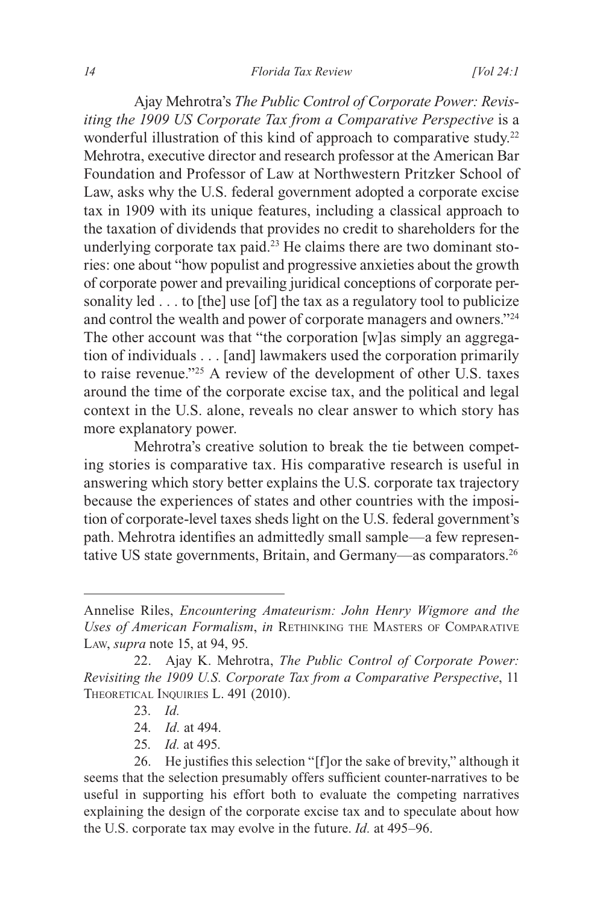Ajay Mehrotra's *The Public Control of Corporate Power: Revisiting the 1909 US Corporate Tax from a Comparative Perspective* is a wonderful illustration of this kind of approach to comparative study.[22] Mehrotra, executive director and research professor at the American Bar Foundation and Professor of Law at Northwestern Pritzker School of Law, asks why the U.S. federal government adopted a corporate excise tax in 1909 with its unique features, including a classical approach to the taxation of dividends that provides no credit to shareholders for the underlying corporate tax paid.[23] He claims there are two dominant stories: one about "how populist and progressive anxieties about the growth of corporate power and prevailing juridical conceptions of corporate personality led . . . to [the] use [of] the tax as a regulatory tool to publicize and control the wealth and power of corporate managers and owners."[24] The other account was that "the corporation [w]as simply an aggregation of individuals . . . [and] lawmakers used the corporation primarily to raise revenue."[25] A review of the development of other U.S. taxes around the time of the corporate excise tax, and the political and legal context in the U.S. alone, reveals no clear answer to which story has more explanatory power.

Mehrotra's creative solution to break the tie between competing stories is comparative tax. His comparative research is useful in answering which story better explains the U.S. corporate tax trajectory because the experiences of states and other countries with the imposition of corporate-level taxes sheds light on the U.S. federal government's path. Mehrotra identifies an admittedly small sample—a few representative US state governments, Britain, and Germany—as comparators.[26]

---

Annelise Riles, *Encountering Amateurism: John Henry Wigmore and the Uses of American Formalism*, *in* Rethinking the Masters of Comparative Law, *supra* note 15, at 94, 95.

22. Ajay K. Mehrotra, *The Public Control of Corporate Power: Revisiting the 1909 U.S. Corporate Tax from a Comparative Perspective*, 11 Theoretical Inquiries L. 491 (2010).

23. *Id.*

24. *Id.* at 494.

25. *Id.* at 495.

26. He justifies this selection "[f]or the sake of brevity," although it seems that the selection presumably offers sufficient counter-narratives to be useful in supporting his effort both to evaluate the competing narratives explaining the design of the corporate excise tax and to speculate about how the U.S. corporate tax may evolve in the future. *Id.* at 495–96.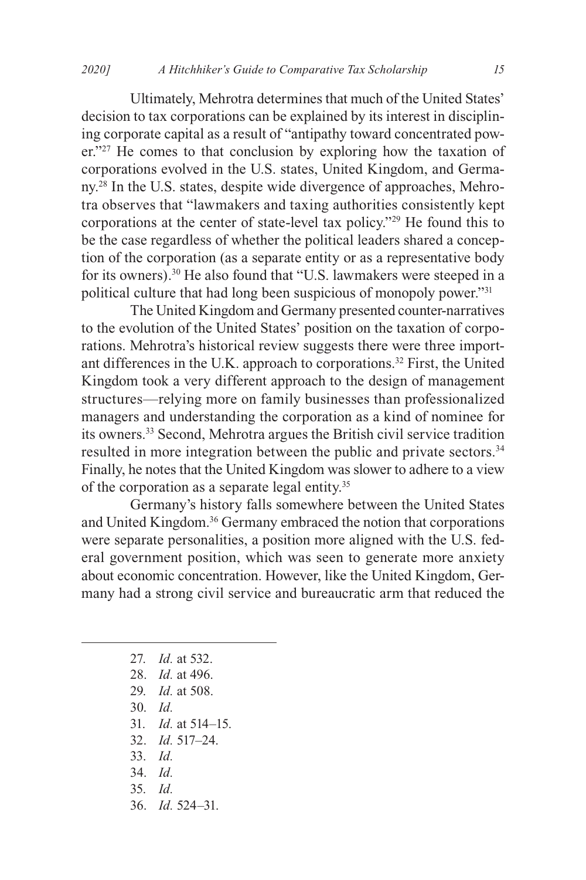Ultimately, Mehrotra determines that much of the United States' decision to tax corporations can be explained by its interest in disciplining corporate capital as a result of "antipathy toward concentrated power."[27] He comes to that conclusion by exploring how the taxation of corporations evolved in the U.S. states, United Kingdom, and Germany.[28] In the U.S. states, despite wide divergence of approaches, Mehrotra observes that "lawmakers and taxing authorities consistently kept corporations at the center of state-level tax policy."[29] He found this to be the case regardless of whether the political leaders shared a conception of the corporation (as a separate entity or as a representative body for its owners).[30] He also found that "U.S. lawmakers were steeped in a political culture that had long been suspicious of monopoly power."[31]

The United Kingdom and Germany presented counter-narratives to the evolution of the United States' position on the taxation of corporations. Mehrotra's historical review suggests there were three important differences in the U.K. approach to corporations.[32] First, the United Kingdom took a very different approach to the design of management structures—relying more on family businesses than professionalized managers and understanding the corporation as a kind of nominee for its owners.[33] Second, Mehrotra argues the British civil service tradition resulted in more integration between the public and private sectors.[34] Finally, he notes that the United Kingdom was slower to adhere to a view of the corporation as a separate legal entity.[35]

Germany's history falls somewhere between the United States and United Kingdom.[36] Germany embraced the notion that corporations were separate personalities, a position more aligned with the U.S. federal government position, which was seen to generate more anxiety about economic concentration. However, like the United Kingdom, Germany had a strong civil service and bureaucratic arm that reduced the

---

27. *Id.* at 532.
28. *Id.* at 496.
29. *Id.* at 508.
30. *Id.*
31. *Id.* at 514–15.
32. *Id.* 517–24.
33. *Id.*
34. *Id.*
35. *Id.*
36. *Id.* 524–31.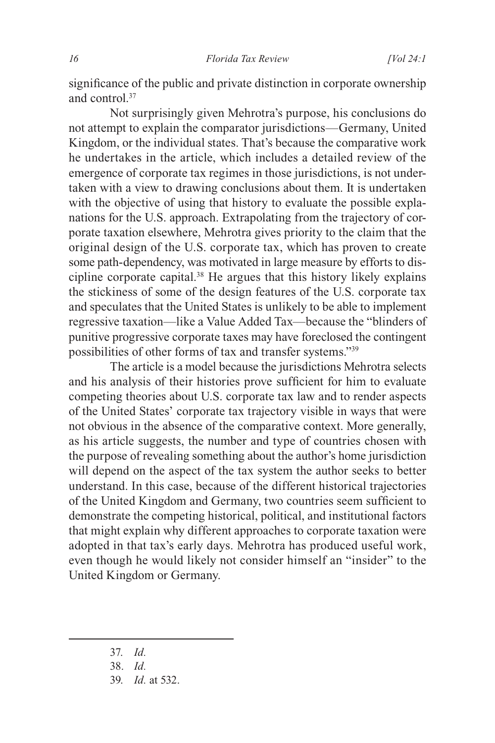significance of the public and private distinction in corporate ownership and control.[37]

Not surprisingly given Mehrotra's purpose, his conclusions do not attempt to explain the comparator jurisdictions—Germany, United Kingdom, or the individual states. That's because the comparative work he undertakes in the article, which includes a detailed review of the emergence of corporate tax regimes in those jurisdictions, is not undertaken with a view to drawing conclusions about them. It is undertaken with the objective of using that history to evaluate the possible explanations for the U.S. approach. Extrapolating from the trajectory of corporate taxation elsewhere, Mehrotra gives priority to the claim that the original design of the U.S. corporate tax, which has proven to create some path-dependency, was motivated in large measure by efforts to discipline corporate capital.[38] He argues that this history likely explains the stickiness of some of the design features of the U.S. corporate tax and speculates that the United States is unlikely to be able to implement regressive taxation—like a Value Added Tax—because the "blinders of punitive progressive corporate taxes may have foreclosed the contingent possibilities of other forms of tax and transfer systems."[39]

The article is a model because the jurisdictions Mehrotra selects and his analysis of their histories prove sufficient for him to evaluate competing theories about U.S. corporate tax law and to render aspects of the United States' corporate tax trajectory visible in ways that were not obvious in the absence of the comparative context. More generally, as his article suggests, the number and type of countries chosen with the purpose of revealing something about the author's home jurisdiction will depend on the aspect of the tax system the author seeks to better understand. In this case, because of the different historical trajectories of the United Kingdom and Germany, two countries seem sufficient to demonstrate the competing historical, political, and institutional factors that might explain why different approaches to corporate taxation were adopted in that tax's early days. Mehrotra has produced useful work, even though he would likely not consider himself an "insider" to the United Kingdom or Germany.

---

37. *Id.*

38. *Id.*

39. *Id.* at 532.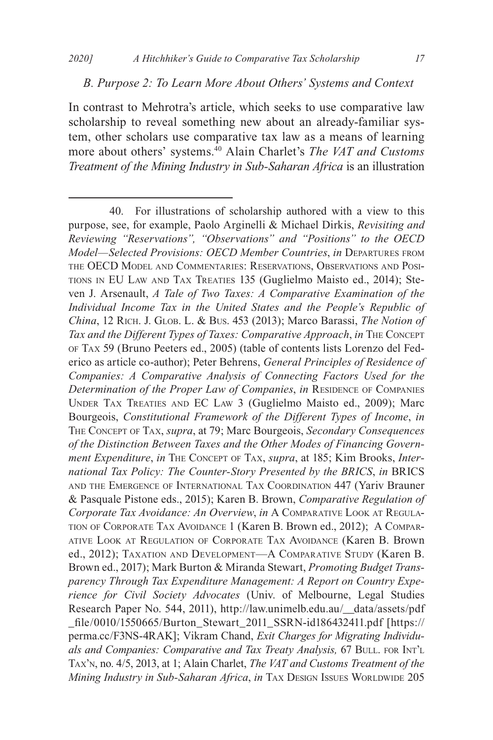*B. Purpose 2: To Learn More About Others' Systems and Context*

In contrast to Mehrotra's article, which seeks to use comparative law scholarship to reveal something new about an already-familiar system, other scholars use comparative tax law as a means of learning more about others' systems.[40] Alain Charlet's *The VAT and Customs Treatment of the Mining Industry in Sub-Saharan Africa* is an illustration

---

40. For illustrations of scholarship authored with a view to this purpose, see, for example, Paolo Arginelli & Michael Dirkis, *Revisiting and Reviewing "Reservations", "Observations" and "Positions" to the OECD Model—Selected Provisions: OECD Member Countries*, *in* DEPARTURES FROM THE OECD MODEL AND COMMENTARIES: RESERVATIONS, OBSERVATIONS AND POSITIONS IN EU LAW AND TAX TREATIES 135 (Guglielmo Maisto ed., 2014); Steven J. Arsenault, *A Tale of Two Taxes: A Comparative Examination of the Individual Income Tax in the United States and the People's Republic of China*, 12 RICH. J. GLOB. L. & BUS. 453 (2013); Marco Barassi, *The Notion of Tax and the Different Types of Taxes: Comparative Approach*, *in* THE CONCEPT OF TAX 59 (Bruno Peeters ed., 2005) (table of contents lists Lorenzo del Federico as article co-author); Peter Behrens, *General Principles of Residence of Companies: A Comparative Analysis of Connecting Factors Used for the Determination of the Proper Law of Companies*, *in* RESIDENCE OF COMPANIES UNDER TAX TREATIES AND EC LAW 3 (Guglielmo Maisto ed., 2009); Marc Bourgeois, *Constitutional Framework of the Different Types of Income*, *in* THE CONCEPT OF TAX, *supra*, at 79; Marc Bourgeois, *Secondary Consequences of the Distinction Between Taxes and the Other Modes of Financing Government Expenditure*, *in* THE CONCEPT OF TAX, *supra*, at 185; Kim Brooks, *International Tax Policy: The Counter-Story Presented by the BRICS*, *in* BRICS AND THE EMERGENCE OF INTERNATIONAL TAX COORDINATION 447 (Yariv Brauner & Pasquale Pistone eds., 2015); Karen B. Brown, *Comparative Regulation of Corporate Tax Avoidance: An Overview*, *in* A COMPARATIVE LOOK AT REGULATION OF CORPORATE TAX AVOIDANCE 1 (Karen B. Brown ed., 2012); A COMPARATIVE LOOK AT REGULATION OF CORPORATE TAX AVOIDANCE (Karen B. Brown ed., 2012); TAXATION AND DEVELOPMENT—A COMPARATIVE STUDY (Karen B. Brown ed., 2017); Mark Burton & Miranda Stewart, *Promoting Budget Transparency Through Tax Expenditure Management: A Report on Country Experience for Civil Society Advocates* (Univ. of Melbourne, Legal Studies Research Paper No. 544, 2011), http://law.unimelb.edu.au/__data/assets/pdf_file/0010/1550665/Burton_Stewart_2011_SSRN-id186432411.pdf [https://perma.cc/F3NS-4RAK]; Vikram Chand, *Exit Charges for Migrating Individuals and Companies: Comparative and Tax Treaty Analysis,* 67 BULL. FOR INT'L TAX'N, no. 4/5, 2013, at 1; Alain Charlet, *The VAT and Customs Treatment of the Mining Industry in Sub-Saharan Africa*, *in* TAX DESIGN ISSUES WORLDWIDE 205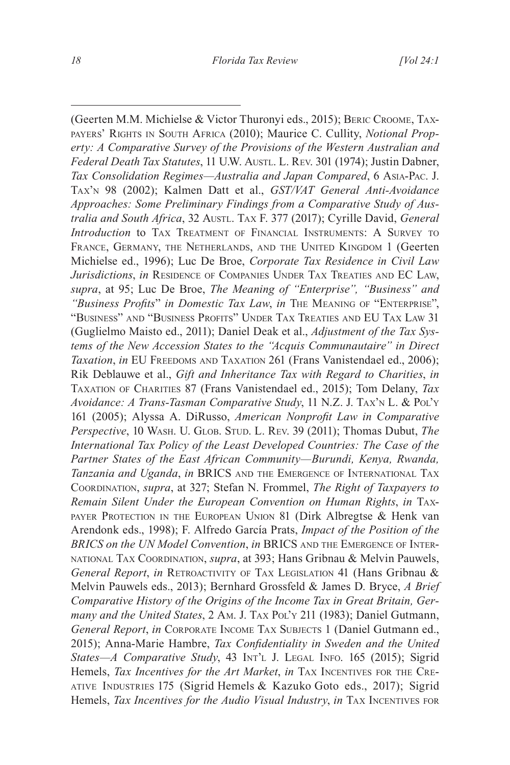(Geerten M.M. Michielse & Victor Thuronyi eds., 2015); Beric Croome, Taxpayers' Rights in South Africa (2010); Maurice C. Cullity, *Notional Property: A Comparative Survey of the Provisions of the Western Australian and Federal Death Tax Statutes*, 11 U.W. Austl. L. Rev. 301 (1974); Justin Dabner, *Tax Consolidation Regimes—Australia and Japan Compared*, 6 Asia-Pac. J. Tax'n 98 (2002); Kalmen Datt et al., *GST/VAT General Anti-Avoidance Approaches: Some Preliminary Findings from a Comparative Study of Australia and South Africa*, 32 Austl. Tax F. 377 (2017); Cyrille David, *General Introduction* to Tax Treatment of Financial Instruments: A Survey to France, Germany, the Netherlands, and the United Kingdom 1 (Geerten Michielse ed., 1996); Luc De Broe, *Corporate Tax Residence in Civil Law Jurisdictions*, *in* Residence of Companies Under Tax Treaties and EC Law, *supra*, at 95; Luc De Broe, *The Meaning of "Enterprise", "Business" and "Business Profits" in Domestic Tax Law*, *in* The Meaning of "Enterprise", "Business" and "Business Profits" Under Tax Treaties and EU Tax Law 31 (Guglielmo Maisto ed., 2011); Daniel Deak et al., *Adjustment of the Tax Systems of the New Accession States to the "Acquis Communautaire" in Direct Taxation*, *in* EU Freedoms and Taxation 261 (Frans Vanistendael ed., 2006); Rik Deblauwe et al., *Gift and Inheritance Tax with Regard to Charities*, *in* Taxation of Charities 87 (Frans Vanistendael ed., 2015); Tom Delany, *Tax Avoidance: A Trans-Tasman Comparative Study*, 11 N.Z. J. Tax'n L. & Pol'y 161 (2005); Alyssa A. DiRusso, *American Nonprofit Law in Comparative Perspective*, 10 Wash. U. Glob. Stud. L. Rev. 39 (2011); Thomas Dubut, *The International Tax Policy of the Least Developed Countries: The Case of the Partner States of the East African Community—Burundi, Kenya, Rwanda, Tanzania and Uganda*, *in* BRICS and the Emergence of International Tax Coordination, *supra*, at 327; Stefan N. Frommel, *The Right of Taxpayers to Remain Silent Under the European Convention on Human Rights*, *in* Taxpayer Protection in the European Union 81 (Dirk Albregtse & Henk van Arendonk eds., 1998); F. Alfredo García Prats, *Impact of the Position of the BRICS on the UN Model Convention*, *in* BRICS and the Emergence of International Tax Coordination, *supra*, at 393; Hans Gribnau & Melvin Pauwels, *General Report*, *in* Retroactivity of Tax Legislation 41 (Hans Gribnau & Melvin Pauwels eds., 2013); Bernhard Grossfeld & James D. Bryce, *A Brief Comparative History of the Origins of the Income Tax in Great Britain, Germany and the United States*, 2 Am. J. Tax Pol'y 211 (1983); Daniel Gutmann, *General Report*, *in* Corporate Income Tax Subjects 1 (Daniel Gutmann ed., 2015); Anna-Marie Hambre, *Tax Confidentiality in Sweden and the United States—A Comparative Study*, 43 Int'l J. Legal Info. 165 (2015); Sigrid Hemels, *Tax Incentives for the Art Market*, *in* Tax Incentives for the Creative Industries 175 (Sigrid Hemels & Kazuko Goto eds., 2017); Sigrid Hemels, *Tax Incentives for the Audio Visual Industry*, *in* Tax Incentives for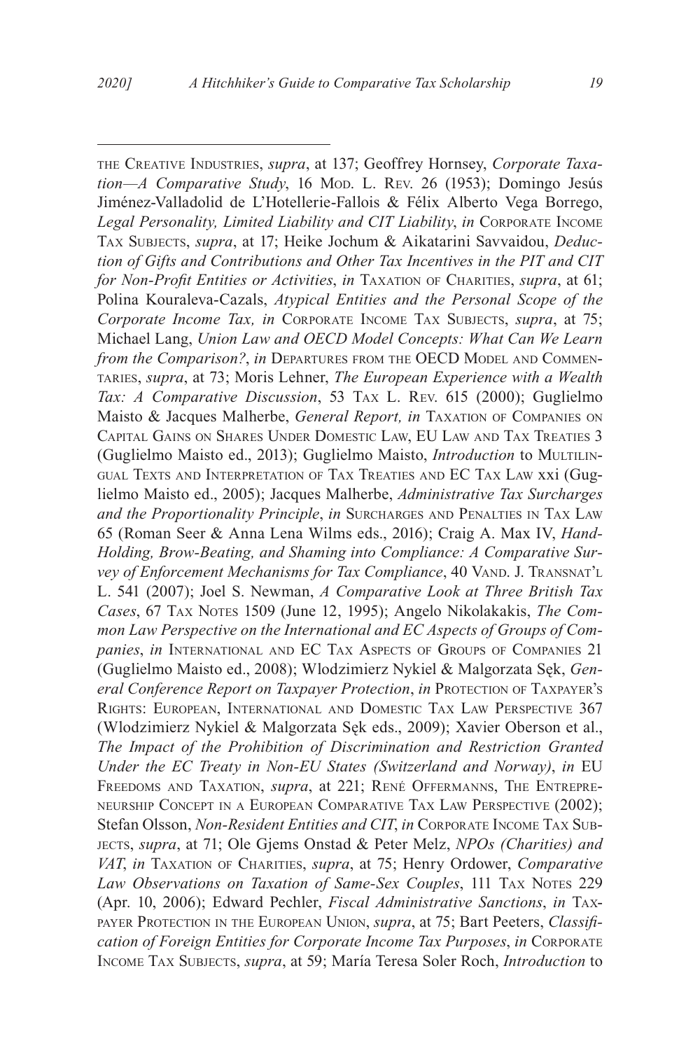the Creative Industries, *supra*, at 137; Geoffrey Hornsey, *Corporate Taxation—A Comparative Study*, 16 Mod. L. Rev. 26 (1953); Domingo Jesús Jiménez-Valladolid de L'Hotellerie-Fallois & Félix Alberto Vega Borrego, *Legal Personality, Limited Liability and CIT Liability*, *in* Corporate Income Tax Subjects, *supra*, at 17; Heike Jochum & Aikatarini Savvaidou, *Deduction of Gifts and Contributions and Other Tax Incentives in the PIT and CIT for Non-Profit Entities or Activities*, *in* Taxation of Charities, *supra*, at 61; Polina Kouraleva-Cazals, *Atypical Entities and the Personal Scope of the Corporate Income Tax, in* Corporate Income Tax Subjects, *supra*, at 75; Michael Lang, *Union Law and OECD Model Concepts: What Can We Learn from the Comparison?*, *in* Departures from the OECD Model and Commentaries, *supra*, at 73; Moris Lehner, *The European Experience with a Wealth Tax: A Comparative Discussion*, 53 Tax L. Rev. 615 (2000); Guglielmo Maisto & Jacques Malherbe, *General Report, in* Taxation of Companies on Capital Gains on Shares Under Domestic Law, EU Law and Tax Treaties 3 (Guglielmo Maisto ed., 2013); Guglielmo Maisto, *Introduction* to Multilingual Texts and Interpretation of Tax Treaties and EC Tax Law xxi (Guglielmo Maisto ed., 2005); Jacques Malherbe, *Administrative Tax Surcharges and the Proportionality Principle*, *in* Surcharges and Penalties in Tax Law 65 (Roman Seer & Anna Lena Wilms eds., 2016); Craig A. Max IV, *Hand-Holding, Brow-Beating, and Shaming into Compliance: A Comparative Survey of Enforcement Mechanisms for Tax Compliance*, 40 Vand. J. Transnat'l L. 541 (2007); Joel S. Newman, *A Comparative Look at Three British Tax Cases*, 67 Tax Notes 1509 (June 12, 1995); Angelo Nikolakakis, *The Common Law Perspective on the International and EC Aspects of Groups of Companies*, *in* International and EC Tax Aspects of Groups of Companies 21 (Guglielmo Maisto ed., 2008); Wlodzimierz Nykiel & Malgorzata Sęk, *General Conference Report on Taxpayer Protection*, *in* Protection of Taxpayer's Rights: European, International and Domestic Tax Law Perspective 367 (Wlodzimierz Nykiel & Malgorzata Sęk eds., 2009); Xavier Oberson et al., *The Impact of the Prohibition of Discrimination and Restriction Granted Under the EC Treaty in Non-EU States (Switzerland and Norway)*, *in* EU Freedoms and Taxation, *supra*, at 221; René Offermanns, The Entrepreneurship Concept in a European Comparative Tax Law Perspective (2002); Stefan Olsson, *Non-Resident Entities and CIT*, *in* Corporate Income Tax Subjects, *supra*, at 71; Ole Gjems Onstad & Peter Melz, *NPOs (Charities) and VAT*, *in* Taxation of Charities, *supra*, at 75; Henry Ordower, *Comparative Law Observations on Taxation of Same-Sex Couples*, 111 Tax Notes 229 (Apr. 10, 2006); Edward Pechler, *Fiscal Administrative Sanctions*, *in* Taxpayer Protection in the European Union, *supra*, at 75; Bart Peeters, *Classification of Foreign Entities for Corporate Income Tax Purposes*, *in* Corporate Income Tax Subjects, *supra*, at 59; María Teresa Soler Roch, *Introduction* to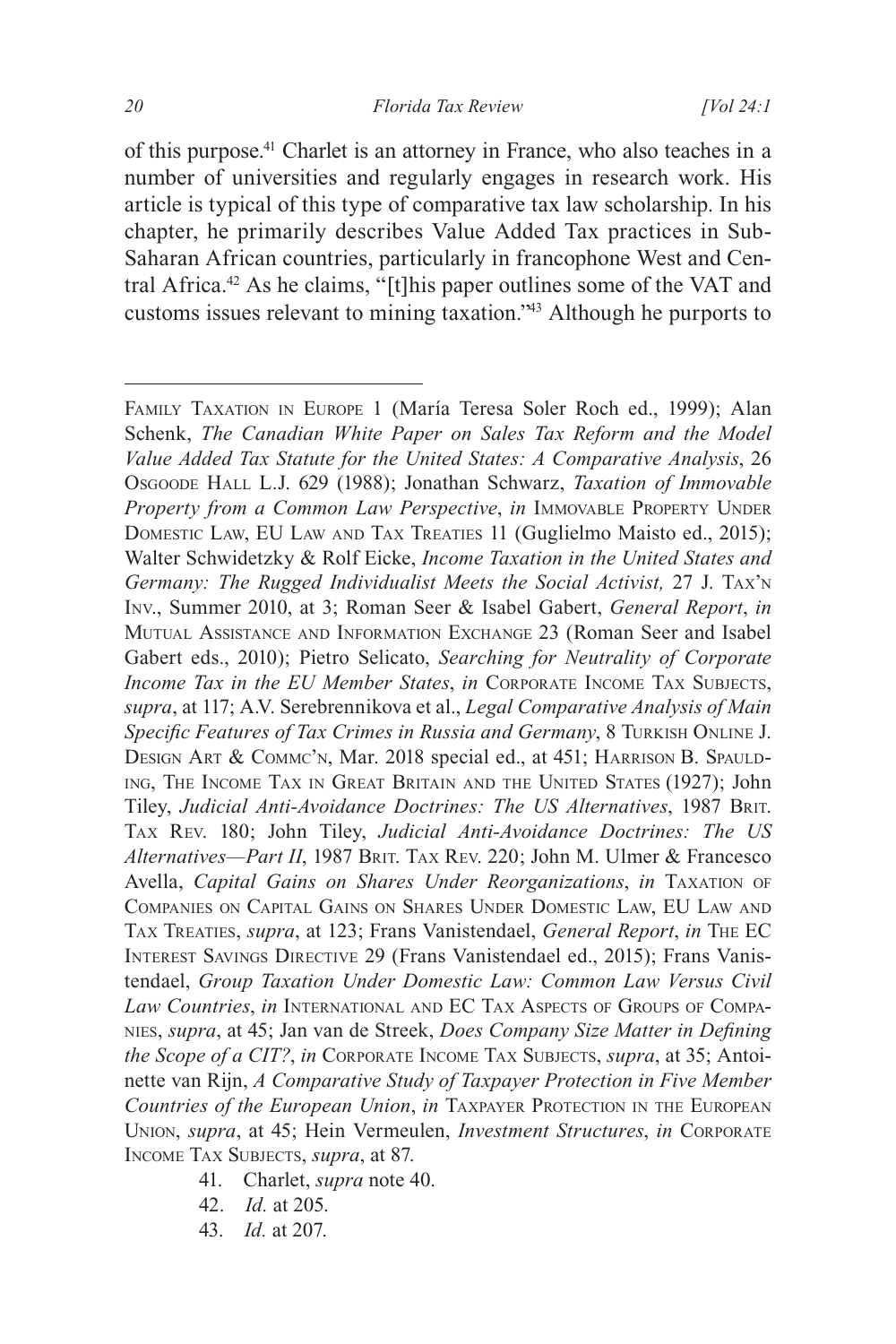of this purpose.[41] Charlet is an attorney in France, who also teaches in a number of universities and regularly engages in research work. His article is typical of this type of comparative tax law scholarship. In his chapter, he primarily describes Value Added Tax practices in Sub-Saharan African countries, particularly in francophone West and Central Africa.[42] As he claims, "[t]his paper outlines some of the VAT and customs issues relevant to mining taxation."[43] Although he purports to

---

Family Taxation in Europe 1 (María Teresa Soler Roch ed., 1999); Alan Schenk, *The Canadian White Paper on Sales Tax Reform and the Model Value Added Tax Statute for the United States: A Comparative Analysis*, 26 Osgoode Hall L.J. 629 (1988); Jonathan Schwarz, *Taxation of Immovable Property from a Common Law Perspective*, *in* Immovable Property Under Domestic Law, EU Law and Tax Treaties 11 (Guglielmo Maisto ed., 2015); Walter Schwidetzky & Rolf Eicke, *Income Taxation in the United States and Germany: The Rugged Individualist Meets the Social Activist,* 27 J. Tax'n Inv., Summer 2010, at 3; Roman Seer & Isabel Gabert, *General Report*, *in* Mutual Assistance and Information Exchange 23 (Roman Seer and Isabel Gabert eds., 2010); Pietro Selicato, *Searching for Neutrality of Corporate Income Tax in the EU Member States*, *in* Corporate Income Tax Subjects, *supra*, at 117; A.V. Serebrennikova et al., *Legal Comparative Analysis of Main Specific Features of Tax Crimes in Russia and Germany*, 8 Turkish Online J. Design Art & Commc'n, Mar. 2018 special ed., at 451; Harrison B. Spaulding, The Income Tax in Great Britain and the United States (1927); John Tiley, *Judicial Anti-Avoidance Doctrines: The US Alternatives*, 1987 Brit. Tax Rev. 180; John Tiley, *Judicial Anti-Avoidance Doctrines: The US Alternatives—Part II*, 1987 Brit. Tax Rev. 220; John M. Ulmer & Francesco Avella, *Capital Gains on Shares Under Reorganizations*, *in* Taxation of Companies on Capital Gains on Shares Under Domestic Law, EU Law and Tax Treaties, *supra*, at 123; Frans Vanistendael, *General Report*, *in* The EC Interest Savings Directive 29 (Frans Vanistendael ed., 2015); Frans Vanistendael, *Group Taxation Under Domestic Law: Common Law Versus Civil Law Countries*, *in* International and EC Tax Aspects of Groups of Companies, *supra*, at 45; Jan van de Streek, *Does Company Size Matter in Defining the Scope of a CIT?*, *in* Corporate Income Tax Subjects, *supra*, at 35; Antoinette van Rijn, *A Comparative Study of Taxpayer Protection in Five Member Countries of the European Union*, *in* Taxpayer Protection in the European Union, *supra*, at 45; Hein Vermeulen, *Investment Structures*, *in* Corporate Income Tax Subjects, *supra*, at 87.

41. Charlet, *supra* note 40.

42. *Id.* at 205.

43. *Id.* at 207.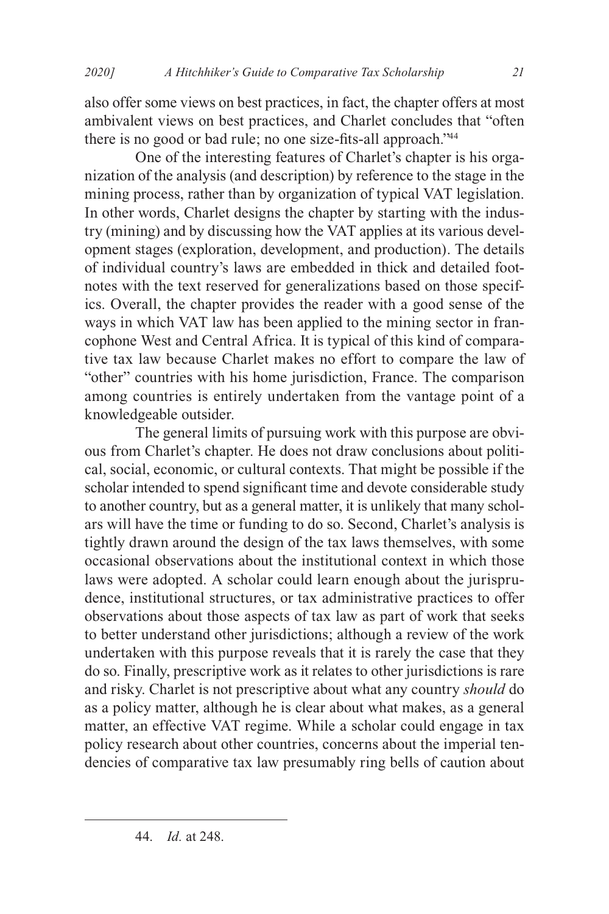also offer some views on best practices, in fact, the chapter offers at most ambivalent views on best practices, and Charlet concludes that "often there is no good or bad rule; no one size-fits-all approach."[44]

One of the interesting features of Charlet's chapter is his organization of the analysis (and description) by reference to the stage in the mining process, rather than by organization of typical VAT legislation. In other words, Charlet designs the chapter by starting with the industry (mining) and by discussing how the VAT applies at its various development stages (exploration, development, and production). The details of individual country's laws are embedded in thick and detailed footnotes with the text reserved for generalizations based on those specifics. Overall, the chapter provides the reader with a good sense of the ways in which VAT law has been applied to the mining sector in francophone West and Central Africa. It is typical of this kind of comparative tax law because Charlet makes no effort to compare the law of "other" countries with his home jurisdiction, France. The comparison among countries is entirely undertaken from the vantage point of a knowledgeable outsider.

The general limits of pursuing work with this purpose are obvious from Charlet's chapter. He does not draw conclusions about political, social, economic, or cultural contexts. That might be possible if the scholar intended to spend significant time and devote considerable study to another country, but as a general matter, it is unlikely that many scholars will have the time or funding to do so. Second, Charlet's analysis is tightly drawn around the design of the tax laws themselves, with some occasional observations about the institutional context in which those laws were adopted. A scholar could learn enough about the jurisprudence, institutional structures, or tax administrative practices to offer observations about those aspects of tax law as part of work that seeks to better understand other jurisdictions; although a review of the work undertaken with this purpose reveals that it is rarely the case that they do so. Finally, prescriptive work as it relates to other jurisdictions is rare and risky. Charlet is not prescriptive about what any country *should* do as a policy matter, although he is clear about what makes, as a general matter, an effective VAT regime. While a scholar could engage in tax policy research about other countries, concerns about the imperial tendencies of comparative tax law presumably ring bells of caution about

---

44. *Id.* at 248.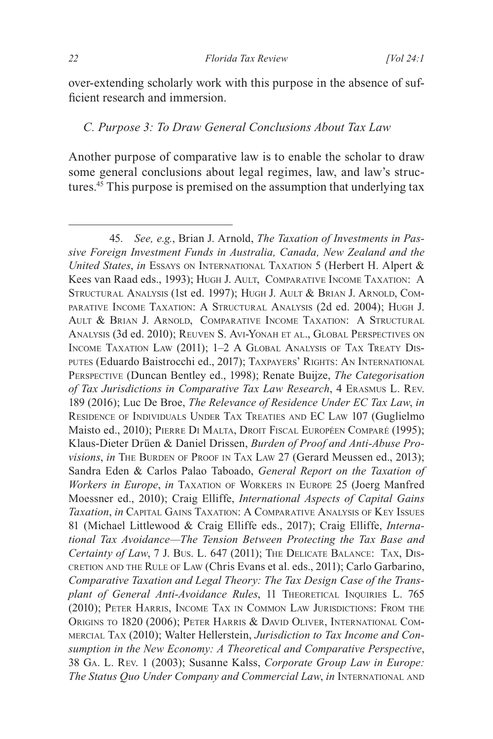over-extending scholarly work with this purpose in the absence of sufficient research and immersion.

### *C. Purpose 3: To Draw General Conclusions About Tax Law*

Another purpose of comparative law is to enable the scholar to draw some general conclusions about legal regimes, law, and law's structures.[45] This purpose is premised on the assumption that underlying tax

---

45. *See, e.g.*, Brian J. Arnold, *The Taxation of Investments in Passive Foreign Investment Funds in Australia, Canada, New Zealand and the United States*, *in* Essays on International Taxation 5 (Herbert H. Alpert & Kees van Raad eds., 1993); Hugh J. Ault, Comparative Income Taxation: A Structural Analysis (1st ed. 1997); Hugh J. Ault & Brian J. Arnold, Comparative Income Taxation: A Structural Analysis (2d ed. 2004); Hugh J. Ault & Brian J. Arnold, Comparative Income Taxation: A Structural Analysis (3d ed. 2010); Reuven S. Avi-Yonah et al., Global Perspectives on Income Taxation Law (2011); 1–2 A Global Analysis of Tax Treaty Disputes (Eduardo Baistrocchi ed., 2017); Taxpayers' Rights: An International Perspective (Duncan Bentley ed., 1998); Renate Buijze, *The Categorisation of Tax Jurisdictions in Comparative Tax Law Research*, 4 Erasmus L. Rev. 189 (2016); Luc De Broe, *The Relevance of Residence Under EC Tax Law*, *in* Residence of Individuals Under Tax Treaties and EC Law 107 (Guglielmo Maisto ed., 2010); Pierre Di Malta, Droit Fiscal Européen Comparé (1995); Klaus-Dieter Drüen & Daniel Drissen, *Burden of Proof and Anti-Abuse Provisions*, *in* The Burden of Proof in Tax Law 27 (Gerard Meussen ed., 2013); Sandra Eden & Carlos Palao Taboado, *General Report on the Taxation of Workers in Europe*, *in* Taxation of Workers in Europe 25 (Joerg Manfred Moessner ed., 2010); Craig Elliffe, *International Aspects of Capital Gains Taxation*, *in* Capital Gains Taxation: A Comparative Analysis of Key Issues 81 (Michael Littlewood & Craig Elliffe eds., 2017); Craig Elliffe, *International Tax Avoidance—The Tension Between Protecting the Tax Base and Certainty of Law*, 7 J. Bus. L. 647 (2011); The Delicate Balance: Tax, Discretion and the Rule of Law (Chris Evans et al. eds., 2011); Carlo Garbarino, *Comparative Taxation and Legal Theory: The Tax Design Case of the Transplant of General Anti-Avoidance Rules*, 11 Theoretical Inquiries L. 765 (2010); Peter Harris, Income Tax in Common Law Jurisdictions: From the Origins to 1820 (2006); Peter Harris & David Oliver, International Commercial Tax (2010); Walter Hellerstein, *Jurisdiction to Tax Income and Consumption in the New Economy: A Theoretical and Comparative Perspective*, 38 Ga. L. Rev. 1 (2003); Susanne Kalss, *Corporate Group Law in Europe: The Status Quo Under Company and Commercial Law*, *in* International and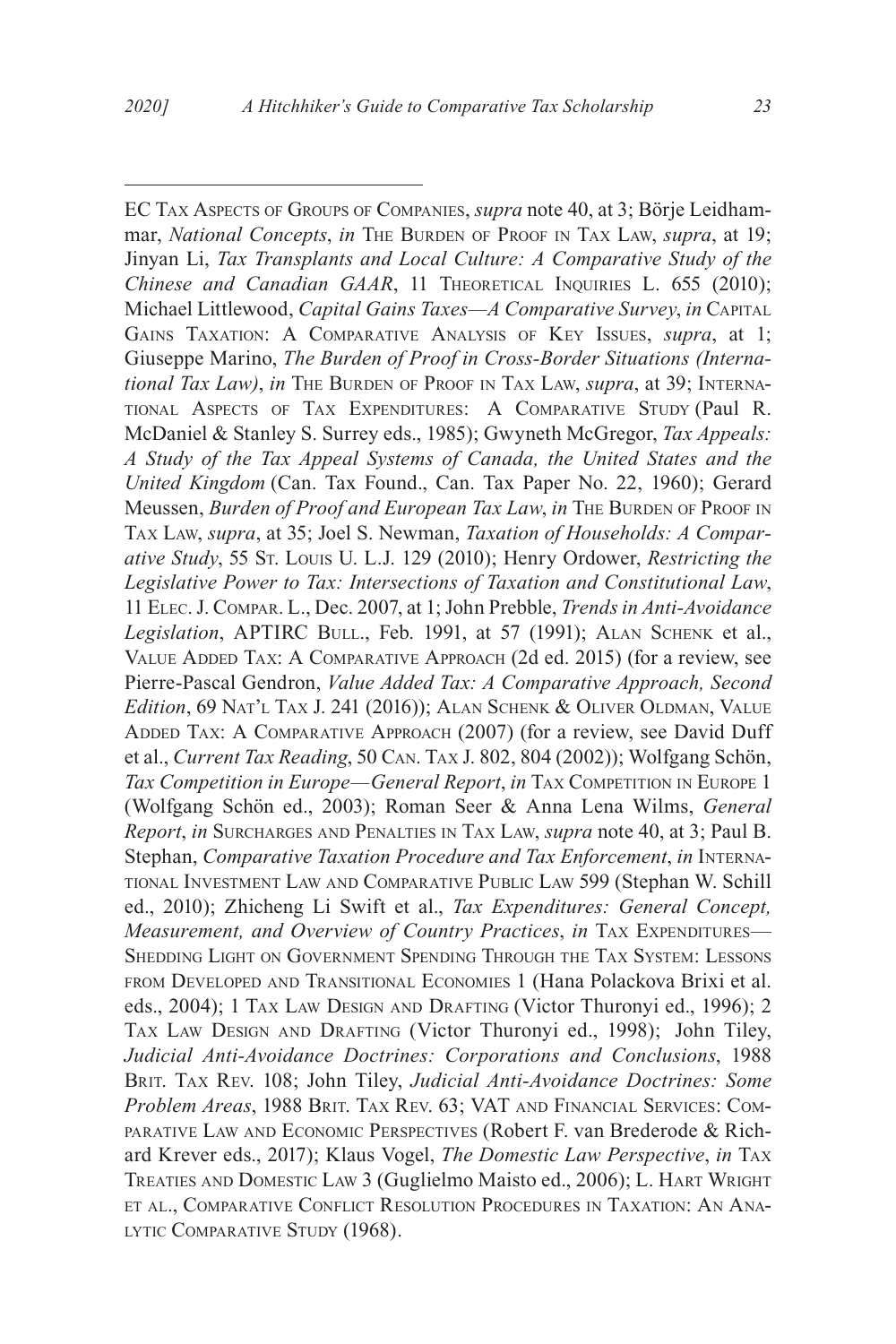EC Tax Aspects of Groups of Companies, *supra* note 40, at 3; Börje Leidhammar, *National Concepts*, *in* The Burden of Proof in Tax Law, *supra*, at 19; Jinyan Li, *Tax Transplants and Local Culture: A Comparative Study of the Chinese and Canadian GAAR*, 11 Theoretical Inquiries L. 655 (2010); Michael Littlewood, *Capital Gains Taxes—A Comparative Survey*, *in* Capital Gains Taxation: A Comparative Analysis of Key Issues, *supra*, at 1; Giuseppe Marino, *The Burden of Proof in Cross-Border Situations (International Tax Law)*, *in* The Burden of Proof in Tax Law, *supra*, at 39; International Aspects of Tax Expenditures: A Comparative Study (Paul R. McDaniel & Stanley S. Surrey eds., 1985); Gwyneth McGregor, *Tax Appeals: A Study of the Tax Appeal Systems of Canada, the United States and the United Kingdom* (Can. Tax Found., Can. Tax Paper No. 22, 1960); Gerard Meussen, *Burden of Proof and European Tax Law*, *in* The Burden of Proof in Tax Law, *supra*, at 35; Joel S. Newman, *Taxation of Households: A Comparative Study*, 55 St. Louis U. L.J. 129 (2010); Henry Ordower, *Restricting the Legislative Power to Tax: Intersections of Taxation and Constitutional Law*, 11 Elec. J. Compar. L., Dec. 2007, at 1; John Prebble, *Trends in Anti-Avoidance Legislation*, APTIRC Bull., Feb. 1991, at 57 (1991); Alan Schenk et al., Value Added Tax: A Comparative Approach (2d ed. 2015) (for a review, see Pierre-Pascal Gendron, *Value Added Tax: A Comparative Approach, Second Edition*, 69 Nat'l Tax J. 241 (2016)); Alan Schenk & Oliver Oldman, Value Added Tax: A Comparative Approach (2007) (for a review, see David Duff et al., *Current Tax Reading*, 50 Can. Tax J. 802, 804 (2002)); Wolfgang Schön, *Tax Competition in Europe—General Report*, *in* Tax Competition in Europe 1 (Wolfgang Schön ed., 2003); Roman Seer & Anna Lena Wilms, *General Report*, *in* Surcharges and Penalties in Tax Law, *supra* note 40, at 3; Paul B. Stephan, *Comparative Taxation Procedure and Tax Enforcement*, *in* International Investment Law and Comparative Public Law 599 (Stephan W. Schill ed., 2010); Zhicheng Li Swift et al., *Tax Expenditures: General Concept, Measurement, and Overview of Country Practices*, *in* Tax Expenditures—Shedding Light on Government Spending Through the Tax System: Lessons from Developed and Transitional Economies 1 (Hana Polackova Brixi et al. eds., 2004); 1 Tax Law Design and Drafting (Victor Thuronyi ed., 1996); 2 Tax Law Design and Drafting (Victor Thuronyi ed., 1998); John Tiley, *Judicial Anti-Avoidance Doctrines: Corporations and Conclusions*, 1988 Brit. Tax Rev. 108; John Tiley, *Judicial Anti-Avoidance Doctrines: Some Problem Areas*, 1988 Brit. Tax Rev. 63; VAT and Financial Services: Comparative Law and Economic Perspectives (Robert F. van Brederode & Richard Krever eds., 2017); Klaus Vogel, *The Domestic Law Perspective*, *in* Tax Treaties and Domestic Law 3 (Guglielmo Maisto ed., 2006); L. Hart Wright et al., Comparative Conflict Resolution Procedures in Taxation: An Analytic Comparative Study (1968).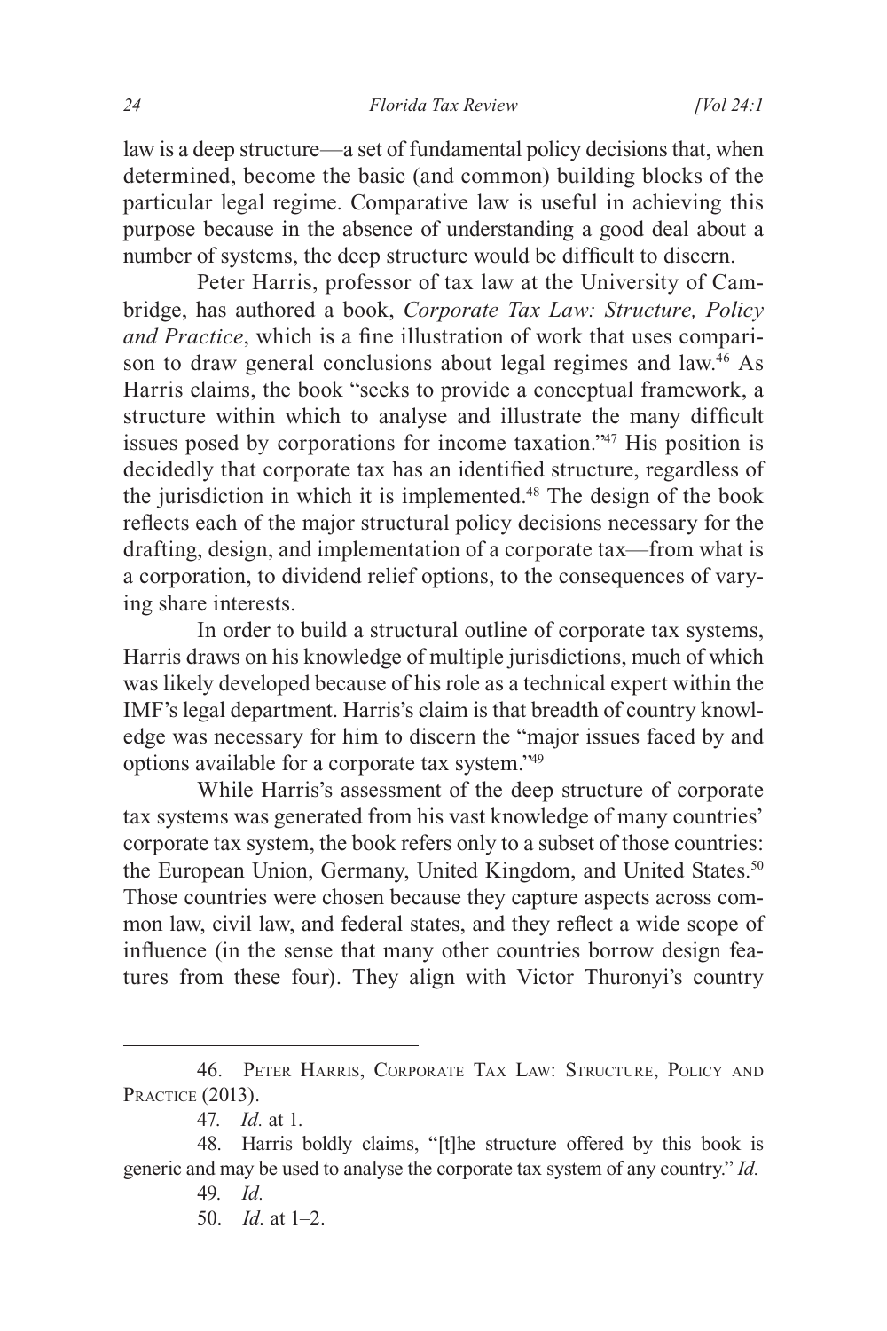law is a deep structure—a set of fundamental policy decisions that, when determined, become the basic (and common) building blocks of the particular legal regime. Comparative law is useful in achieving this purpose because in the absence of understanding a good deal about a number of systems, the deep structure would be difficult to discern.

Peter Harris, professor of tax law at the University of Cambridge, has authored a book, *Corporate Tax Law: Structure, Policy and Practice*, which is a fine illustration of work that uses comparison to draw general conclusions about legal regimes and law.[46] As Harris claims, the book "seeks to provide a conceptual framework, a structure within which to analyse and illustrate the many difficult issues posed by corporations for income taxation."[47] His position is decidedly that corporate tax has an identified structure, regardless of the jurisdiction in which it is implemented.[48] The design of the book reflects each of the major structural policy decisions necessary for the drafting, design, and implementation of a corporate tax—from what is a corporation, to dividend relief options, to the consequences of varying share interests.

In order to build a structural outline of corporate tax systems, Harris draws on his knowledge of multiple jurisdictions, much of which was likely developed because of his role as a technical expert within the IMF's legal department. Harris's claim is that breadth of country knowledge was necessary for him to discern the "major issues faced by and options available for a corporate tax system."[49]

While Harris's assessment of the deep structure of corporate tax systems was generated from his vast knowledge of many countries' corporate tax system, the book refers only to a subset of those countries: the European Union, Germany, United Kingdom, and United States.[50] Those countries were chosen because they capture aspects across common law, civil law, and federal states, and they reflect a wide scope of influence (in the sense that many other countries borrow design features from these four). They align with Victor Thuronyi's country

---

46. Peter Harris, Corporate Tax Law: Structure, Policy and Practice (2013).

47. *Id.* at 1.

48. Harris boldly claims, "[t]he structure offered by this book is generic and may be used to analyse the corporate tax system of any country." *Id.*

49. *Id.*

50. *Id.* at 1–2.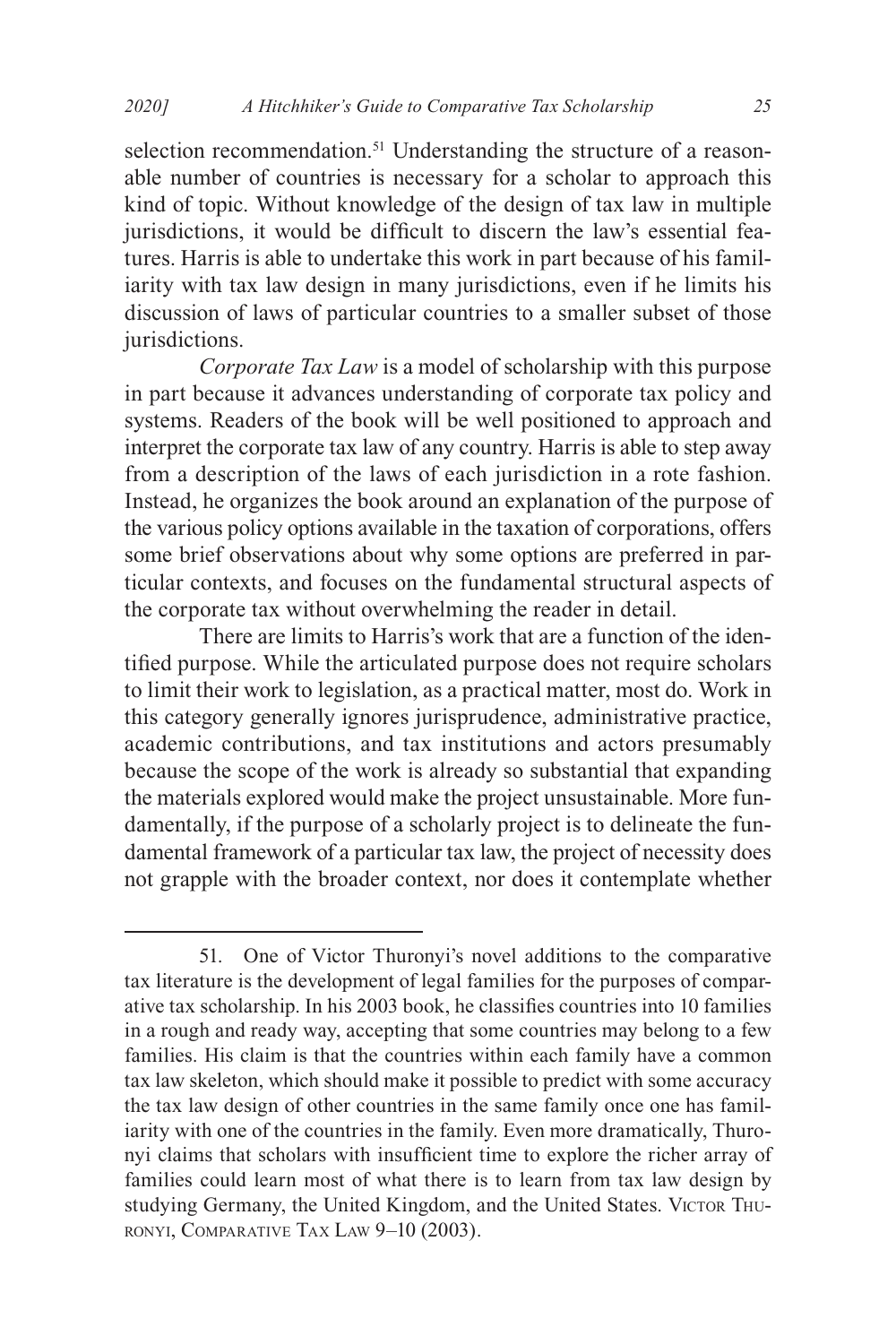selection recommendation.[51] Understanding the structure of a reasonable number of countries is necessary for a scholar to approach this kind of topic. Without knowledge of the design of tax law in multiple jurisdictions, it would be difficult to discern the law's essential features. Harris is able to undertake this work in part because of his familiarity with tax law design in many jurisdictions, even if he limits his discussion of laws of particular countries to a smaller subset of those jurisdictions.

*Corporate Tax Law* is a model of scholarship with this purpose in part because it advances understanding of corporate tax policy and systems. Readers of the book will be well positioned to approach and interpret the corporate tax law of any country. Harris is able to step away from a description of the laws of each jurisdiction in a rote fashion. Instead, he organizes the book around an explanation of the purpose of the various policy options available in the taxation of corporations, offers some brief observations about why some options are preferred in particular contexts, and focuses on the fundamental structural aspects of the corporate tax without overwhelming the reader in detail.

There are limits to Harris's work that are a function of the identified purpose. While the articulated purpose does not require scholars to limit their work to legislation, as a practical matter, most do. Work in this category generally ignores jurisprudence, administrative practice, academic contributions, and tax institutions and actors presumably because the scope of the work is already so substantial that expanding the materials explored would make the project unsustainable. More fundamentally, if the purpose of a scholarly project is to delineate the fundamental framework of a particular tax law, the project of necessity does not grapple with the broader context, nor does it contemplate whether

---

51. One of Victor Thuronyi's novel additions to the comparative tax literature is the development of legal families for the purposes of comparative tax scholarship. In his 2003 book, he classifies countries into 10 families in a rough and ready way, accepting that some countries may belong to a few families. His claim is that the countries within each family have a common tax law skeleton, which should make it possible to predict with some accuracy the tax law design of other countries in the same family once one has familiarity with one of the countries in the family. Even more dramatically, Thuronyi claims that scholars with insufficient time to explore the richer array of families could learn most of what there is to learn from tax law design by studying Germany, the United Kingdom, and the United States. Victor Thuronyi, Comparative Tax Law 9–10 (2003).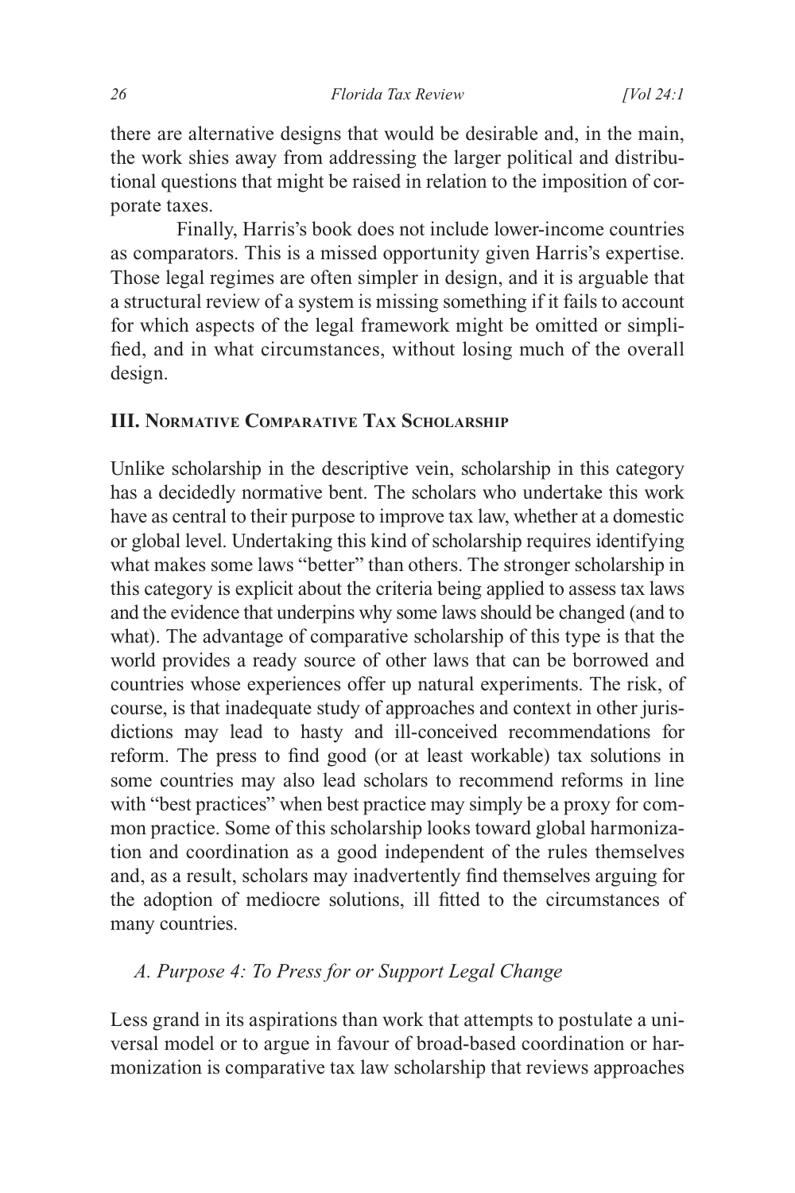there are alternative designs that would be desirable and, in the main, the work shies away from addressing the larger political and distributional questions that might be raised in relation to the imposition of corporate taxes.

Finally, Harris's book does not include lower-income countries as comparators. This is a missed opportunity given Harris's expertise. Those legal regimes are often simpler in design, and it is arguable that a structural review of a system is missing something if it fails to account for which aspects of the legal framework might be omitted or simplified, and in what circumstances, without losing much of the overall design.

## III. Normative Comparative Tax Scholarship

Unlike scholarship in the descriptive vein, scholarship in this category has a decidedly normative bent. The scholars who undertake this work have as central to their purpose to improve tax law, whether at a domestic or global level. Undertaking this kind of scholarship requires identifying what makes some laws "better" than others. The stronger scholarship in this category is explicit about the criteria being applied to assess tax laws and the evidence that underpins why some laws should be changed (and to what). The advantage of comparative scholarship of this type is that the world provides a ready source of other laws that can be borrowed and countries whose experiences offer up natural experiments. The risk, of course, is that inadequate study of approaches and context in other jurisdictions may lead to hasty and ill-conceived recommendations for reform. The press to find good (or at least workable) tax solutions in some countries may also lead scholars to recommend reforms in line with "best practices" when best practice may simply be a proxy for common practice. Some of this scholarship looks toward global harmonization and coordination as a good independent of the rules themselves and, as a result, scholars may inadvertently find themselves arguing for the adoption of mediocre solutions, ill fitted to the circumstances of many countries.

### *A. Purpose 4: To Press for or Support Legal Change*

Less grand in its aspirations than work that attempts to postulate a universal model or to argue in favour of broad-based coordination or harmonization is comparative tax law scholarship that reviews approaches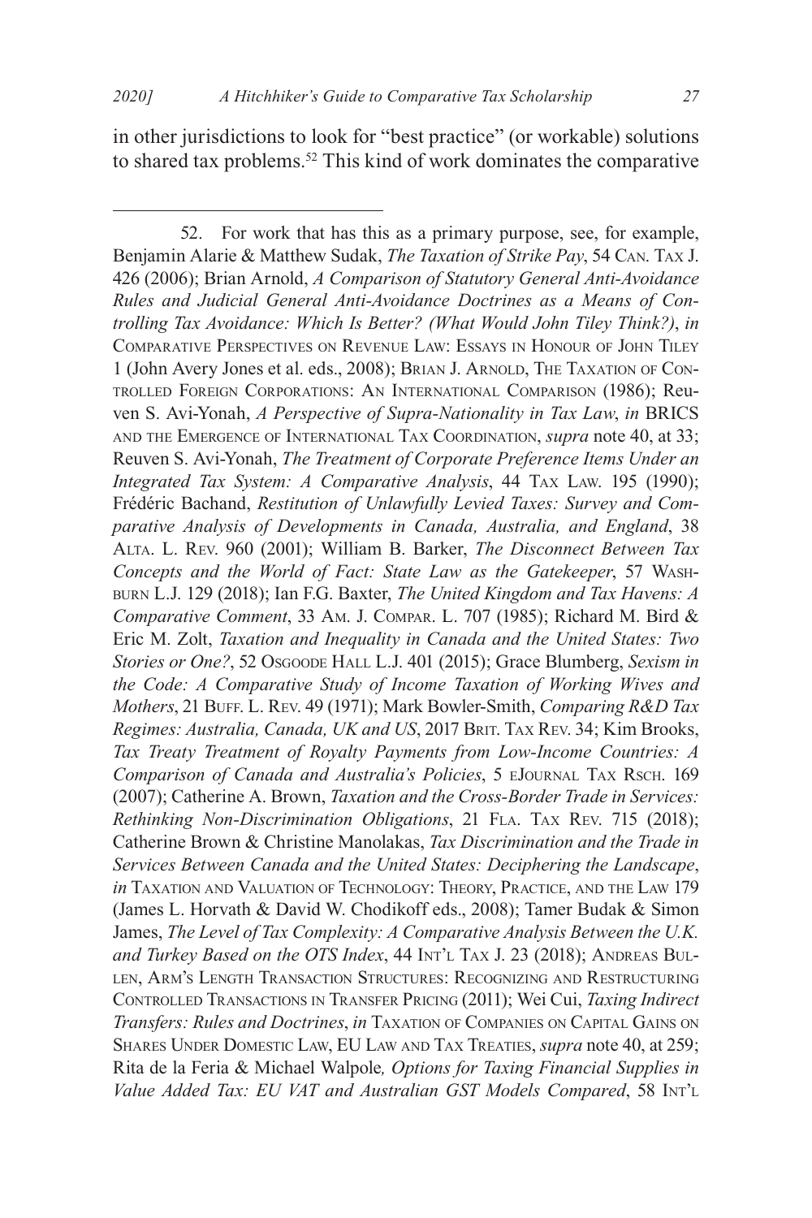in other jurisdictions to look for "best practice" (or workable) solutions to shared tax problems.[52] This kind of work dominates the comparative

---

52. For work that has this as a primary purpose, see, for example, Benjamin Alarie & Matthew Sudak, *The Taxation of Strike Pay*, 54 CAN. TAX J. 426 (2006); Brian Arnold, *A Comparison of Statutory General Anti-Avoidance Rules and Judicial General Anti-Avoidance Doctrines as a Means of Controlling Tax Avoidance: Which Is Better? (What Would John Tiley Think?)*, *in* COMPARATIVE PERSPECTIVES ON REVENUE LAW: ESSAYS IN HONOUR OF JOHN TILEY 1 (John Avery Jones et al. eds., 2008); BRIAN J. ARNOLD, THE TAXATION OF CONTROLLED FOREIGN CORPORATIONS: AN INTERNATIONAL COMPARISON (1986); Reuven S. Avi-Yonah, *A Perspective of Supra-Nationality in Tax Law*, *in* BRICS AND THE EMERGENCE OF INTERNATIONAL TAX COORDINATION, *supra* note 40, at 33; Reuven S. Avi-Yonah, *The Treatment of Corporate Preference Items Under an Integrated Tax System: A Comparative Analysis*, 44 TAX LAW. 195 (1990); Frédéric Bachand, *Restitution of Unlawfully Levied Taxes: Survey and Comparative Analysis of Developments in Canada, Australia, and England*, 38 ALTA. L. REV. 960 (2001); William B. Barker, *The Disconnect Between Tax Concepts and the World of Fact: State Law as the Gatekeeper*, 57 WASHBURN L.J. 129 (2018); Ian F.G. Baxter, *The United Kingdom and Tax Havens: A Comparative Comment*, 33 AM. J. COMPAR. L. 707 (1985); Richard M. Bird & Eric M. Zolt, *Taxation and Inequality in Canada and the United States: Two Stories or One?*, 52 OSGOODE HALL L.J. 401 (2015); Grace Blumberg, *Sexism in the Code: A Comparative Study of Income Taxation of Working Wives and Mothers*, 21 BUFF. L. REV. 49 (1971); Mark Bowler-Smith, *Comparing R&D Tax Regimes: Australia, Canada, UK and US*, 2017 BRIT. TAX REV. 34; Kim Brooks, *Tax Treaty Treatment of Royalty Payments from Low-Income Countries: A Comparison of Canada and Australia's Policies*, 5 EJOURNAL TAX RSCH. 169 (2007); Catherine A. Brown, *Taxation and the Cross-Border Trade in Services: Rethinking Non-Discrimination Obligations*, 21 FLA. TAX REV. 715 (2018); Catherine Brown & Christine Manolakas, *Tax Discrimination and the Trade in Services Between Canada and the United States: Deciphering the Landscape*, *in* TAXATION AND VALUATION OF TECHNOLOGY: THEORY, PRACTICE, AND THE LAW 179 (James L. Horvath & David W. Chodikoff eds., 2008); Tamer Budak & Simon James, *The Level of Tax Complexity: A Comparative Analysis Between the U.K. and Turkey Based on the OTS Index*, 44 INT'L TAX J. 23 (2018); ANDREAS BULLEN, ARM'S LENGTH TRANSACTION STRUCTURES: RECOGNIZING AND RESTRUCTURING CONTROLLED TRANSACTIONS IN TRANSFER PRICING (2011); Wei Cui, *Taxing Indirect Transfers: Rules and Doctrines*, *in* TAXATION OF COMPANIES ON CAPITAL GAINS ON SHARES UNDER DOMESTIC LAW, EU LAW AND TAX TREATIES, *supra* note 40, at 259; Rita de la Feria & Michael Walpole*, Options for Taxing Financial Supplies in Value Added Tax: EU VAT and Australian GST Models Compared*, 58 INT'L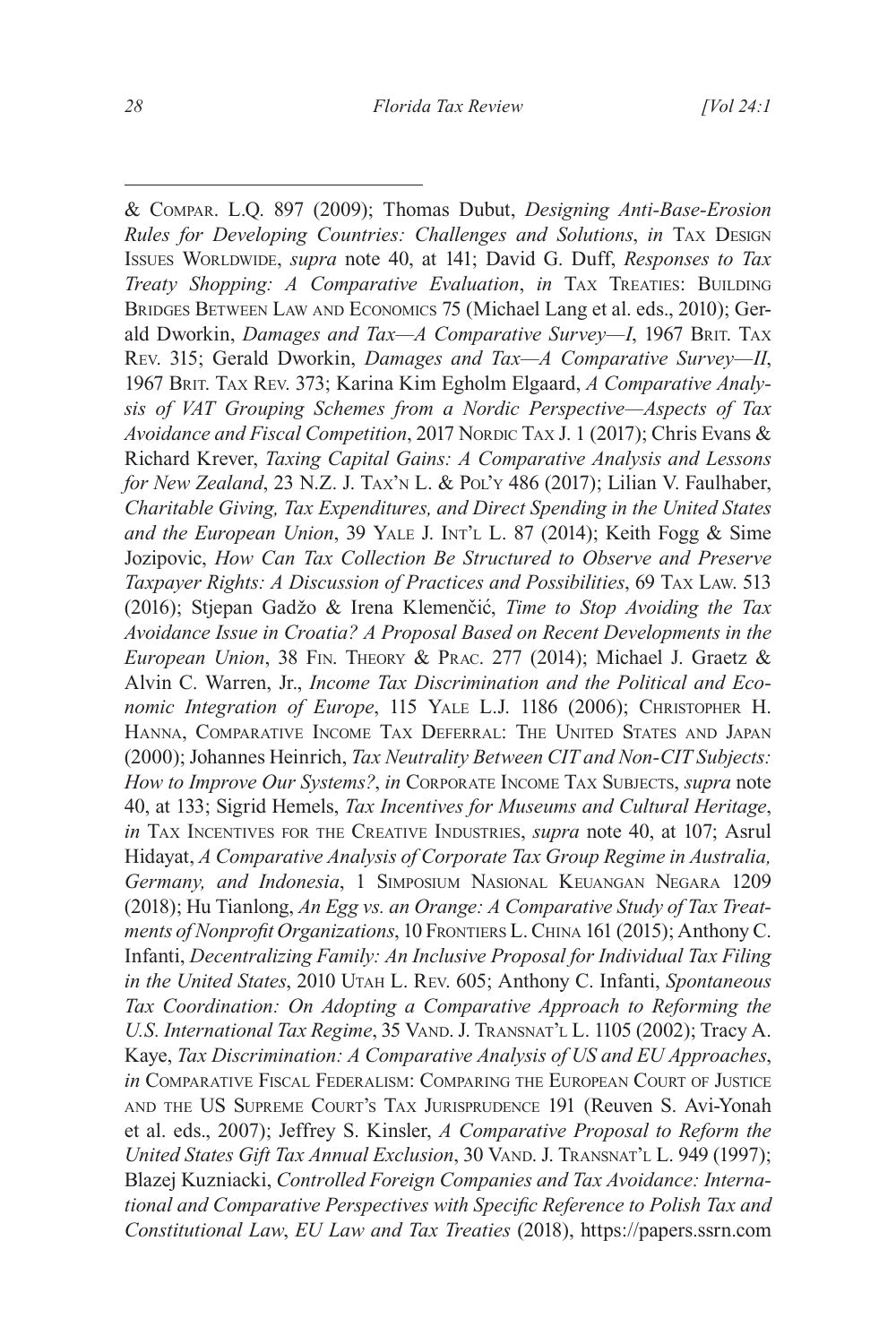& Compar. L.Q. 897 (2009); Thomas Dubut, *Designing Anti-Base-Erosion Rules for Developing Countries: Challenges and Solutions*, *in* Tax Design Issues Worldwide, *supra* note 40, at 141; David G. Duff, *Responses to Tax Treaty Shopping: A Comparative Evaluation*, *in* Tax Treaties: Building Bridges Between Law and Economics 75 (Michael Lang et al. eds., 2010); Gerald Dworkin, *Damages and Tax—A Comparative Survey—I*, 1967 Brit. Tax Rev. 315; Gerald Dworkin, *Damages and Tax—A Comparative Survey—II*, 1967 Brit. Tax Rev. 373; Karina Kim Egholm Elgaard, *A Comparative Analysis of VAT Grouping Schemes from a Nordic Perspective—Aspects of Tax Avoidance and Fiscal Competition*, 2017 Nordic Tax J. 1 (2017); Chris Evans & Richard Krever, *Taxing Capital Gains: A Comparative Analysis and Lessons for New Zealand*, 23 N.Z. J. Tax'n L. & Pol'y 486 (2017); Lilian V. Faulhaber, *Charitable Giving, Tax Expenditures, and Direct Spending in the United States and the European Union*, 39 Yale J. Int'l L. 87 (2014); Keith Fogg & Sime Jozipovic, *How Can Tax Collection Be Structured to Observe and Preserve Taxpayer Rights: A Discussion of Practices and Possibilities*, 69 Tax Law. 513 (2016); Stjepan Gadžo & Irena Klemenčić, *Time to Stop Avoiding the Tax Avoidance Issue in Croatia? A Proposal Based on Recent Developments in the European Union*, 38 Fin. Theory & Prac. 277 (2014); Michael J. Graetz & Alvin C. Warren, Jr., *Income Tax Discrimination and the Political and Economic Integration of Europe*, 115 Yale L.J. 1186 (2006); Christopher H. Hanna, Comparative Income Tax Deferral: The United States and Japan (2000); Johannes Heinrich, *Tax Neutrality Between CIT and Non-CIT Subjects: How to Improve Our Systems?*, *in* Corporate Income Tax Subjects, *supra* note 40, at 133; Sigrid Hemels, *Tax Incentives for Museums and Cultural Heritage*, *in* Tax Incentives for the Creative Industries, *supra* note 40, at 107; Asrul Hidayat, *A Comparative Analysis of Corporate Tax Group Regime in Australia, Germany, and Indonesia*, 1 Simposium Nasional Keuangan Negara 1209 (2018); Hu Tianlong, *An Egg vs. an Orange: A Comparative Study of Tax Treatments of Nonprofit Organizations*, 10 Frontiers L. China 161 (2015); Anthony C. Infanti, *Decentralizing Family: An Inclusive Proposal for Individual Tax Filing in the United States*, 2010 Utah L. Rev. 605; Anthony C. Infanti, *Spontaneous Tax Coordination: On Adopting a Comparative Approach to Reforming the U.S. International Tax Regime*, 35 Vand. J. Transnat'l L. 1105 (2002); Tracy A. Kaye, *Tax Discrimination: A Comparative Analysis of US and EU Approaches*, *in* Comparative Fiscal Federalism: Comparing the European Court of Justice and the US Supreme Court's Tax Jurisprudence 191 (Reuven S. Avi-Yonah et al. eds., 2007); Jeffrey S. Kinsler, *A Comparative Proposal to Reform the United States Gift Tax Annual Exclusion*, 30 Vand. J. Transnat'l L. 949 (1997); Blazej Kuzniacki, *Controlled Foreign Companies and Tax Avoidance: International and Comparative Perspectives with Specific Reference to Polish Tax and Constitutional Law, EU Law and Tax Treaties* (2018), https://papers.ssrn.com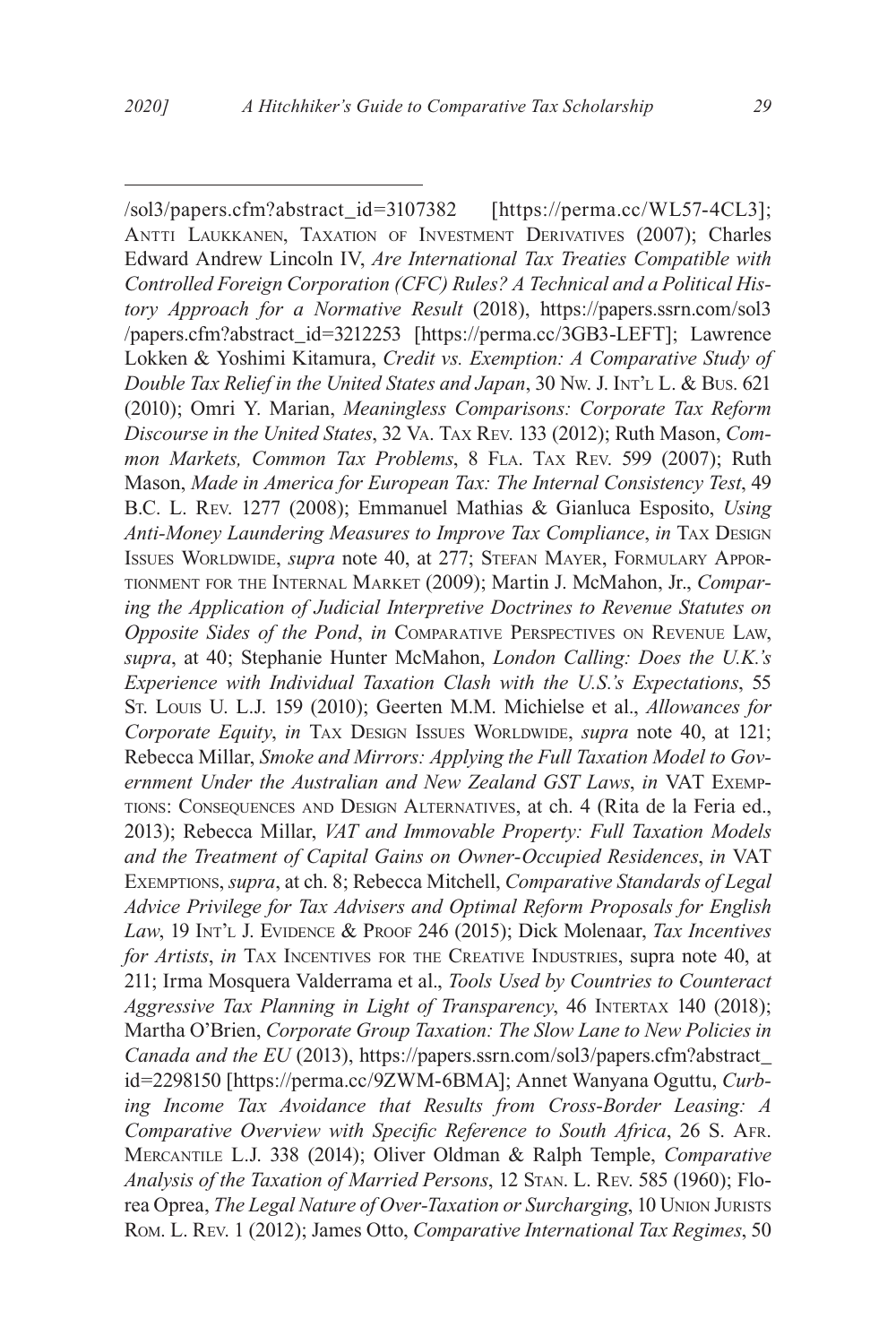/sol3/papers.cfm?abstract_id=3107382 [https://perma.cc/WL57-4CL3]; Antti Laukkanen, Taxation of Investment Derivatives (2007); Charles Edward Andrew Lincoln IV, *Are International Tax Treaties Compatible with Controlled Foreign Corporation (CFC) Rules? A Technical and a Political History Approach for a Normative Result* (2018), https://papers.ssrn.com/sol3/papers.cfm?abstract_id=3212253 [https://perma.cc/3GB3-LEFT]; Lawrence Lokken & Yoshimi Kitamura, *Credit vs. Exemption: A Comparative Study of Double Tax Relief in the United States and Japan*, 30 Nw. J. Int'l L. & Bus. 621 (2010); Omri Y. Marian, *Meaningless Comparisons: Corporate Tax Reform Discourse in the United States*, 32 Va. Tax Rev. 133 (2012); Ruth Mason, *Common Markets, Common Tax Problems*, 8 Fla. Tax Rev. 599 (2007); Ruth Mason, *Made in America for European Tax: The Internal Consistency Test*, 49 B.C. L. Rev. 1277 (2008); Emmanuel Mathias & Gianluca Esposito, *Using Anti-Money Laundering Measures to Improve Tax Compliance*, *in* Tax Design Issues Worldwide, *supra* note 40, at 277; Stefan Mayer, Formulary Apportionment for the Internal Market (2009); Martin J. McMahon, Jr., *Comparing the Application of Judicial Interpretive Doctrines to Revenue Statutes on Opposite Sides of the Pond*, *in* Comparative Perspectives on Revenue Law, *supra*, at 40; Stephanie Hunter McMahon, *London Calling: Does the U.K.'s Experience with Individual Taxation Clash with the U.S.'s Expectations*, 55 St. Louis U. L.J. 159 (2010); Geerten M.M. Michielse et al., *Allowances for Corporate Equity*, *in* Tax Design Issues Worldwide, *supra* note 40, at 121; Rebecca Millar, *Smoke and Mirrors: Applying the Full Taxation Model to Government Under the Australian and New Zealand GST Laws*, *in* VAT Exemptions: Consequences and Design Alternatives, at ch. 4 (Rita de la Feria ed., 2013); Rebecca Millar, *VAT and Immovable Property: Full Taxation Models and the Treatment of Capital Gains on Owner-Occupied Residences*, *in* VAT Exemptions, *supra*, at ch. 8; Rebecca Mitchell, *Comparative Standards of Legal Advice Privilege for Tax Advisers and Optimal Reform Proposals for English Law*, 19 Int'l J. Evidence & Proof 246 (2015); Dick Molenaar, *Tax Incentives for Artists*, *in* Tax Incentives for the Creative Industries, supra note 40, at 211; Irma Mosquera Valderrama et al., *Tools Used by Countries to Counteract Aggressive Tax Planning in Light of Transparency*, 46 Intertax 140 (2018); Martha O'Brien, *Corporate Group Taxation: The Slow Lane to New Policies in Canada and the EU* (2013), https://papers.ssrn.com/sol3/papers.cfm?abstract_id=2298150 [https://perma.cc/9ZWM-6BMA]; Annet Wanyana Oguttu, *Curbing Income Tax Avoidance that Results from Cross-Border Leasing: A Comparative Overview with Specific Reference to South Africa*, 26 S. Afr. Mercantile L.J. 338 (2014); Oliver Oldman & Ralph Temple, *Comparative Analysis of the Taxation of Married Persons*, 12 Stan. L. Rev. 585 (1960); Florea Oprea, *The Legal Nature of Over-Taxation or Surcharging*, 10 Union Jurists Rom. L. Rev. 1 (2012); James Otto, *Comparative International Tax Regimes*, 50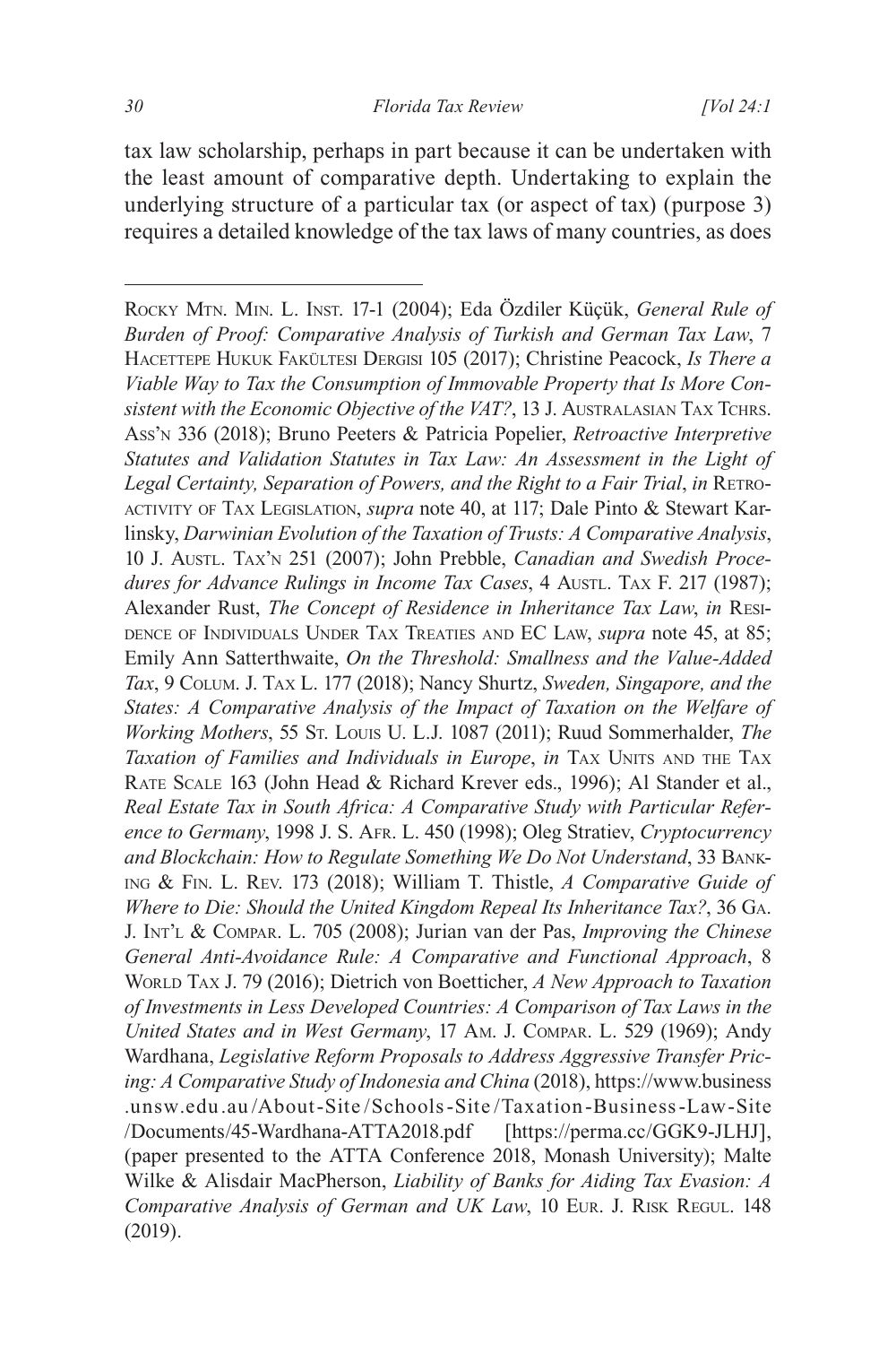tax law scholarship, perhaps in part because it can be undertaken with the least amount of comparative depth. Undertaking to explain the underlying structure of a particular tax (or aspect of tax) (purpose 3) requires a detailed knowledge of the tax laws of many countries, as does

---

Rocky Mtn. Min. L. Inst. 17-1 (2004); Eda Özdiler Küçük, *General Rule of Burden of Proof: Comparative Analysis of Turkish and German Tax Law*, 7 Hacettepe Hukuk Fakültesi Dergisi 105 (2017); Christine Peacock, *Is There a Viable Way to Tax the Consumption of Immovable Property that Is More Consistent with the Economic Objective of the VAT?*, 13 J. Australasian Tax Tchrs. Ass'n 336 (2018); Bruno Peeters & Patricia Popelier, *Retroactive Interpretive Statutes and Validation Statutes in Tax Law: An Assessment in the Light of Legal Certainty, Separation of Powers, and the Right to a Fair Trial*, *in* Retroactivity of Tax Legislation, *supra* note 40, at 117; Dale Pinto & Stewart Karlinsky, *Darwinian Evolution of the Taxation of Trusts: A Comparative Analysis*, 10 J. Austl. Tax'n 251 (2007); John Prebble, *Canadian and Swedish Procedures for Advance Rulings in Income Tax Cases*, 4 Austl. Tax F. 217 (1987); Alexander Rust, *The Concept of Residence in Inheritance Tax Law*, *in* Residence of Individuals Under Tax Treaties and EC Law, *supra* note 45, at 85; Emily Ann Satterthwaite, *On the Threshold: Smallness and the Value-Added Tax*, 9 Colum. J. Tax L. 177 (2018); Nancy Shurtz, *Sweden, Singapore, and the States: A Comparative Analysis of the Impact of Taxation on the Welfare of Working Mothers*, 55 St. Louis U. L.J. 1087 (2011); Ruud Sommerhalder, *The Taxation of Families and Individuals in Europe*, *in* Tax Units and the Tax Rate Scale 163 (John Head & Richard Krever eds., 1996); Al Stander et al., *Real Estate Tax in South Africa: A Comparative Study with Particular Reference to Germany*, 1998 J. S. Afr. L. 450 (1998); Oleg Stratiev, *Cryptocurrency and Blockchain: How to Regulate Something We Do Not Understand*, 33 Banking & Fin. L. Rev. 173 (2018); William T. Thistle, *A Comparative Guide of Where to Die: Should the United Kingdom Repeal Its Inheritance Tax?*, 36 Ga. J. Int'l & Compar. L. 705 (2008); Jurian van der Pas, *Improving the Chinese General Anti-Avoidance Rule: A Comparative and Functional Approach*, 8 World Tax J. 79 (2016); Dietrich von Boetticher, *A New Approach to Taxation of Investments in Less Developed Countries: A Comparison of Tax Laws in the United States and in West Germany*, 17 Am. J. Compar. L. 529 (1969); Andy Wardhana, *Legislative Reform Proposals to Address Aggressive Transfer Pricing: A Comparative Study of Indonesia and China* (2018), https://www.business.unsw.edu.au/About-Site/Schools-Site/Taxation-Business-Law-Site/Documents/45-Wardhana-ATTA2018.pdf [https://perma.cc/GGK9-JLHJ], (paper presented to the ATTA Conference 2018, Monash University); Malte Wilke & Alisdair MacPherson, *Liability of Banks for Aiding Tax Evasion: A Comparative Analysis of German and UK Law*, 10 Eur. J. Risk Regul. 148 (2019).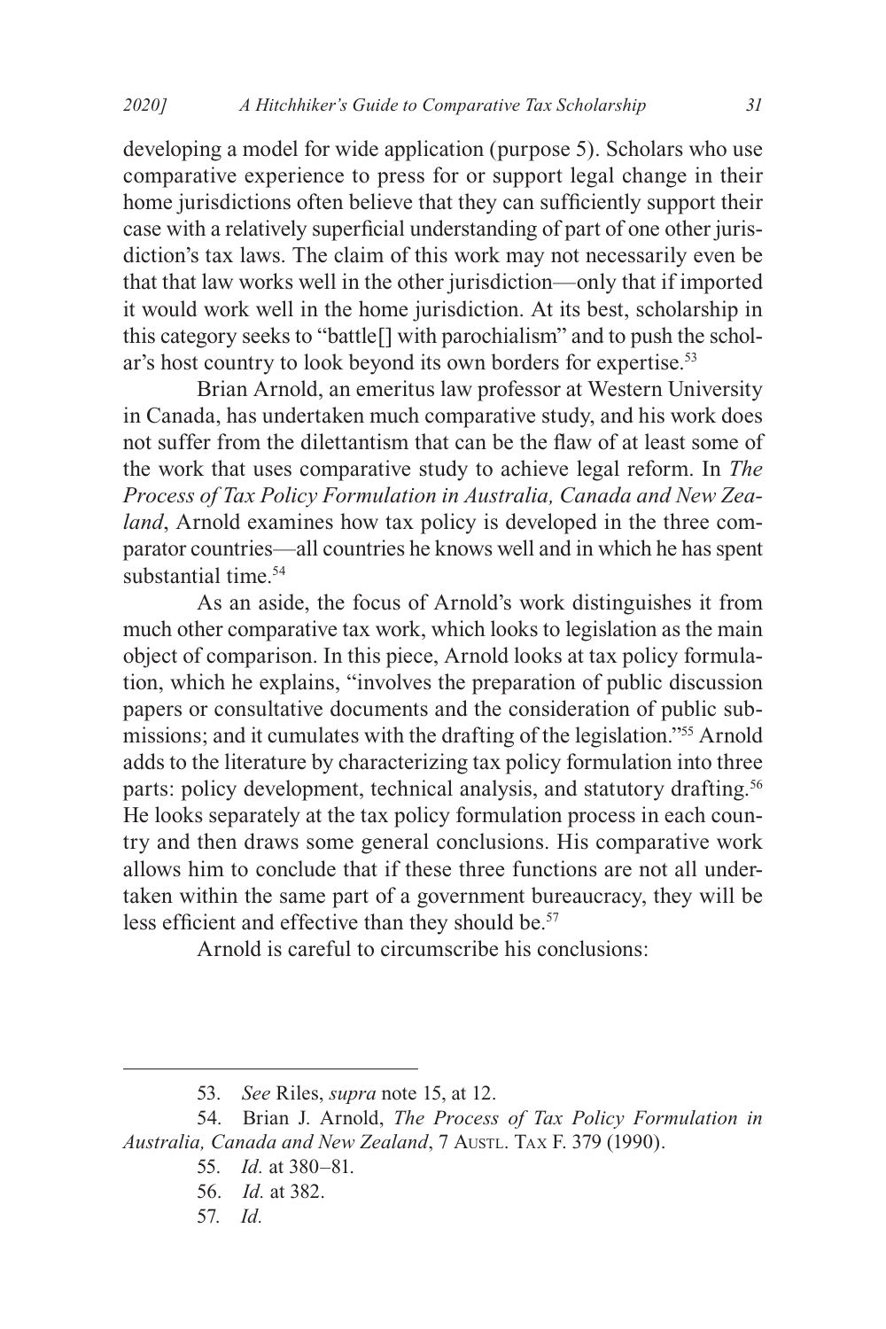developing a model for wide application (purpose 5). Scholars who use comparative experience to press for or support legal change in their home jurisdictions often believe that they can sufficiently support their case with a relatively superficial understanding of part of one other jurisdiction's tax laws. The claim of this work may not necessarily even be that that law works well in the other jurisdiction—only that if imported it would work well in the home jurisdiction. At its best, scholarship in this category seeks to "battle[] with parochialism" and to push the scholar's host country to look beyond its own borders for expertise.[53]

Brian Arnold, an emeritus law professor at Western University in Canada, has undertaken much comparative study, and his work does not suffer from the dilettantism that can be the flaw of at least some of the work that uses comparative study to achieve legal reform. In *The Process of Tax Policy Formulation in Australia, Canada and New Zealand*, Arnold examines how tax policy is developed in the three comparator countries—all countries he knows well and in which he has spent substantial time.[54]

As an aside, the focus of Arnold's work distinguishes it from much other comparative tax work, which looks to legislation as the main object of comparison. In this piece, Arnold looks at tax policy formulation, which he explains, "involves the preparation of public discussion papers or consultative documents and the consideration of public submissions; and it cumulates with the drafting of the legislation."[55] Arnold adds to the literature by characterizing tax policy formulation into three parts: policy development, technical analysis, and statutory drafting.[56] He looks separately at the tax policy formulation process in each country and then draws some general conclusions. His comparative work allows him to conclude that if these three functions are not all undertaken within the same part of a government bureaucracy, they will be less efficient and effective than they should be.[57]

Arnold is careful to circumscribe his conclusions:

---

53. *See* Riles, *supra* note 15, at 12.

54. Brian J. Arnold, *The Process of Tax Policy Formulation in Australia, Canada and New Zealand*, 7 AUSTL. TAX F. 379 (1990).

55. *Id.* at 380–81.

56. *Id.* at 382.

57. *Id.*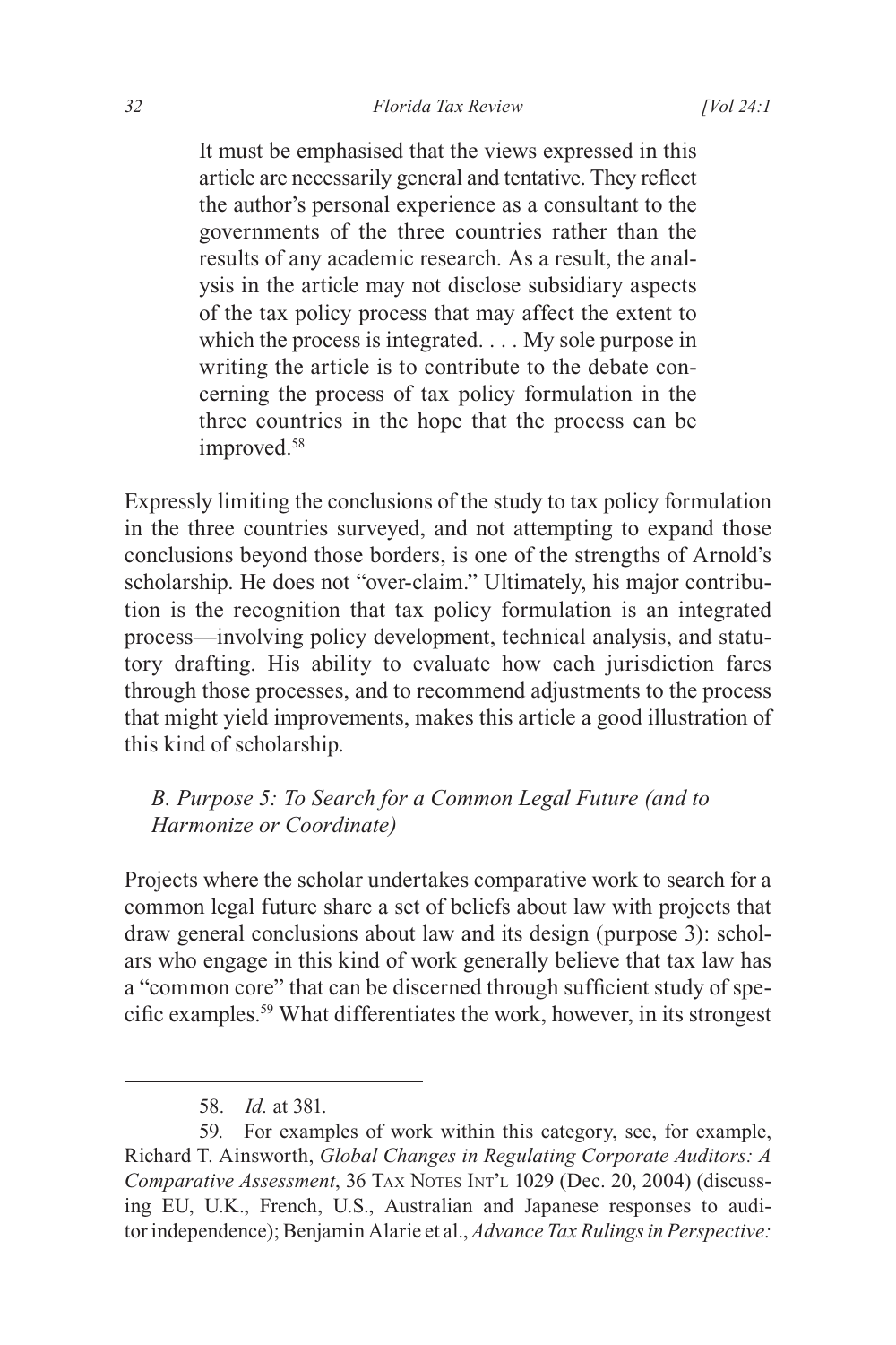> It must be emphasised that the views expressed in this article are necessarily general and tentative. They reflect the author's personal experience as a consultant to the governments of the three countries rather than the results of any academic research. As a result, the analysis in the article may not disclose subsidiary aspects of the tax policy process that may affect the extent to which the process is integrated. . . . My sole purpose in writing the article is to contribute to the debate concerning the process of tax policy formulation in the three countries in the hope that the process can be improved.[58]

Expressly limiting the conclusions of the study to tax policy formulation in the three countries surveyed, and not attempting to expand those conclusions beyond those borders, is one of the strengths of Arnold's scholarship. He does not "over-claim." Ultimately, his major contribution is the recognition that tax policy formulation is an integrated process—involving policy development, technical analysis, and statutory drafting. His ability to evaluate how each jurisdiction fares through those processes, and to recommend adjustments to the process that might yield improvements, makes this article a good illustration of this kind of scholarship.

### *B. Purpose 5: To Search for a Common Legal Future (and to Harmonize or Coordinate)*

Projects where the scholar undertakes comparative work to search for a common legal future share a set of beliefs about law with projects that draw general conclusions about law and its design (purpose 3): scholars who engage in this kind of work generally believe that tax law has a "common core" that can be discerned through sufficient study of specific examples.[59] What differentiates the work, however, in its strongest

---

58. *Id.* at 381.

59. For examples of work within this category, see, for example, Richard T. Ainsworth, *Global Changes in Regulating Corporate Auditors: A Comparative Assessment*, 36 Tax Notes Int'l 1029 (Dec. 20, 2004) (discussing EU, U.K., French, U.S., Australian and Japanese responses to auditor independence); Benjamin Alarie et al., *Advance Tax Rulings in Perspective:*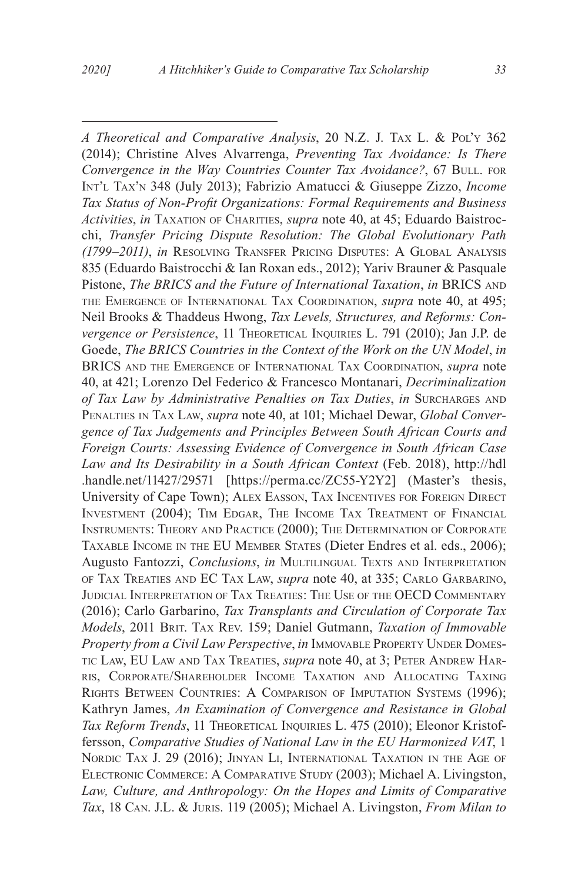*A Theoretical and Comparative Analysis*, 20 N.Z. J. Tax L. & Pol'y 362 (2014); Christine Alves Alvarrenga, *Preventing Tax Avoidance: Is There Convergence in the Way Countries Counter Tax Avoidance?*, 67 Bull. for Int'l Tax'n 348 (July 2013); Fabrizio Amatucci & Giuseppe Zizzo, *Income Tax Status of Non-Profit Organizations: Formal Requirements and Business Activities*, *in* Taxation of Charities, *supra* note 40, at 45; Eduardo Baistrocchi, *Transfer Pricing Dispute Resolution: The Global Evolutionary Path (1799–2011)*, *in* Resolving Transfer Pricing Disputes: A Global Analysis 835 (Eduardo Baistrocchi & Ian Roxan eds., 2012); Yariv Brauner & Pasquale Pistone, *The BRICS and the Future of International Taxation*, *in* BRICS and the Emergence of International Tax Coordination, *supra* note 40, at 495; Neil Brooks & Thaddeus Hwong, *Tax Levels, Structures, and Reforms: Convergence or Persistence*, 11 Theoretical Inquiries L. 791 (2010); Jan J.P. de Goede, *The BRICS Countries in the Context of the Work on the UN Model*, *in* BRICS and the Emergence of International Tax Coordination, *supra* note 40, at 421; Lorenzo Del Federico & Francesco Montanari, *Decriminalization of Tax Law by Administrative Penalties on Tax Duties*, *in* Surcharges and Penalties in Tax Law, *supra* note 40, at 101; Michael Dewar, *Global Convergence of Tax Judgements and Principles Between South African Courts and Foreign Courts: Assessing Evidence of Convergence in South African Case Law and Its Desirability in a South African Context* (Feb. 2018), http://hdl.handle.net/11427/29571 [https://perma.cc/ZC55-Y2Y2] (Master's thesis, University of Cape Town); Alex Easson, Tax Incentives for Foreign Direct Investment (2004); Tim Edgar, The Income Tax Treatment of Financial Instruments: Theory and Practice (2000); The Determination of Corporate Taxable Income in the EU Member States (Dieter Endres et al. eds., 2006); Augusto Fantozzi, *Conclusions*, *in* Multilingual Texts and Interpretation of Tax Treaties and EC Tax Law, *supra* note 40, at 335; Carlo Garbarino, Judicial Interpretation of Tax Treaties: The Use of the OECD Commentary (2016); Carlo Garbarino, *Tax Transplants and Circulation of Corporate Tax Models*, 2011 Brit. Tax Rev. 159; Daniel Gutmann, *Taxation of Immovable Property from a Civil Law Perspective*, *in* Immovable Property Under Domestic Law, EU Law and Tax Treaties, *supra* note 40, at 3; Peter Andrew Harris, Corporate/Shareholder Income Taxation and Allocating Taxing Rights Between Countries: A Comparison of Imputation Systems (1996); Kathryn James, *An Examination of Convergence and Resistance in Global Tax Reform Trends*, 11 Theoretical Inquiries L. 475 (2010); Eleonor Kristoffersson, *Comparative Studies of National Law in the EU Harmonized VAT*, 1 Nordic Tax J. 29 (2016); Jinyan Li, International Taxation in the Age of Electronic Commerce: A Comparative Study (2003); Michael A. Livingston, *Law, Culture, and Anthropology: On the Hopes and Limits of Comparative Tax*, 18 Can. J.L. & Juris. 119 (2005); Michael A. Livingston, *From Milan to*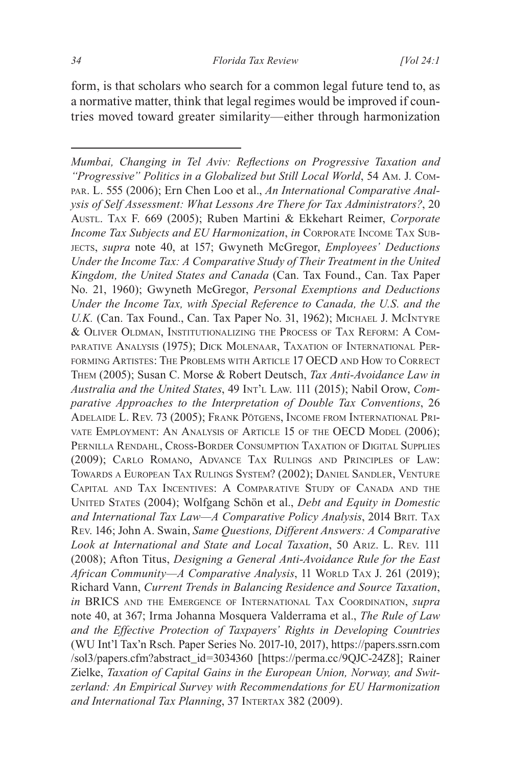form, is that scholars who search for a common legal future tend to, as a normative matter, think that legal regimes would be improved if countries moved toward greater similarity—either through harmonization

---

*Mumbai, Changing in Tel Aviv: Reflections on Progressive Taxation and "Progressive" Politics in a Globalized but Still Local World*, 54 Am. J. Compar. L. 555 (2006); Ern Chen Loo et al., *An International Comparative Analysis of Self Assessment: What Lessons Are There for Tax Administrators?*, 20 Austl. Tax F. 669 (2005); Ruben Martini & Ekkehart Reimer, *Corporate Income Tax Subjects and EU Harmonization*, *in* Corporate Income Tax Subjects, *supra* note 40, at 157; Gwyneth McGregor, *Employees' Deductions Under the Income Tax: A Comparative Study of Their Treatment in the United Kingdom, the United States and Canada* (Can. Tax Found., Can. Tax Paper No. 21, 1960); Gwyneth McGregor, *Personal Exemptions and Deductions Under the Income Tax, with Special Reference to Canada, the U.S. and the U.K.* (Can. Tax Found., Can. Tax Paper No. 31, 1962); Michael J. McIntyre & Oliver Oldman, Institutionalizing the Process of Tax Reform: A Comparative Analysis (1975); Dick Molenaar, Taxation of International Performing Artistes: The Problems with Article 17 OECD and How to Correct Them (2005); Susan C. Morse & Robert Deutsch, *Tax Anti-Avoidance Law in Australia and the United States*, 49 Int'l Law. 111 (2015); Nabil Orow, *Comparative Approaches to the Interpretation of Double Tax Conventions*, 26 Adelaide L. Rev. 73 (2005); Frank Pötgens, Income from International Private Employment: An Analysis of Article 15 of the OECD Model (2006); Pernilla Rendahl, Cross-Border Consumption Taxation of Digital Supplies (2009); Carlo Romano, Advance Tax Rulings and Principles of Law: Towards a European Tax Rulings System? (2002); Daniel Sandler, Venture Capital and Tax Incentives: A Comparative Study of Canada and the United States (2004); Wolfgang Schön et al., *Debt and Equity in Domestic and International Tax Law—A Comparative Policy Analysis*, 2014 Brit. Tax Rev. 146; John A. Swain, *Same Questions, Different Answers: A Comparative Look at International and State and Local Taxation*, 50 Ariz. L. Rev. 111 (2008); Afton Titus, *Designing a General Anti-Avoidance Rule for the East African Community—A Comparative Analysis*, 11 World Tax J. 261 (2019); Richard Vann, *Current Trends in Balancing Residence and Source Taxation*, *in* BRICS and the Emergence of International Tax Coordination, *supra* note 40, at 367; Irma Johanna Mosquera Valderrama et al., *The Rule of Law and the Effective Protection of Taxpayers' Rights in Developing Countries* (WU Int'l Tax'n Rsch. Paper Series No. 2017-10, 2017), https://papers.ssrn.com/sol3/papers.cfm?abstract_id=3034360 [https://perma.cc/9QJC-24Z8]; Rainer Zielke, *Taxation of Capital Gains in the European Union, Norway, and Switzerland: An Empirical Survey with Recommendations for EU Harmonization and International Tax Planning*, 37 Intertax 382 (2009).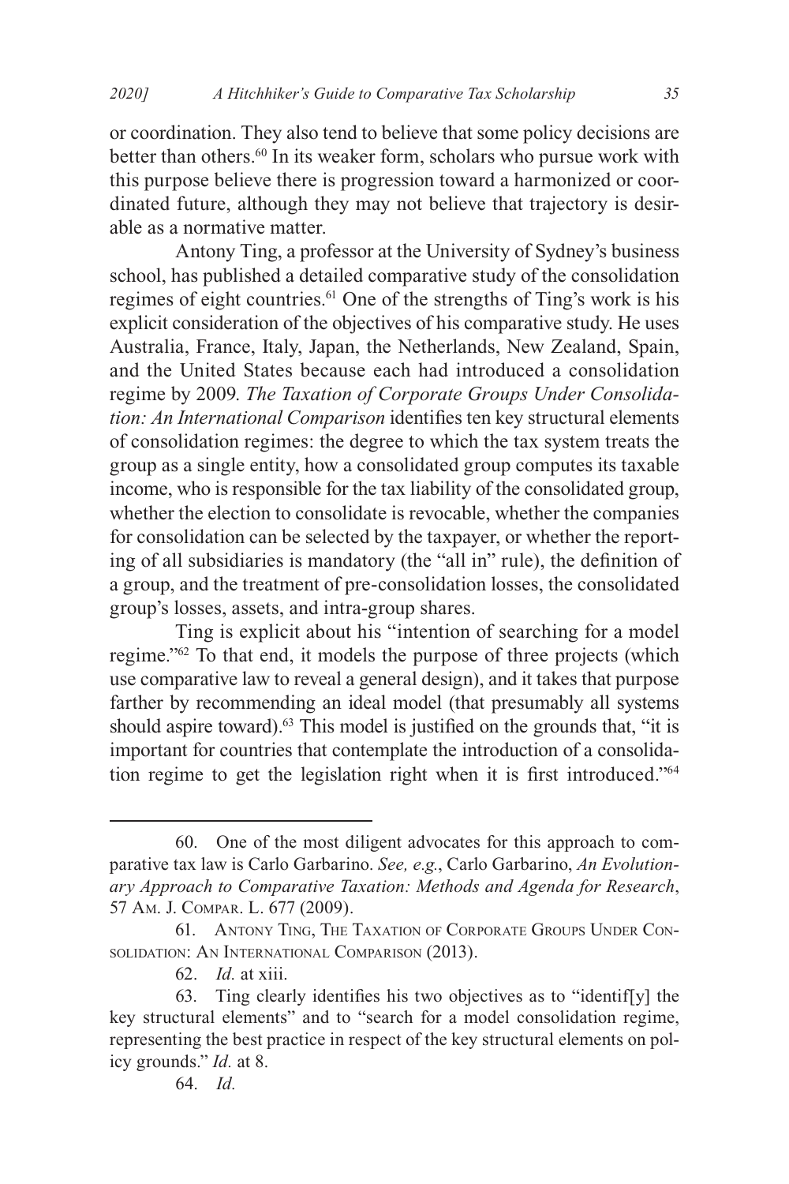or coordination. They also tend to believe that some policy decisions are better than others.[60] In its weaker form, scholars who pursue work with this purpose believe there is progression toward a harmonized or coordinated future, although they may not believe that trajectory is desirable as a normative matter.

Antony Ting, a professor at the University of Sydney's business school, has published a detailed comparative study of the consolidation regimes of eight countries.[61] One of the strengths of Ting's work is his explicit consideration of the objectives of his comparative study. He uses Australia, France, Italy, Japan, the Netherlands, New Zealand, Spain, and the United States because each had introduced a consolidation regime by 2009. *The Taxation of Corporate Groups Under Consolidation: An International Comparison* identifies ten key structural elements of consolidation regimes: the degree to which the tax system treats the group as a single entity, how a consolidated group computes its taxable income, who is responsible for the tax liability of the consolidated group, whether the election to consolidate is revocable, whether the companies for consolidation can be selected by the taxpayer, or whether the reporting of all subsidiaries is mandatory (the "all in" rule), the definition of a group, and the treatment of pre-consolidation losses, the consolidated group's losses, assets, and intra-group shares.

Ting is explicit about his "intention of searching for a model regime."[62] To that end, it models the purpose of three projects (which use comparative law to reveal a general design), and it takes that purpose farther by recommending an ideal model (that presumably all systems should aspire toward).[63] This model is justified on the grounds that, "it is important for countries that contemplate the introduction of a consolidation regime to get the legislation right when it is first introduced."[64]

---

60. One of the most diligent advocates for this approach to comparative tax law is Carlo Garbarino. *See, e.g.*, Carlo Garbarino, *An Evolutionary Approach to Comparative Taxation: Methods and Agenda for Research*, 57 Am. J. Compar. L. 677 (2009).

61. Antony Ting, The Taxation of Corporate Groups Under Consolidation: An International Comparison (2013).

62. *Id.* at xiii.

63. Ting clearly identifies his two objectives as to "identif[y] the key structural elements" and to "search for a model consolidation regime, representing the best practice in respect of the key structural elements on policy grounds." *Id.* at 8.

64. *Id.*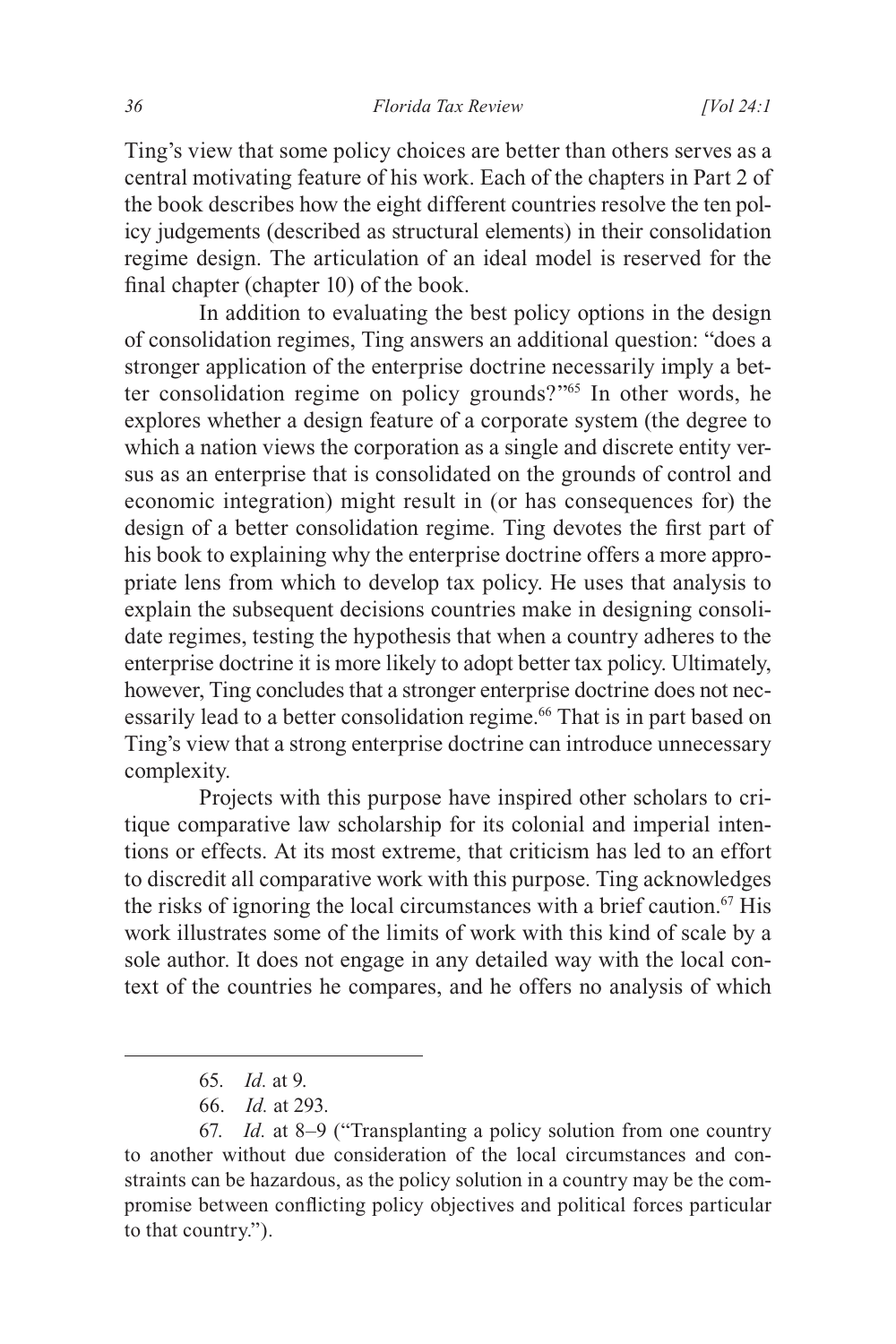Ting's view that some policy choices are better than others serves as a central motivating feature of his work. Each of the chapters in Part 2 of the book describes how the eight different countries resolve the ten policy judgements (described as structural elements) in their consolidation regime design. The articulation of an ideal model is reserved for the final chapter (chapter 10) of the book.

In addition to evaluating the best policy options in the design of consolidation regimes, Ting answers an additional question: "does a stronger application of the enterprise doctrine necessarily imply a better consolidation regime on policy grounds?"[65] In other words, he explores whether a design feature of a corporate system (the degree to which a nation views the corporation as a single and discrete entity versus as an enterprise that is consolidated on the grounds of control and economic integration) might result in (or has consequences for) the design of a better consolidation regime. Ting devotes the first part of his book to explaining why the enterprise doctrine offers a more appropriate lens from which to develop tax policy. He uses that analysis to explain the subsequent decisions countries make in designing consolidate regimes, testing the hypothesis that when a country adheres to the enterprise doctrine it is more likely to adopt better tax policy. Ultimately, however, Ting concludes that a stronger enterprise doctrine does not necessarily lead to a better consolidation regime.[66] That is in part based on Ting's view that a strong enterprise doctrine can introduce unnecessary complexity.

Projects with this purpose have inspired other scholars to critique comparative law scholarship for its colonial and imperial intentions or effects. At its most extreme, that criticism has led to an effort to discredit all comparative work with this purpose. Ting acknowledges the risks of ignoring the local circumstances with a brief caution.[67] His work illustrates some of the limits of work with this kind of scale by a sole author. It does not engage in any detailed way with the local context of the countries he compares, and he offers no analysis of which

---

65. *Id.* at 9.

66. *Id.* at 293.

67. *Id.* at 8–9 ("Transplanting a policy solution from one country to another without due consideration of the local circumstances and constraints can be hazardous, as the policy solution in a country may be the compromise between conflicting policy objectives and political forces particular to that country.").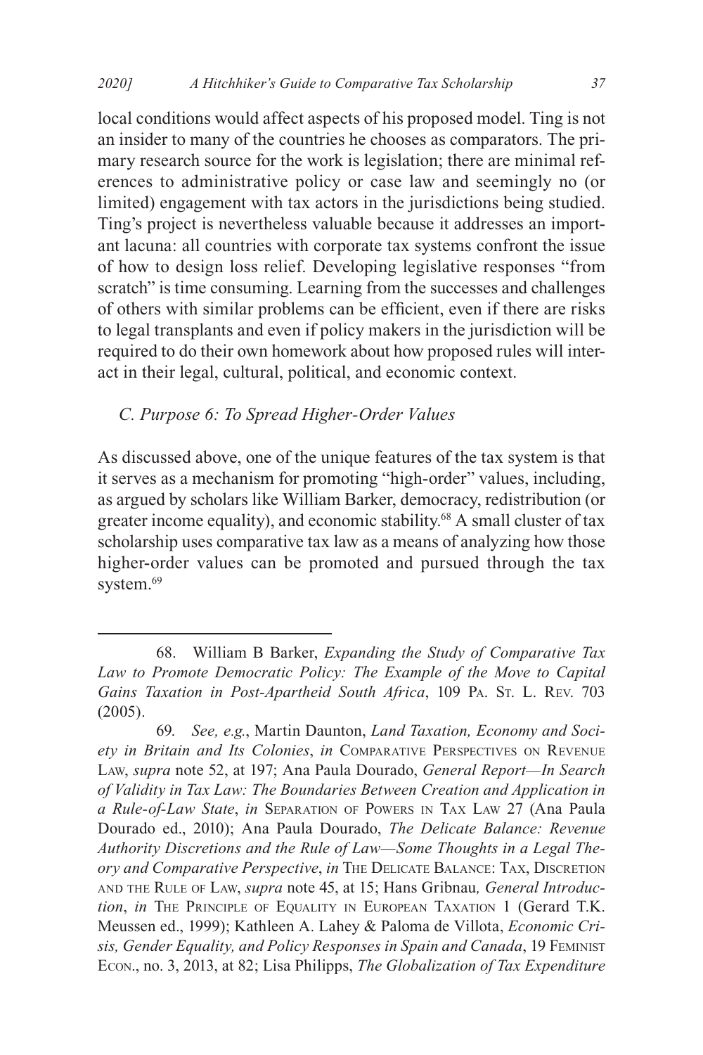local conditions would affect aspects of his proposed model. Ting is not an insider to many of the countries he chooses as comparators. The primary research source for the work is legislation; there are minimal references to administrative policy or case law and seemingly no (or limited) engagement with tax actors in the jurisdictions being studied. Ting's project is nevertheless valuable because it addresses an important lacuna: all countries with corporate tax systems confront the issue of how to design loss relief. Developing legislative responses "from scratch" is time consuming. Learning from the successes and challenges of others with similar problems can be efficient, even if there are risks to legal transplants and even if policy makers in the jurisdiction will be required to do their own homework about how proposed rules will interact in their legal, cultural, political, and economic context.

### *C. Purpose 6: To Spread Higher-Order Values*

As discussed above, one of the unique features of the tax system is that it serves as a mechanism for promoting "high-order" values, including, as argued by scholars like William Barker, democracy, redistribution (or greater income equality), and economic stability.[68] A small cluster of tax scholarship uses comparative tax law as a means of analyzing how those higher-order values can be promoted and pursued through the tax system.[69]

---

68. William B Barker, *Expanding the Study of Comparative Tax Law to Promote Democratic Policy: The Example of the Move to Capital Gains Taxation in Post-Apartheid South Africa*, 109 PA. ST. L. REV. 703 (2005).

69. *See, e.g.*, Martin Daunton, *Land Taxation, Economy and Society in Britain and Its Colonies*, *in* COMPARATIVE PERSPECTIVES ON REVENUE LAW, *supra* note 52, at 197; Ana Paula Dourado, *General Report—In Search of Validity in Tax Law: The Boundaries Between Creation and Application in a Rule-of-Law State*, *in* SEPARATION OF POWERS IN TAX LAW 27 (Ana Paula Dourado ed., 2010); Ana Paula Dourado, *The Delicate Balance: Revenue Authority Discretions and the Rule of Law—Some Thoughts in a Legal Theory and Comparative Perspective*, *in* THE DELICATE BALANCE: TAX, DISCRETION AND THE RULE OF LAW, *supra* note 45, at 15; Hans Gribnau*, General Introduction*, *in* THE PRINCIPLE OF EQUALITY IN EUROPEAN TAXATION 1 (Gerard T.K. Meussen ed., 1999); Kathleen A. Lahey & Paloma de Villota, *Economic Crisis, Gender Equality, and Policy Responses in Spain and Canada*, 19 FEMINIST ECON., no. 3, 2013, at 82; Lisa Philipps, *The Globalization of Tax Expenditure*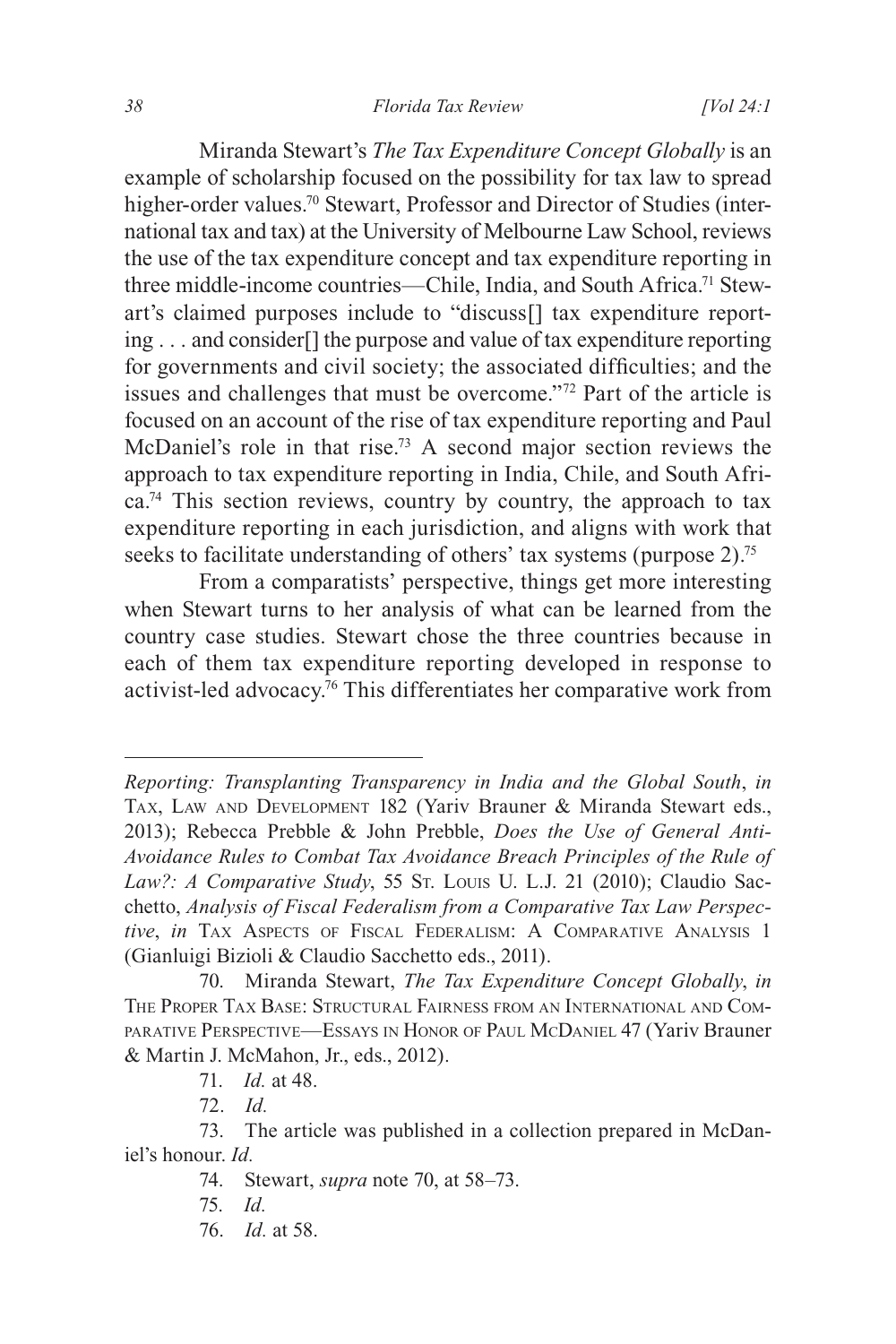Miranda Stewart's *The Tax Expenditure Concept Globally* is an example of scholarship focused on the possibility for tax law to spread higher-order values.[70] Stewart, Professor and Director of Studies (international tax and tax) at the University of Melbourne Law School, reviews the use of the tax expenditure concept and tax expenditure reporting in three middle-income countries—Chile, India, and South Africa.[71] Stewart's claimed purposes include to "discuss[] tax expenditure reporting . . . and consider[] the purpose and value of tax expenditure reporting for governments and civil society; the associated difficulties; and the issues and challenges that must be overcome."[72] Part of the article is focused on an account of the rise of tax expenditure reporting and Paul McDaniel's role in that rise.[73] A second major section reviews the approach to tax expenditure reporting in India, Chile, and South Africa.[74] This section reviews, country by country, the approach to tax expenditure reporting in each jurisdiction, and aligns with work that seeks to facilitate understanding of others' tax systems (purpose 2).[75]

From a comparatists' perspective, things get more interesting when Stewart turns to her analysis of what can be learned from the country case studies. Stewart chose the three countries because in each of them tax expenditure reporting developed in response to activist-led advocacy.[76] This differentiates her comparative work from

---

*Reporting: Transplanting Transparency in India and the Global South*, *in* Tax, Law and Development 182 (Yariv Brauner & Miranda Stewart eds., 2013); Rebecca Prebble & John Prebble, *Does the Use of General Anti-Avoidance Rules to Combat Tax Avoidance Breach Principles of the Rule of Law?: A Comparative Study*, 55 St. Louis U. L.J. 21 (2010); Claudio Sacchetto, *Analysis of Fiscal Federalism from a Comparative Tax Law Perspective*, *in* Tax Aspects of Fiscal Federalism: A Comparative Analysis 1 (Gianluigi Bizioli & Claudio Sacchetto eds., 2011).

70. Miranda Stewart, *The Tax Expenditure Concept Globally*, *in* The Proper Tax Base: Structural Fairness from an International and Comparative Perspective—Essays in Honor of Paul McDaniel 47 (Yariv Brauner & Martin J. McMahon, Jr., eds., 2012).

71. *Id.* at 48.

72. *Id.*

73. The article was published in a collection prepared in McDaniel's honour. *Id.*

74. Stewart, *supra* note 70, at 58–73.

75. *Id.*

76. *Id.* at 58.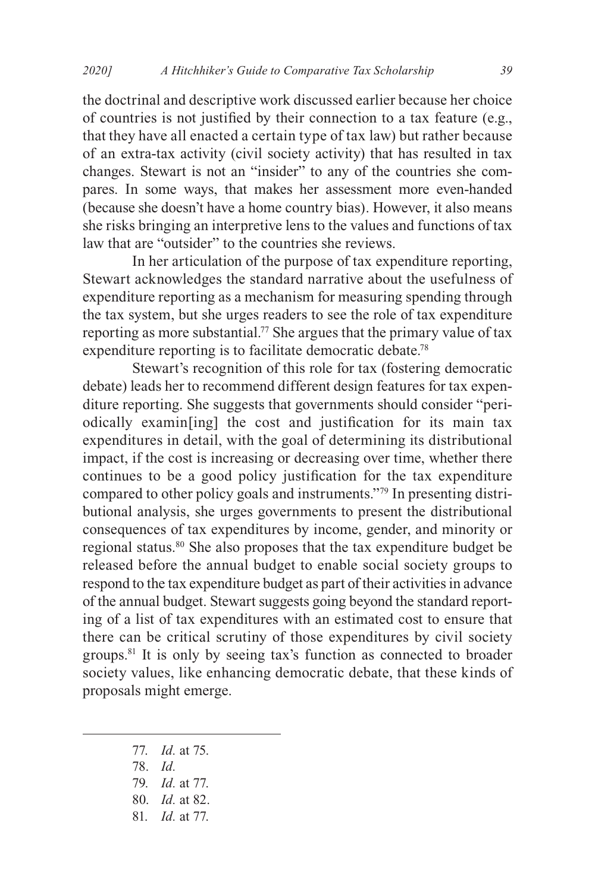the doctrinal and descriptive work discussed earlier because her choice of countries is not justified by their connection to a tax feature (e.g., that they have all enacted a certain type of tax law) but rather because of an extra-tax activity (civil society activity) that has resulted in tax changes. Stewart is not an "insider" to any of the countries she compares. In some ways, that makes her assessment more even-handed (because she doesn't have a home country bias). However, it also means she risks bringing an interpretive lens to the values and functions of tax law that are "outsider" to the countries she reviews.

In her articulation of the purpose of tax expenditure reporting, Stewart acknowledges the standard narrative about the usefulness of expenditure reporting as a mechanism for measuring spending through the tax system, but she urges readers to see the role of tax expenditure reporting as more substantial.[77] She argues that the primary value of tax expenditure reporting is to facilitate democratic debate.[78]

Stewart's recognition of this role for tax (fostering democratic debate) leads her to recommend different design features for tax expenditure reporting. She suggests that governments should consider "periodically examin[ing] the cost and justification for its main tax expenditures in detail, with the goal of determining its distributional impact, if the cost is increasing or decreasing over time, whether there continues to be a good policy justification for the tax expenditure compared to other policy goals and instruments."[79] In presenting distributional analysis, she urges governments to present the distributional consequences of tax expenditures by income, gender, and minority or regional status.[80] She also proposes that the tax expenditure budget be released before the annual budget to enable social society groups to respond to the tax expenditure budget as part of their activities in advance of the annual budget. Stewart suggests going beyond the standard reporting of a list of tax expenditures with an estimated cost to ensure that there can be critical scrutiny of those expenditures by civil society groups.[81] It is only by seeing tax's function as connected to broader society values, like enhancing democratic debate, that these kinds of proposals might emerge.

---

77. *Id.* at 75.
78. *Id.*
79. *Id.* at 77.
80. *Id.* at 82.
81. *Id.* at 77.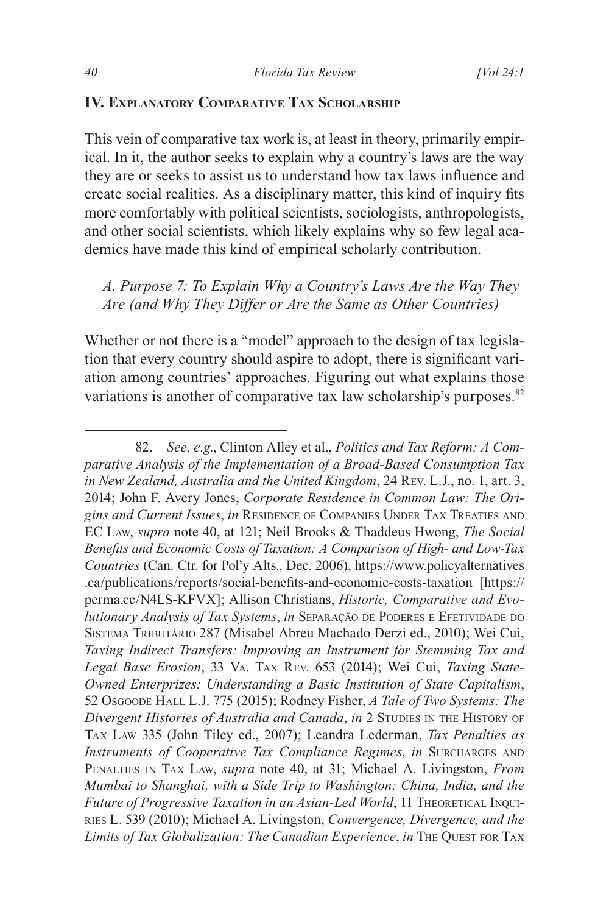## IV. Explanatory Comparative Tax Scholarship

This vein of comparative tax work is, at least in theory, primarily empirical. In it, the author seeks to explain why a country's laws are the way they are or seeks to assist us to understand how tax laws influence and create social realities. As a disciplinary matter, this kind of inquiry fits more comfortably with political scientists, sociologists, anthropologists, and other social scientists, which likely explains why so few legal academics have made this kind of empirical scholarly contribution.

### *A. Purpose 7: To Explain Why a Country's Laws Are the Way They Are (and Why They Differ or Are the Same as Other Countries)*

Whether or not there is a "model" approach to the design of tax legislation that every country should aspire to adopt, there is significant variation among countries' approaches. Figuring out what explains those variations is another of comparative tax law scholarship's purposes.[82]

---

82. *See, e.g.*, Clinton Alley et al., *Politics and Tax Reform: A Comparative Analysis of the Implementation of a Broad-Based Consumption Tax in New Zealand, Australia and the United Kingdom*, 24 Rev. L.J., no. 1, art. 3, 2014; John F. Avery Jones, *Corporate Residence in Common Law: The Origins and Current Issues*, *in* Residence of Companies Under Tax Treaties and EC Law, *supra* note 40, at 121; Neil Brooks & Thaddeus Hwong, *The Social Benefits and Economic Costs of Taxation: A Comparison of High- and Low-Tax Countries* (Can. Ctr. for Pol'y Alts., Dec. 2006), https://www.policyalternatives.ca/publications/reports/social-benefits-and-economic-costs-taxation [https://perma.cc/N4LS-KFVX]; Allison Christians, *Historic, Comparative and Evolutionary Analysis of Tax Systems*, *in* Separação de Poderes e Efetividade do Sistema Tributário 287 (Misabel Abreu Machado Derzi ed., 2010); Wei Cui, *Taxing Indirect Transfers: Improving an Instrument for Stemming Tax and Legal Base Erosion*, 33 Va. Tax Rev. 653 (2014); Wei Cui, *Taxing State-Owned Enterprizes: Understanding a Basic Institution of State Capitalism*, 52 Osgoode Hall L.J. 775 (2015); Rodney Fisher, *A Tale of Two Systems: The Divergent Histories of Australia and Canada*, *in* 2 Studies in the History of Tax Law 335 (John Tiley ed., 2007); Leandra Lederman, *Tax Penalties as Instruments of Cooperative Tax Compliance Regimes*, *in* Surcharges and Penalties in Tax Law, *supra* note 40, at 31; Michael A. Livingston, *From Mumbai to Shanghai, with a Side Trip to Washington: China, India, and the Future of Progressive Taxation in an Asian-Led World*, 11 Theoretical Inquiries L. 539 (2010); Michael A. Livingston, *Convergence, Divergence, and the Limits of Tax Globalization: The Canadian Experience*, *in* The Quest for Tax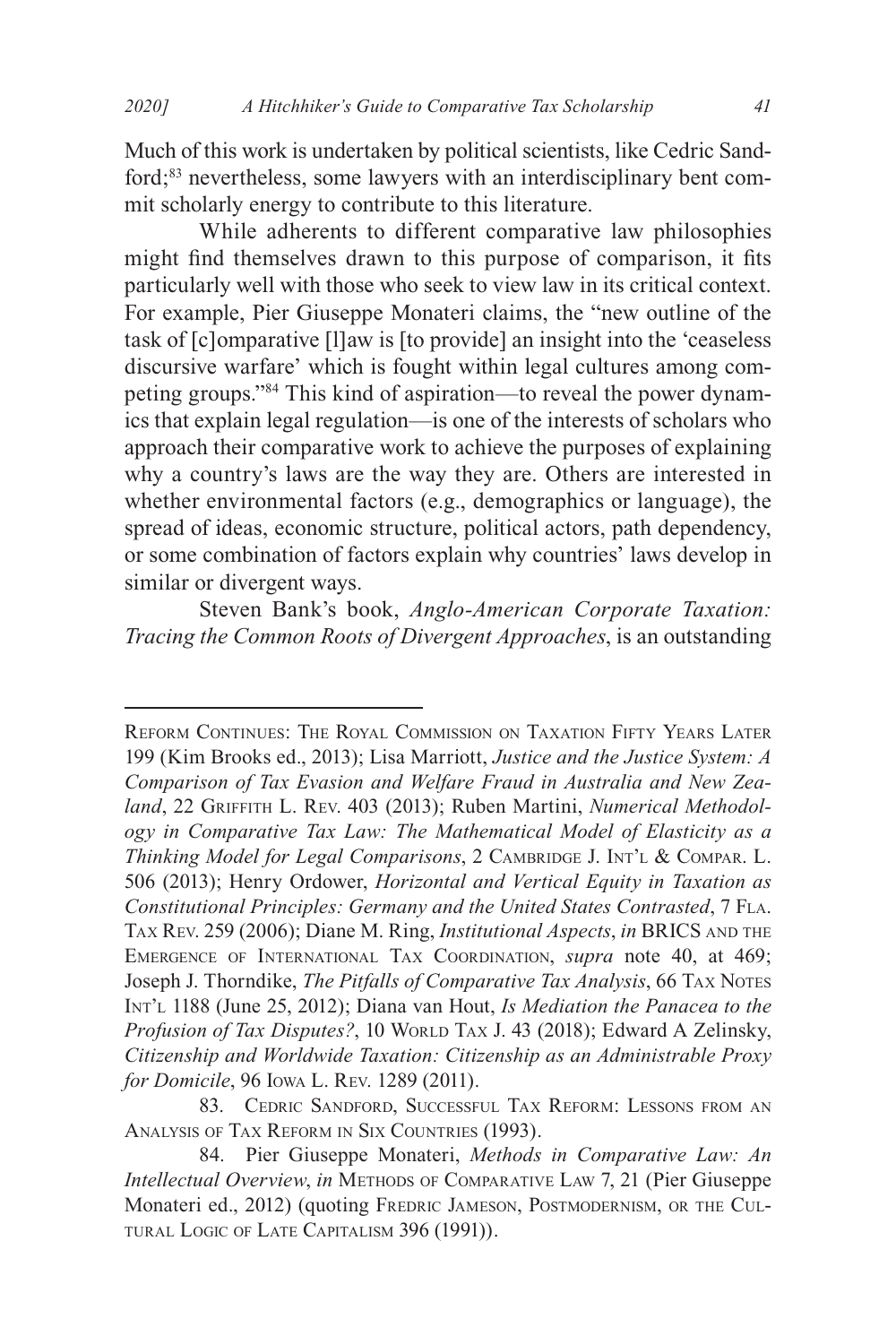Much of this work is undertaken by political scientists, like Cedric Sandford;[83] nevertheless, some lawyers with an interdisciplinary bent commit scholarly energy to contribute to this literature.

While adherents to different comparative law philosophies might find themselves drawn to this purpose of comparison, it fits particularly well with those who seek to view law in its critical context. For example, Pier Giuseppe Monateri claims, the "new outline of the task of [c]omparative [l]aw is [to provide] an insight into the 'ceaseless discursive warfare' which is fought within legal cultures among competing groups."[84] This kind of aspiration—to reveal the power dynamics that explain legal regulation—is one of the interests of scholars who approach their comparative work to achieve the purposes of explaining why a country's laws are the way they are. Others are interested in whether environmental factors (e.g., demographics or language), the spread of ideas, economic structure, political actors, path dependency, or some combination of factors explain why countries' laws develop in similar or divergent ways.

Steven Bank's book, *Anglo-American Corporate Taxation: Tracing the Common Roots of Divergent Approaches*, is an outstanding

---

Reform Continues: The Royal Commission on Taxation Fifty Years Later 199 (Kim Brooks ed., 2013); Lisa Marriott, *Justice and the Justice System: A Comparison of Tax Evasion and Welfare Fraud in Australia and New Zealand*, 22 Griffith L. Rev. 403 (2013); Ruben Martini, *Numerical Methodology in Comparative Tax Law: The Mathematical Model of Elasticity as a Thinking Model for Legal Comparisons*, 2 Cambridge J. Int'l & Compar. L. 506 (2013); Henry Ordower, *Horizontal and Vertical Equity in Taxation as Constitutional Principles: Germany and the United States Contrasted*, 7 Fla. Tax Rev. 259 (2006); Diane M. Ring, *Institutional Aspects*, *in* BRICS and the Emergence of International Tax Coordination, *supra* note 40, at 469; Joseph J. Thorndike, *The Pitfalls of Comparative Tax Analysis*, 66 Tax Notes Int'l 1188 (June 25, 2012); Diana van Hout, *Is Mediation the Panacea to the Profusion of Tax Disputes?*, 10 World Tax J. 43 (2018); Edward A Zelinsky, *Citizenship and Worldwide Taxation: Citizenship as an Administrable Proxy for Domicile*, 96 Iowa L. Rev. 1289 (2011).

83. Cedric Sandford, Successful Tax Reform: Lessons from an Analysis of Tax Reform in Six Countries (1993).

84. Pier Giuseppe Monateri, *Methods in Comparative Law: An Intellectual Overview*, *in* Methods of Comparative Law 7, 21 (Pier Giuseppe Monateri ed., 2012) (quoting Fredric Jameson, Postmodernism, or the Cultural Logic of Late Capitalism 396 (1991)).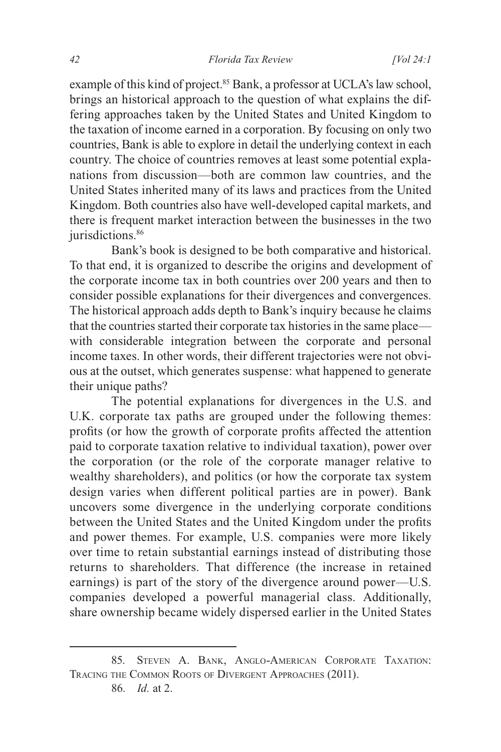example of this kind of project.[85] Bank, a professor at UCLA's law school, brings an historical approach to the question of what explains the differing approaches taken by the United States and United Kingdom to the taxation of income earned in a corporation. By focusing on only two countries, Bank is able to explore in detail the underlying context in each country. The choice of countries removes at least some potential explanations from discussion—both are common law countries, and the United States inherited many of its laws and practices from the United Kingdom. Both countries also have well-developed capital markets, and there is frequent market interaction between the businesses in the two jurisdictions.[86]

Bank's book is designed to be both comparative and historical. To that end, it is organized to describe the origins and development of the corporate income tax in both countries over 200 years and then to consider possible explanations for their divergences and convergences. The historical approach adds depth to Bank's inquiry because he claims that the countries started their corporate tax histories in the same place—with considerable integration between the corporate and personal income taxes. In other words, their different trajectories were not obvious at the outset, which generates suspense: what happened to generate their unique paths?

The potential explanations for divergences in the U.S. and U.K. corporate tax paths are grouped under the following themes: profits (or how the growth of corporate profits affected the attention paid to corporate taxation relative to individual taxation), power over the corporation (or the role of the corporate manager relative to wealthy shareholders), and politics (or how the corporate tax system design varies when different political parties are in power). Bank uncovers some divergence in the underlying corporate conditions between the United States and the United Kingdom under the profits and power themes. For example, U.S. companies were more likely over time to retain substantial earnings instead of distributing those returns to shareholders. That difference (the increase in retained earnings) is part of the story of the divergence around power—U.S. companies developed a powerful managerial class. Additionally, share ownership became widely dispersed earlier in the United States

---

85. Steven A. Bank, Anglo-American Corporate Taxation: Tracing the Common Roots of Divergent Approaches (2011).

86. *Id.* at 2.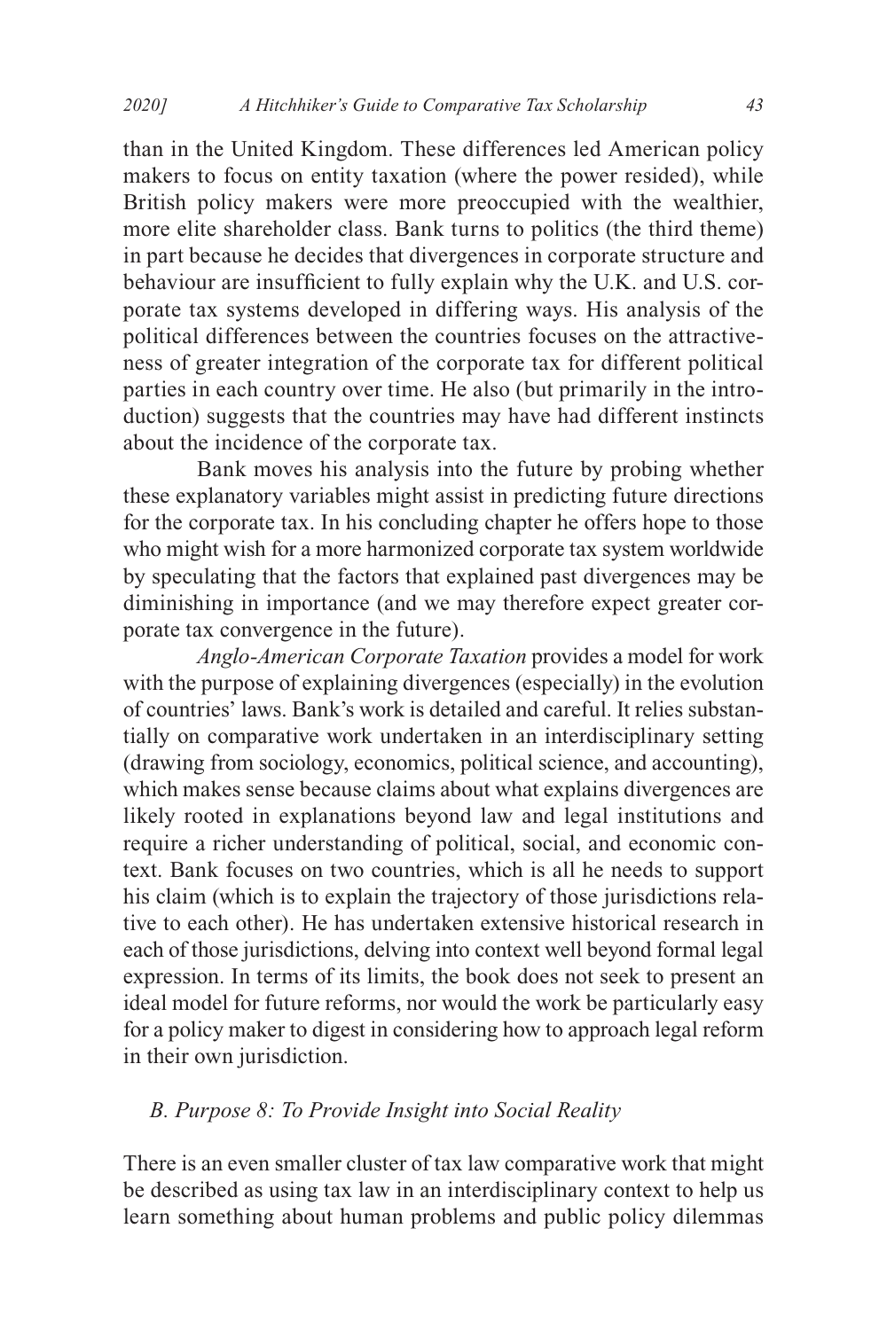than in the United Kingdom. These differences led American policy makers to focus on entity taxation (where the power resided), while British policy makers were more preoccupied with the wealthier, more elite shareholder class. Bank turns to politics (the third theme) in part because he decides that divergences in corporate structure and behaviour are insufficient to fully explain why the U.K. and U.S. corporate tax systems developed in differing ways. His analysis of the political differences between the countries focuses on the attractiveness of greater integration of the corporate tax for different political parties in each country over time. He also (but primarily in the introduction) suggests that the countries may have had different instincts about the incidence of the corporate tax.

Bank moves his analysis into the future by probing whether these explanatory variables might assist in predicting future directions for the corporate tax. In his concluding chapter he offers hope to those who might wish for a more harmonized corporate tax system worldwide by speculating that the factors that explained past divergences may be diminishing in importance (and we may therefore expect greater corporate tax convergence in the future).

*Anglo-American Corporate Taxation* provides a model for work with the purpose of explaining divergences (especially) in the evolution of countries' laws. Bank's work is detailed and careful. It relies substantially on comparative work undertaken in an interdisciplinary setting (drawing from sociology, economics, political science, and accounting), which makes sense because claims about what explains divergences are likely rooted in explanations beyond law and legal institutions and require a richer understanding of political, social, and economic context. Bank focuses on two countries, which is all he needs to support his claim (which is to explain the trajectory of those jurisdictions relative to each other). He has undertaken extensive historical research in each of those jurisdictions, delving into context well beyond formal legal expression. In terms of its limits, the book does not seek to present an ideal model for future reforms, nor would the work be particularly easy for a policy maker to digest in considering how to approach legal reform in their own jurisdiction.

### *B. Purpose 8: To Provide Insight into Social Reality*

There is an even smaller cluster of tax law comparative work that might be described as using tax law in an interdisciplinary context to help us learn something about human problems and public policy dilemmas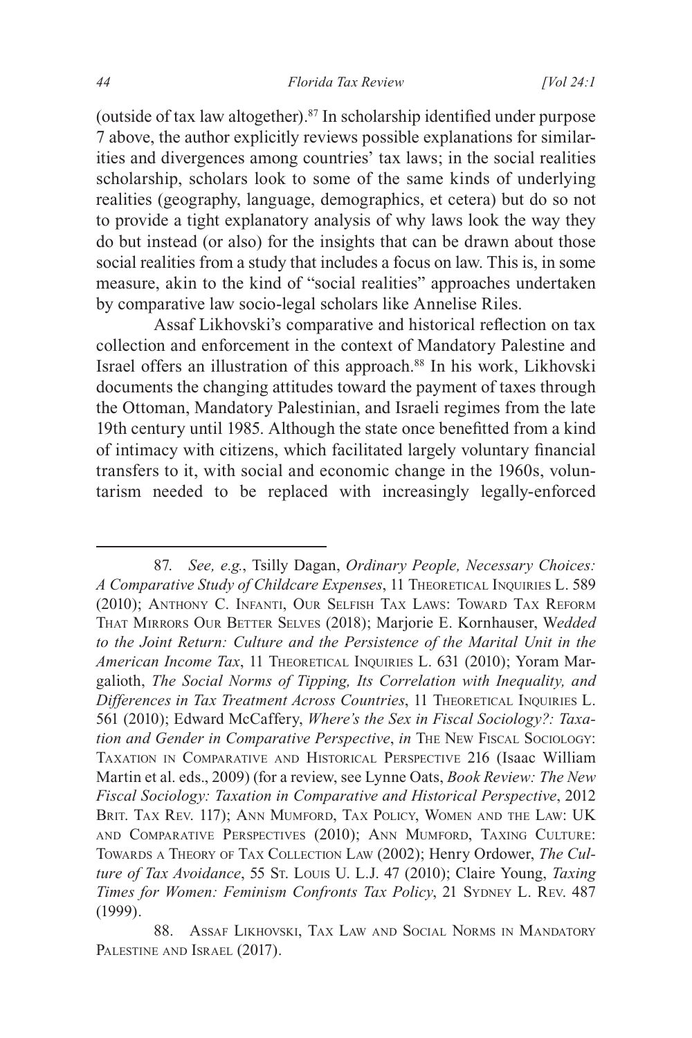(outside of tax law altogether).[87] In scholarship identified under purpose 7 above, the author explicitly reviews possible explanations for similarities and divergences among countries' tax laws; in the social realities scholarship, scholars look to some of the same kinds of underlying realities (geography, language, demographics, et cetera) but do so not to provide a tight explanatory analysis of why laws look the way they do but instead (or also) for the insights that can be drawn about those social realities from a study that includes a focus on law. This is, in some measure, akin to the kind of "social realities" approaches undertaken by comparative law socio-legal scholars like Annelise Riles.

Assaf Likhovski's comparative and historical reflection on tax collection and enforcement in the context of Mandatory Palestine and Israel offers an illustration of this approach.[88] In his work, Likhovski documents the changing attitudes toward the payment of taxes through the Ottoman, Mandatory Palestinian, and Israeli regimes from the late 19th century until 1985. Although the state once benefitted from a kind of intimacy with citizens, which facilitated largely voluntary financial transfers to it, with social and economic change in the 1960s, voluntarism needed to be replaced with increasingly legally-enforced

---

87. *See, e.g.*, Tsilly Dagan, *Ordinary People, Necessary Choices: A Comparative Study of Childcare Expenses*, 11 Theoretical Inquiries L. 589 (2010); Anthony C. Infanti, Our Selfish Tax Laws: Toward Tax Reform That Mirrors Our Better Selves (2018); Marjorie E. Kornhauser, *Wedded to the Joint Return: Culture and the Persistence of the Marital Unit in the American Income Tax*, 11 Theoretical Inquiries L. 631 (2010); Yoram Margalioth, *The Social Norms of Tipping, Its Correlation with Inequality, and Differences in Tax Treatment Across Countries*, 11 Theoretical Inquiries L. 561 (2010); Edward McCaffery, *Where's the Sex in Fiscal Sociology?: Taxation and Gender in Comparative Perspective*, *in* The New Fiscal Sociology: Taxation in Comparative and Historical Perspective 216 (Isaac William Martin et al. eds., 2009) (for a review, see Lynne Oats, *Book Review: The New Fiscal Sociology: Taxation in Comparative and Historical Perspective*, 2012 Brit. Tax Rev. 117); Ann Mumford, Tax Policy, Women and the Law: UK and Comparative Perspectives (2010); Ann Mumford, Taxing Culture: Towards a Theory of Tax Collection Law (2002); Henry Ordower, *The Culture of Tax Avoidance*, 55 St. Louis U. L.J. 47 (2010); Claire Young, *Taxing Times for Women: Feminism Confronts Tax Policy*, 21 Sydney L. Rev. 487 (1999).

88. Assaf Likhovski, Tax Law and Social Norms in Mandatory Palestine and Israel (2017).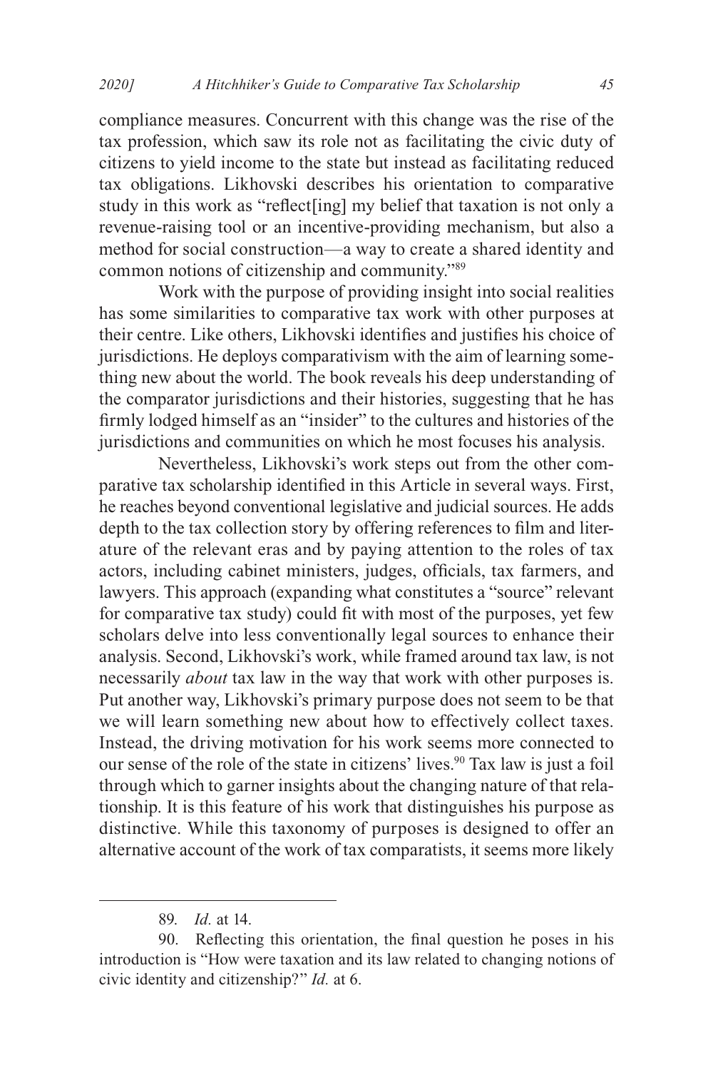compliance measures. Concurrent with this change was the rise of the tax profession, which saw its role not as facilitating the civic duty of citizens to yield income to the state but instead as facilitating reduced tax obligations. Likhovski describes his orientation to comparative study in this work as "reflect[ing] my belief that taxation is not only a revenue-raising tool or an incentive-providing mechanism, but also a method for social construction—a way to create a shared identity and common notions of citizenship and community."[89]

Work with the purpose of providing insight into social realities has some similarities to comparative tax work with other purposes at their centre. Like others, Likhovski identifies and justifies his choice of jurisdictions. He deploys comparativism with the aim of learning something new about the world. The book reveals his deep understanding of the comparator jurisdictions and their histories, suggesting that he has firmly lodged himself as an "insider" to the cultures and histories of the jurisdictions and communities on which he most focuses his analysis.

Nevertheless, Likhovski's work steps out from the other comparative tax scholarship identified in this Article in several ways. First, he reaches beyond conventional legislative and judicial sources. He adds depth to the tax collection story by offering references to film and literature of the relevant eras and by paying attention to the roles of tax actors, including cabinet ministers, judges, officials, tax farmers, and lawyers. This approach (expanding what constitutes a "source" relevant for comparative tax study) could fit with most of the purposes, yet few scholars delve into less conventionally legal sources to enhance their analysis. Second, Likhovski's work, while framed around tax law, is not necessarily *about* tax law in the way that work with other purposes is. Put another way, Likhovski's primary purpose does not seem to be that we will learn something new about how to effectively collect taxes. Instead, the driving motivation for his work seems more connected to our sense of the role of the state in citizens' lives.[90] Tax law is just a foil through which to garner insights about the changing nature of that relationship. It is this feature of his work that distinguishes his purpose as distinctive. While this taxonomy of purposes is designed to offer an alternative account of the work of tax comparatists, it seems more likely

---

89. *Id.* at 14.

90. Reflecting this orientation, the final question he poses in his introduction is "How were taxation and its law related to changing notions of civic identity and citizenship?" *Id.* at 6.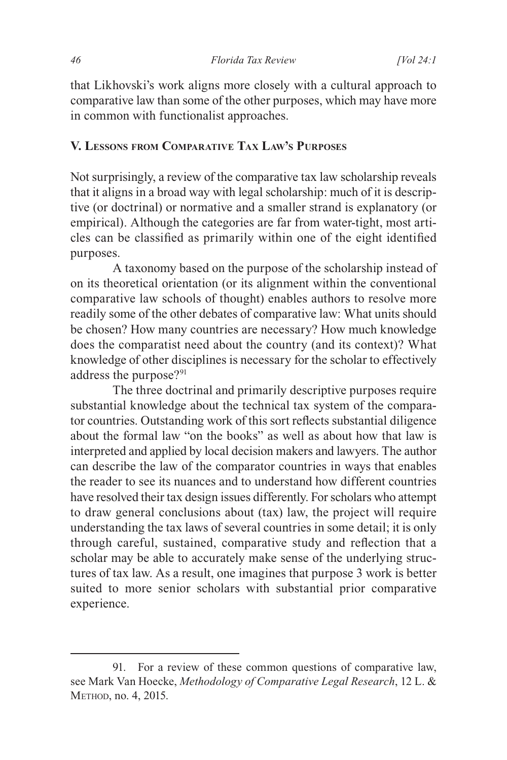that Likhovski's work aligns more closely with a cultural approach to comparative law than some of the other purposes, which may have more in common with functionalist approaches.

## V. Lessons from Comparative Tax Law's Purposes

Not surprisingly, a review of the comparative tax law scholarship reveals that it aligns in a broad way with legal scholarship: much of it is descriptive (or doctrinal) or normative and a smaller strand is explanatory (or empirical). Although the categories are far from water-tight, most articles can be classified as primarily within one of the eight identified purposes.

A taxonomy based on the purpose of the scholarship instead of on its theoretical orientation (or its alignment within the conventional comparative law schools of thought) enables authors to resolve more readily some of the other debates of comparative law: What units should be chosen? How many countries are necessary? How much knowledge does the comparatist need about the country (and its context)? What knowledge of other disciplines is necessary for the scholar to effectively address the purpose?[91]

The three doctrinal and primarily descriptive purposes require substantial knowledge about the technical tax system of the comparator countries. Outstanding work of this sort reflects substantial diligence about the formal law "on the books" as well as about how that law is interpreted and applied by local decision makers and lawyers. The author can describe the law of the comparator countries in ways that enables the reader to see its nuances and to understand how different countries have resolved their tax design issues differently. For scholars who attempt to draw general conclusions about (tax) law, the project will require understanding the tax laws of several countries in some detail; it is only through careful, sustained, comparative study and reflection that a scholar may be able to accurately make sense of the underlying structures of tax law. As a result, one imagines that purpose 3 work is better suited to more senior scholars with substantial prior comparative experience.

---

91. For a review of these common questions of comparative law, see Mark Van Hoecke, *Methodology of Comparative Legal Research*, 12 L. & Method, no. 4, 2015.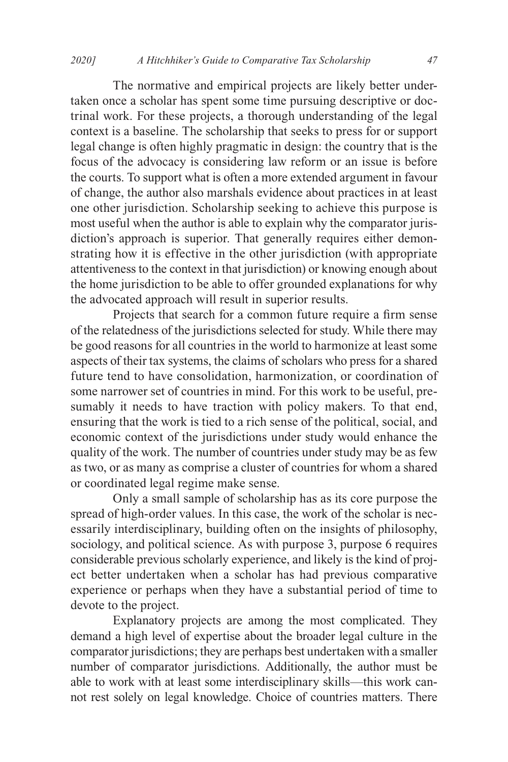The normative and empirical projects are likely better undertaken once a scholar has spent some time pursuing descriptive or doctrinal work. For these projects, a thorough understanding of the legal context is a baseline. The scholarship that seeks to press for or support legal change is often highly pragmatic in design: the country that is the focus of the advocacy is considering law reform or an issue is before the courts. To support what is often a more extended argument in favour of change, the author also marshals evidence about practices in at least one other jurisdiction. Scholarship seeking to achieve this purpose is most useful when the author is able to explain why the comparator jurisdiction's approach is superior. That generally requires either demonstrating how it is effective in the other jurisdiction (with appropriate attentiveness to the context in that jurisdiction) or knowing enough about the home jurisdiction to be able to offer grounded explanations for why the advocated approach will result in superior results.

Projects that search for a common future require a firm sense of the relatedness of the jurisdictions selected for study. While there may be good reasons for all countries in the world to harmonize at least some aspects of their tax systems, the claims of scholars who press for a shared future tend to have consolidation, harmonization, or coordination of some narrower set of countries in mind. For this work to be useful, presumably it needs to have traction with policy makers. To that end, ensuring that the work is tied to a rich sense of the political, social, and economic context of the jurisdictions under study would enhance the quality of the work. The number of countries under study may be as few as two, or as many as comprise a cluster of countries for whom a shared or coordinated legal regime make sense.

Only a small sample of scholarship has as its core purpose the spread of high-order values. In this case, the work of the scholar is necessarily interdisciplinary, building often on the insights of philosophy, sociology, and political science. As with purpose 3, purpose 6 requires considerable previous scholarly experience, and likely is the kind of project better undertaken when a scholar has had previous comparative experience or perhaps when they have a substantial period of time to devote to the project.

Explanatory projects are among the most complicated. They demand a high level of expertise about the broader legal culture in the comparator jurisdictions; they are perhaps best undertaken with a smaller number of comparator jurisdictions. Additionally, the author must be able to work with at least some interdisciplinary skills—this work cannot rest solely on legal knowledge. Choice of countries matters. There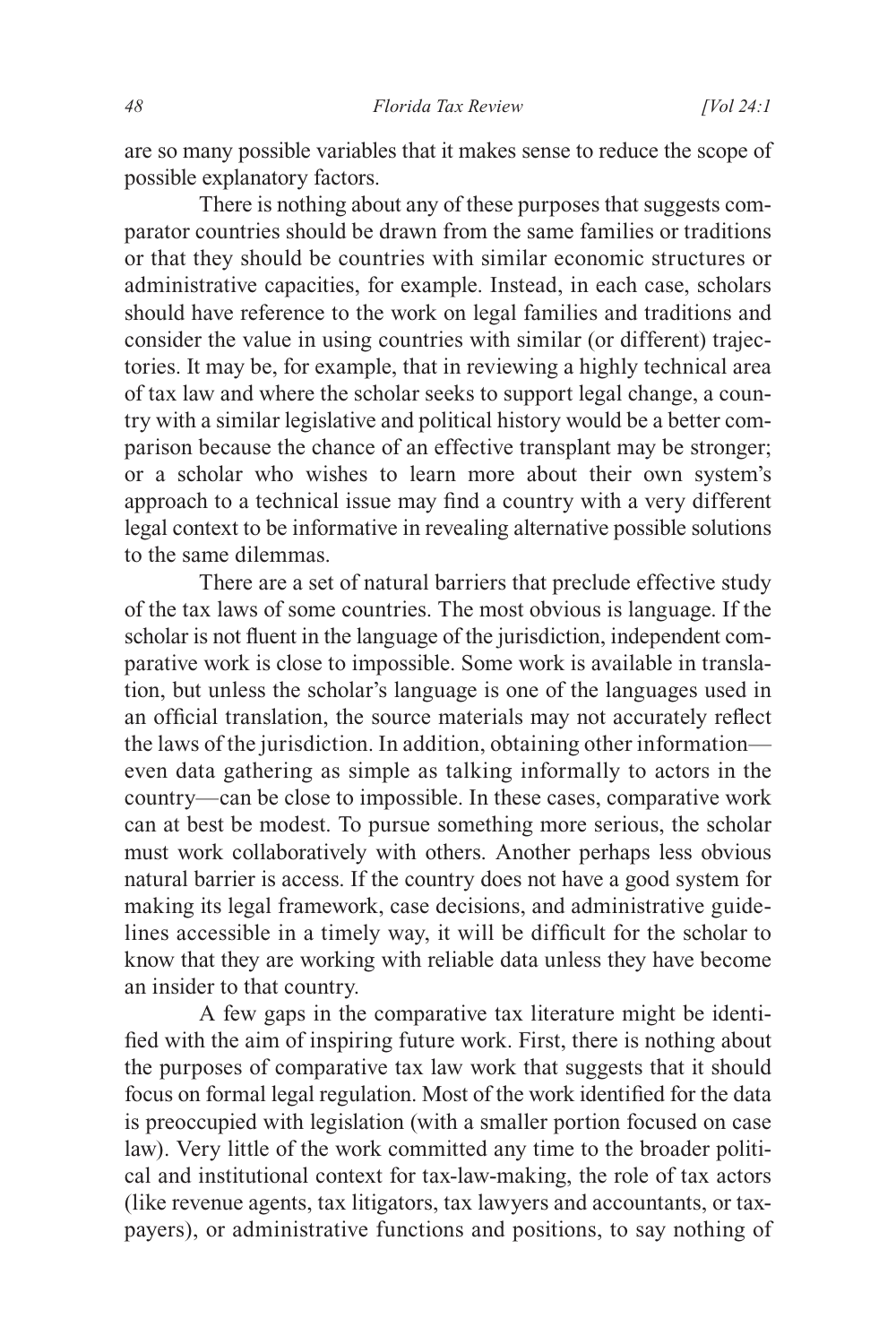are so many possible variables that it makes sense to reduce the scope of possible explanatory factors.

There is nothing about any of these purposes that suggests comparator countries should be drawn from the same families or traditions or that they should be countries with similar economic structures or administrative capacities, for example. Instead, in each case, scholars should have reference to the work on legal families and traditions and consider the value in using countries with similar (or different) trajectories. It may be, for example, that in reviewing a highly technical area of tax law and where the scholar seeks to support legal change, a country with a similar legislative and political history would be a better comparison because the chance of an effective transplant may be stronger; or a scholar who wishes to learn more about their own system's approach to a technical issue may find a country with a very different legal context to be informative in revealing alternative possible solutions to the same dilemmas.

There are a set of natural barriers that preclude effective study of the tax laws of some countries. The most obvious is language. If the scholar is not fluent in the language of the jurisdiction, independent comparative work is close to impossible. Some work is available in translation, but unless the scholar's language is one of the languages used in an official translation, the source materials may not accurately reflect the laws of the jurisdiction. In addition, obtaining other information—even data gathering as simple as talking informally to actors in the country—can be close to impossible. In these cases, comparative work can at best be modest. To pursue something more serious, the scholar must work collaboratively with others. Another perhaps less obvious natural barrier is access. If the country does not have a good system for making its legal framework, case decisions, and administrative guidelines accessible in a timely way, it will be difficult for the scholar to know that they are working with reliable data unless they have become an insider to that country.

A few gaps in the comparative tax literature might be identified with the aim of inspiring future work. First, there is nothing about the purposes of comparative tax law work that suggests that it should focus on formal legal regulation. Most of the work identified for the data is preoccupied with legislation (with a smaller portion focused on case law). Very little of the work committed any time to the broader political and institutional context for tax-law-making, the role of tax actors (like revenue agents, tax litigators, tax lawyers and accountants, or taxpayers), or administrative functions and positions, to say nothing of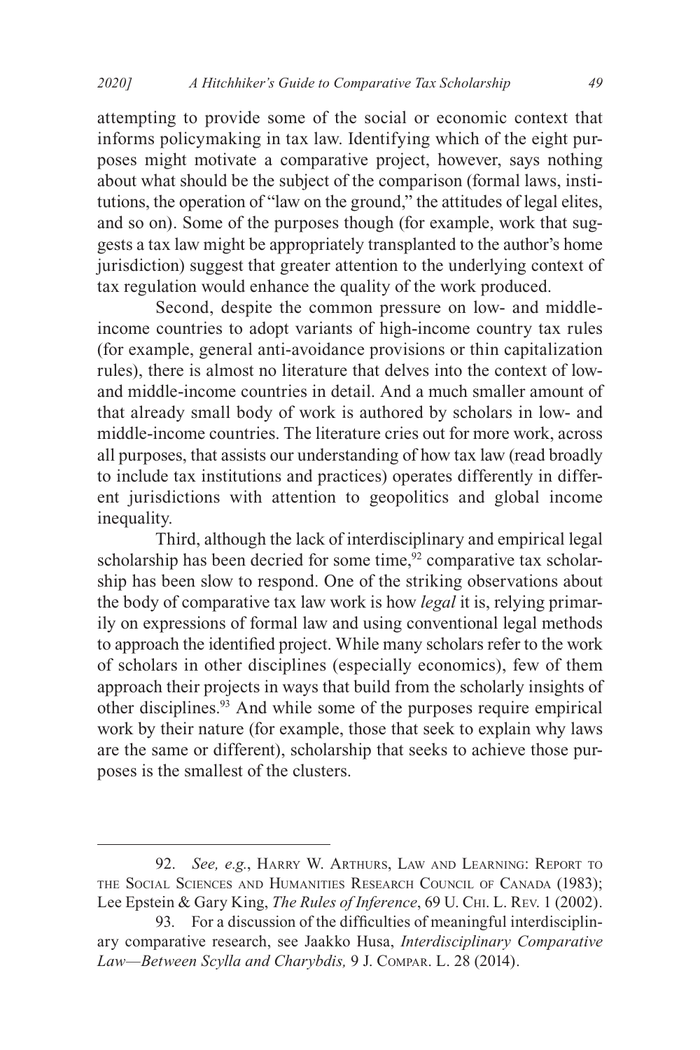attempting to provide some of the social or economic context that informs policymaking in tax law. Identifying which of the eight purposes might motivate a comparative project, however, says nothing about what should be the subject of the comparison (formal laws, institutions, the operation of "law on the ground," the attitudes of legal elites, and so on). Some of the purposes though (for example, work that suggests a tax law might be appropriately transplanted to the author's home jurisdiction) suggest that greater attention to the underlying context of tax regulation would enhance the quality of the work produced.

Second, despite the common pressure on low- and middle-income countries to adopt variants of high-income country tax rules (for example, general anti-avoidance provisions or thin capitalization rules), there is almost no literature that delves into the context of low- and middle-income countries in detail. And a much smaller amount of that already small body of work is authored by scholars in low- and middle-income countries. The literature cries out for more work, across all purposes, that assists our understanding of how tax law (read broadly to include tax institutions and practices) operates differently in different jurisdictions with attention to geopolitics and global income inequality.

Third, although the lack of interdisciplinary and empirical legal scholarship has been decried for some time,[92] comparative tax scholarship has been slow to respond. One of the striking observations about the body of comparative tax law work is how *legal* it is, relying primarily on expressions of formal law and using conventional legal methods to approach the identified project. While many scholars refer to the work of scholars in other disciplines (especially economics), few of them approach their projects in ways that build from the scholarly insights of other disciplines.[93] And while some of the purposes require empirical work by their nature (for example, those that seek to explain why laws are the same or different), scholarship that seeks to achieve those purposes is the smallest of the clusters.

---

92. *See, e.g.*, Harry W. Arthurs, Law and Learning: Report to the Social Sciences and Humanities Research Council of Canada (1983); Lee Epstein & Gary King, *The Rules of Inference*, 69 U. Chi. L. Rev. 1 (2002).

93. For a discussion of the difficulties of meaningful interdisciplinary comparative research, see Jaakko Husa, *Interdisciplinary Comparative Law—Between Scylla and Charybdis,* 9 J. Compar. L. 28 (2014).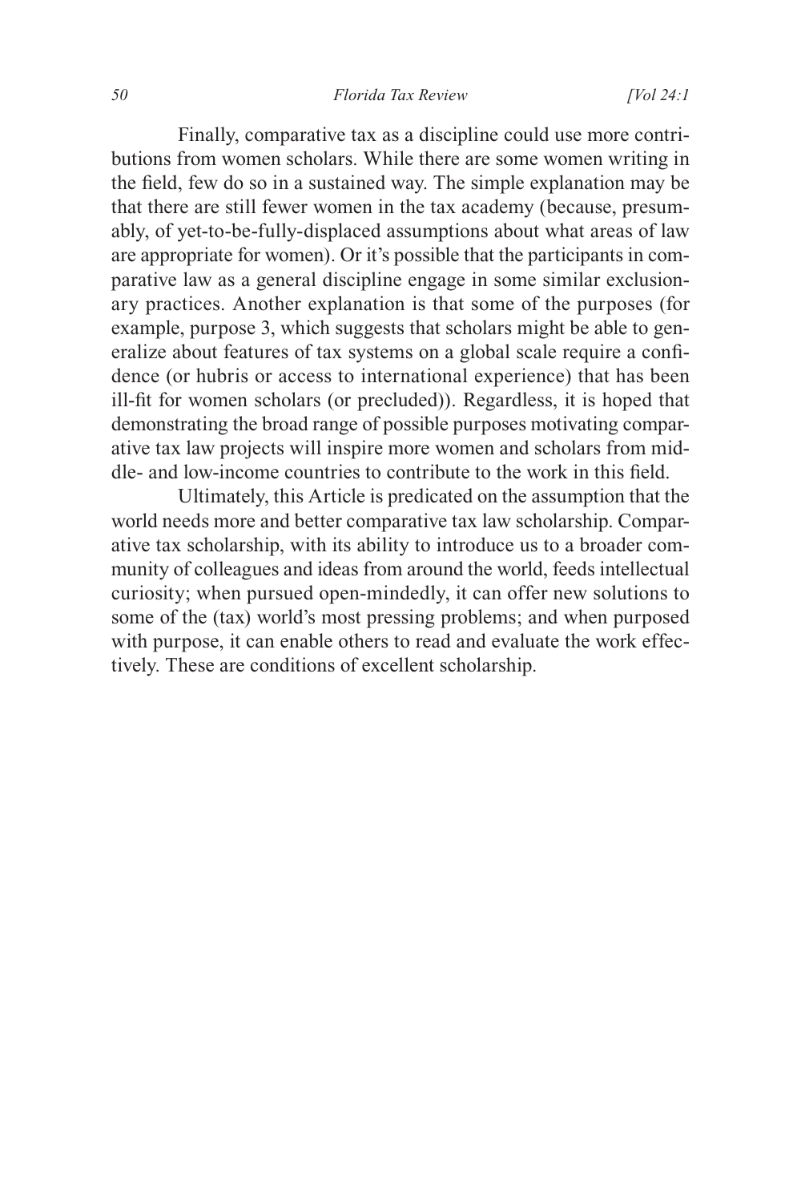Finally, comparative tax as a discipline could use more contributions from women scholars. While there are some women writing in the field, few do so in a sustained way. The simple explanation may be that there are still fewer women in the tax academy (because, presumably, of yet-to-be-fully-displaced assumptions about what areas of law are appropriate for women). Or it's possible that the participants in comparative law as a general discipline engage in some similar exclusionary practices. Another explanation is that some of the purposes (for example, purpose 3, which suggests that scholars might be able to generalize about features of tax systems on a global scale require a confidence (or hubris or access to international experience) that has been ill-fit for women scholars (or precluded)). Regardless, it is hoped that demonstrating the broad range of possible purposes motivating comparative tax law projects will inspire more women and scholars from middle- and low-income countries to contribute to the work in this field.

Ultimately, this Article is predicated on the assumption that the world needs more and better comparative tax law scholarship. Comparative tax scholarship, with its ability to introduce us to a broader community of colleagues and ideas from around the world, feeds intellectual curiosity; when pursued open-mindedly, it can offer new solutions to some of the (tax) world's most pressing problems; and when purposed with purpose, it can enable others to read and evaluate the work effectively. These are conditions of excellent scholarship.